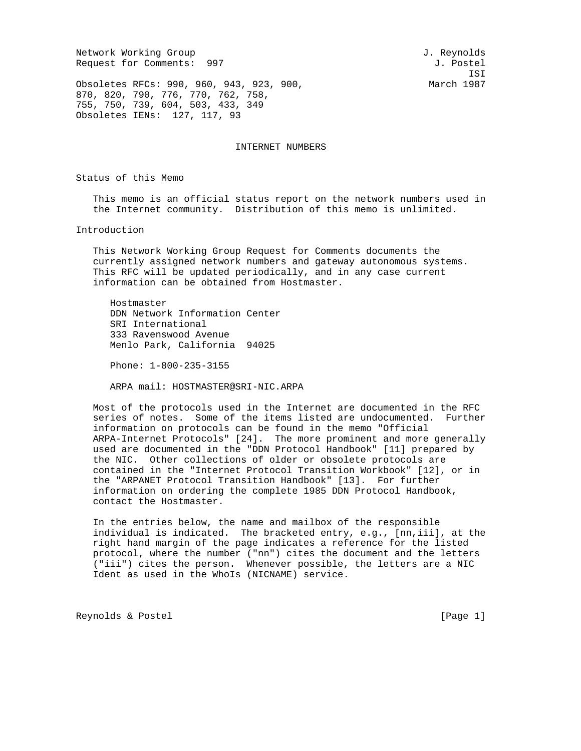Network Working Group J. Reynolds
Request for Comments: 997 J. Postel
ISI
Obsoletes RFCs: 990, 960, 943, 923, 900, March 1987
870, 820, 790, 776, 770, 762, 758,
755, 750, 739, 604, 503, 433, 349
Obsoletes IENs: 127, 117, 93

# INTERNET NUMBERS

## Status of this Memo

This memo is an official status report on the network numbers used in the Internet community. Distribution of this memo is unlimited.

## Introduction

This Network Working Group Request for Comments documents the currently assigned network numbers and gateway autonomous systems. This RFC will be updated periodically, and in any case current information can be obtained from Hostmaster.

Hostmaster
DDN Network Information Center
SRI International
333 Ravenswood Avenue
Menlo Park, California 94025

Phone: 1-800-235-3155

ARPA mail: HOSTMASTER@SRI-NIC.ARPA

Most of the protocols used in the Internet are documented in the RFC series of notes. Some of the items listed are undocumented. Further information on protocols can be found in the memo "Official ARPA-Internet Protocols" [24]. The more prominent and more generally used are documented in the "DDN Protocol Handbook" [11] prepared by the NIC. Other collections of older or obsolete protocols are contained in the "Internet Protocol Transition Workbook" [12], or in the "ARPANET Protocol Transition Handbook" [13]. For further information on ordering the complete 1985 DDN Protocol Handbook, contact the Hostmaster.

In the entries below, the name and mailbox of the responsible individual is indicated. The bracketed entry, e.g., [nn,iii], at the right hand margin of the page indicates a reference for the listed protocol, where the number ("nn") cites the document and the letters ("iii") cites the person. Whenever possible, the letters are a NIC Ident as used in the WhoIs (NICNAME) service.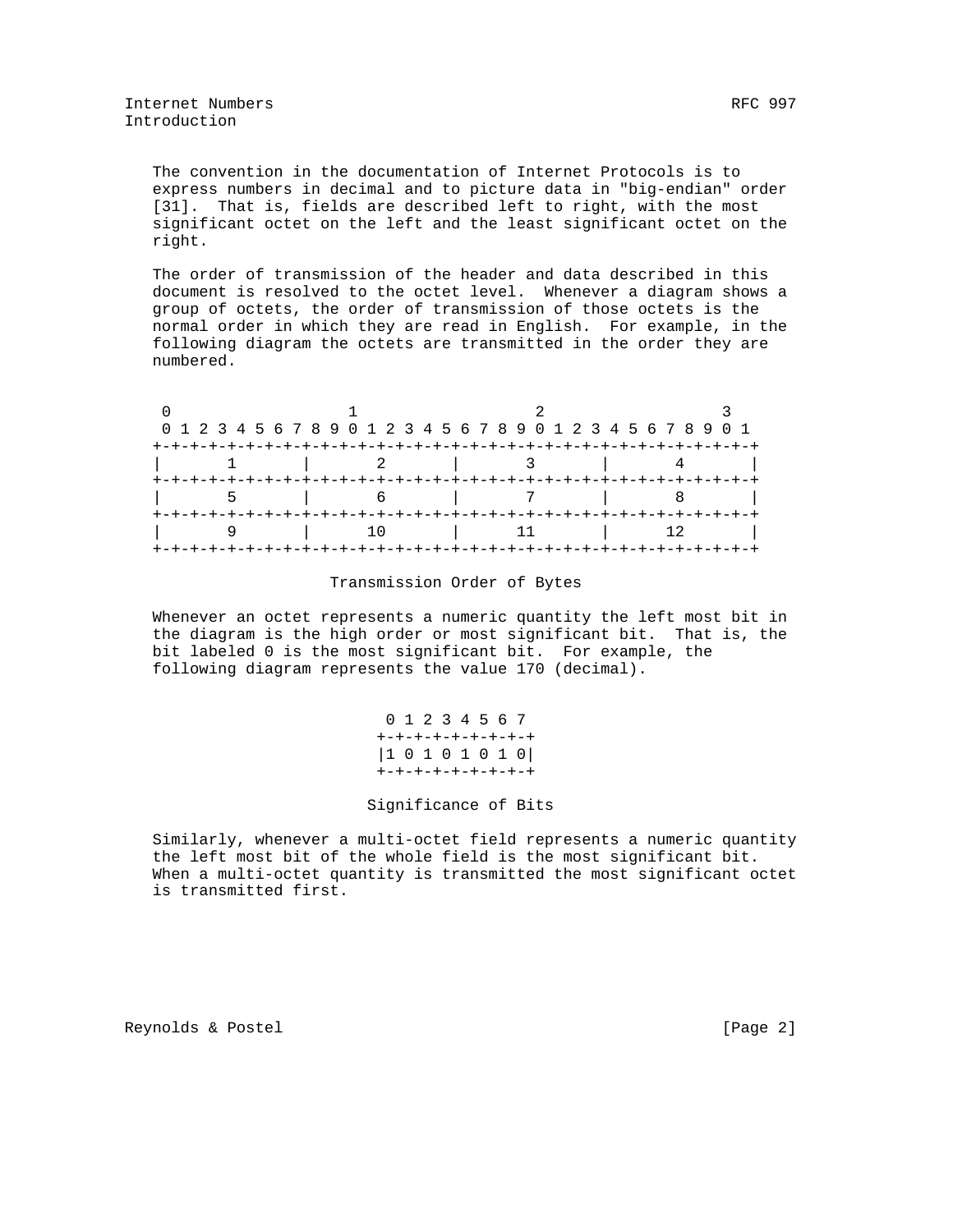## Introduction

The convention in the documentation of Internet Protocols is to express numbers in decimal and to picture data in "big-endian" order [31]. That is, fields are described left to right, with the most significant octet on the left and the least significant octet on the right.

The order of transmission of the header and data described in this document is resolved to the octet level. Whenever a diagram shows a group of octets, the order of transmission of those octets is the normal order in which they are read in English. For example, in the following diagram the octets are transmitted in the order they are numbered.

```
 0                   1                   2                   3
 0 1 2 3 4 5 6 7 8 9 0 1 2 3 4 5 6 7 8 9 0 1 2 3 4 5 6 7 8 9 0 1
+-+-+-+-+-+-+-+-+-+-+-+-+-+-+-+-+-+-+-+-+-+-+-+-+-+-+-+-+-+-+-+-+
|       1       |       2       |       3       |       4       |
+-+-+-+-+-+-+-+-+-+-+-+-+-+-+-+-+-+-+-+-+-+-+-+-+-+-+-+-+-+-+-+-+
|       5       |       6       |       7       |       8       |
+-+-+-+-+-+-+-+-+-+-+-+-+-+-+-+-+-+-+-+-+-+-+-+-+-+-+-+-+-+-+-+-+
|       9       |      10       |      11       |      12       |
+-+-+-+-+-+-+-+-+-+-+-+-+-+-+-+-+-+-+-+-+-+-+-+-+-+-+-+-+-+-+-+-+
```

Transmission Order of Bytes

Whenever an octet represents a numeric quantity the left most bit in the diagram is the high order or most significant bit. That is, the bit labeled 0 is the most significant bit. For example, the following diagram represents the value 170 (decimal).

```
 0 1 2 3 4 5 6 7
+-+-+-+-+-+-+-+-+
|1 0 1 0 1 0 1 0|
+-+-+-+-+-+-+-+-+
```

Significance of Bits

Similarly, whenever a multi-octet field represents a numeric quantity the left most bit of the whole field is the most significant bit. When a multi-octet quantity is transmitted the most significant octet is transmitted first.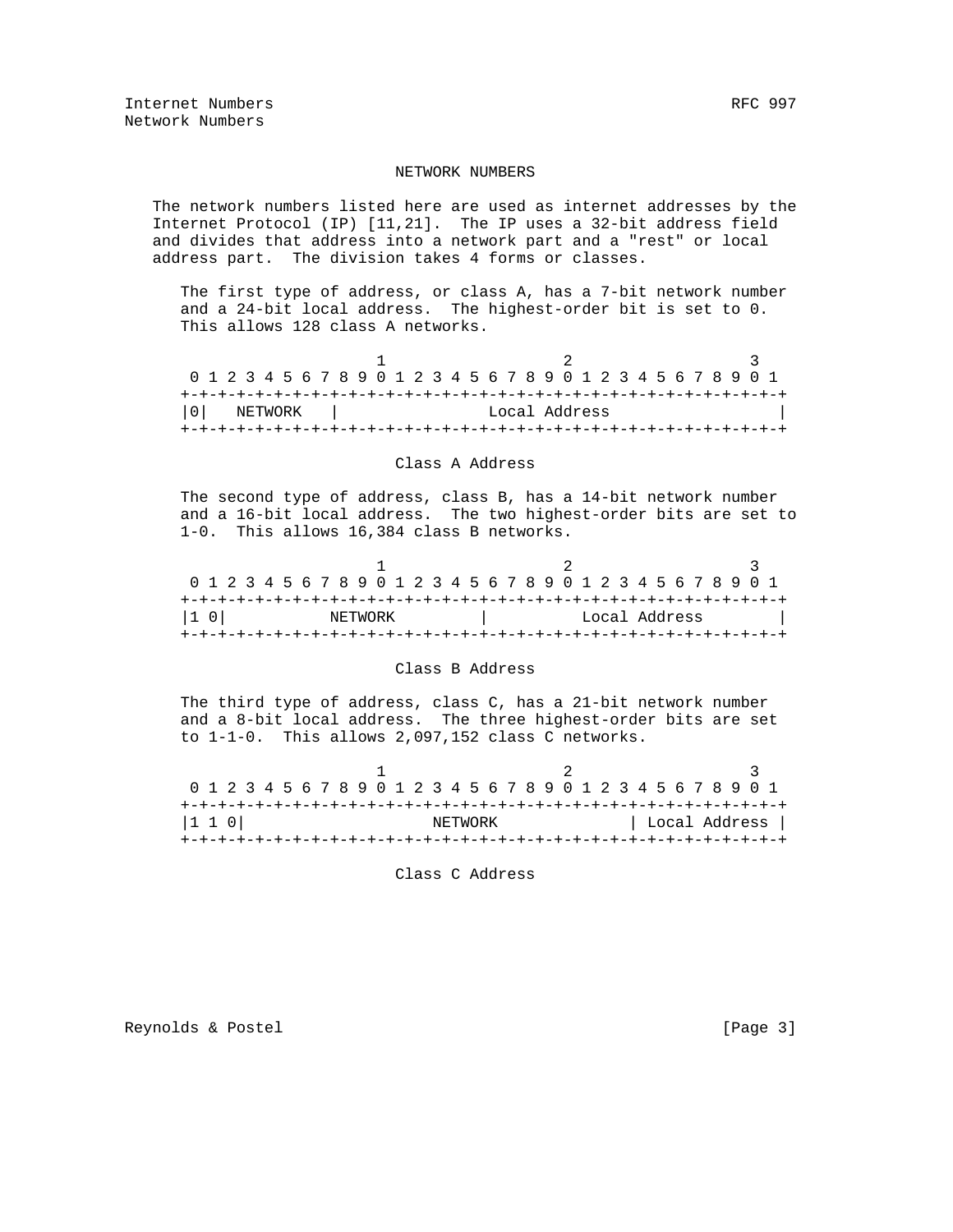## NETWORK NUMBERS

The network numbers listed here are used as internet addresses by the Internet Protocol (IP) [11,21]. The IP uses a 32-bit address field and divides that address into a network part and a "rest" or local address part. The division takes 4 forms or classes.

The first type of address, or class A, has a 7-bit network number and a 24-bit local address. The highest-order bit is set to 0. This allows 128 class A networks.

```
                     1                   2                   3
 0 1 2 3 4 5 6 7 8 9 0 1 2 3 4 5 6 7 8 9 0 1 2 3 4 5 6 7 8 9 0 1
+-+-+-+-+-+-+-+-+-+-+-+-+-+-+-+-+-+-+-+-+-+-+-+-+-+-+-+-+-+-+-+-+
|0|   NETWORK   |                Local Address                  |
+-+-+-+-+-+-+-+-+-+-+-+-+-+-+-+-+-+-+-+-+-+-+-+-+-+-+-+-+-+-+-+-+
```

Class A Address

The second type of address, class B, has a 14-bit network number and a 16-bit local address. The two highest-order bits are set to 1-0. This allows 16,384 class B networks.

```
                     1                   2                   3
 0 1 2 3 4 5 6 7 8 9 0 1 2 3 4 5 6 7 8 9 0 1 2 3 4 5 6 7 8 9 0 1
+-+-+-+-+-+-+-+-+-+-+-+-+-+-+-+-+-+-+-+-+-+-+-+-+-+-+-+-+-+-+-+-+
|1 0|           NETWORK         |          Local Address        |
+-+-+-+-+-+-+-+-+-+-+-+-+-+-+-+-+-+-+-+-+-+-+-+-+-+-+-+-+-+-+-+-+
```

Class B Address

The third type of address, class C, has a 21-bit network number and a 8-bit local address. The three highest-order bits are set to 1-1-0. This allows 2,097,152 class C networks.

```
                     1                   2                   3
 0 1 2 3 4 5 6 7 8 9 0 1 2 3 4 5 6 7 8 9 0 1 2 3 4 5 6 7 8 9 0 1
+-+-+-+-+-+-+-+-+-+-+-+-+-+-+-+-+-+-+-+-+-+-+-+-+-+-+-+-+-+-+-+-+
|1 1 0|                    NETWORK              | Local Address |
+-+-+-+-+-+-+-+-+-+-+-+-+-+-+-+-+-+-+-+-+-+-+-+-+-+-+-+-+-+-+-+-+
```

Class C Address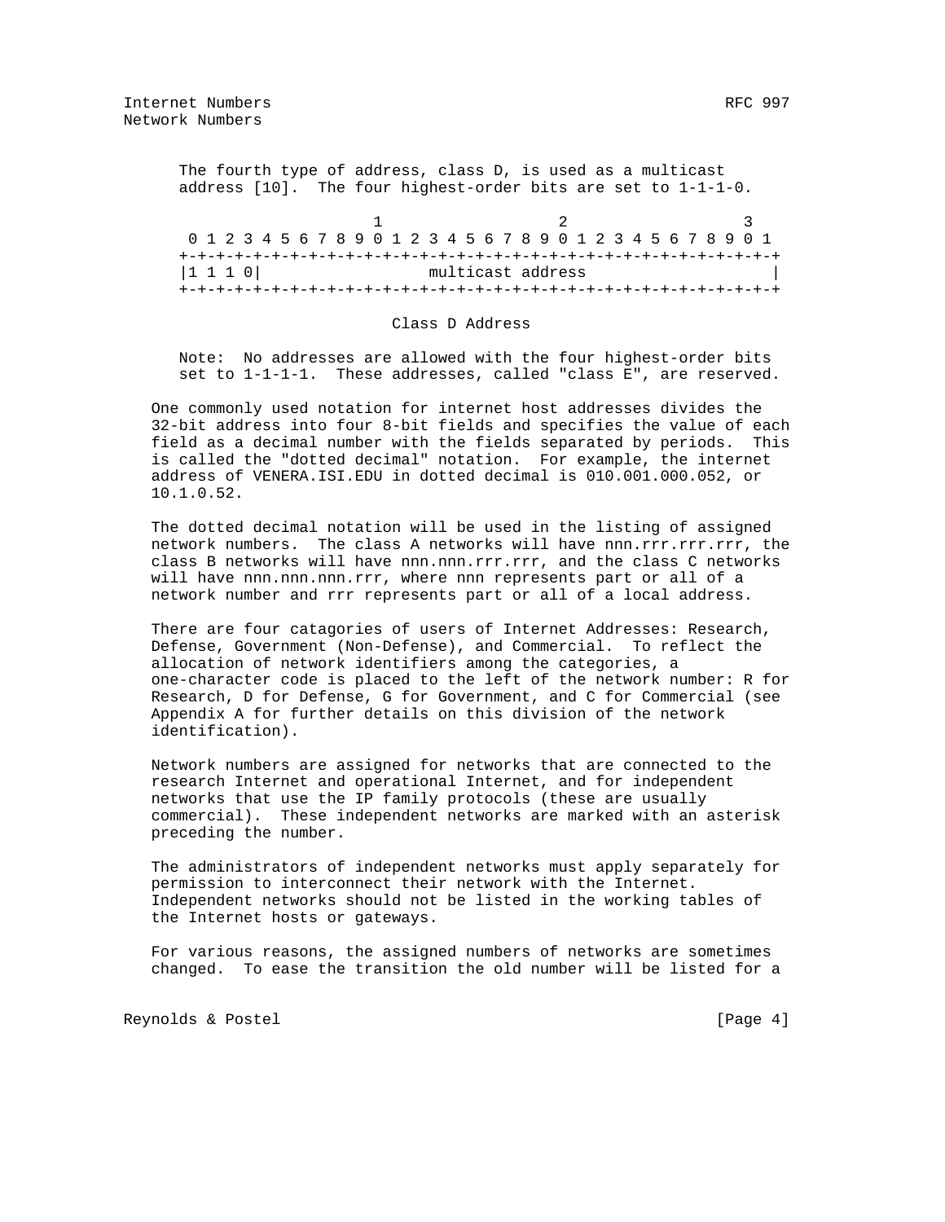The fourth type of address, class D, is used as a multicast address [10]. The four highest-order bits are set to 1-1-1-0.

```
                     1                   2                   3
 0 1 2 3 4 5 6 7 8 9 0 1 2 3 4 5 6 7 8 9 0 1 2 3 4 5 6 7 8 9 0 1
+-+-+-+-+-+-+-+-+-+-+-+-+-+-+-+-+-+-+-+-+-+-+-+-+-+-+-+-+-+-+-+-+
|1 1 1 0|                 multicast address                     |
+-+-+-+-+-+-+-+-+-+-+-+-+-+-+-+-+-+-+-+-+-+-+-+-+-+-+-+-+-+-+-+-+
```

Class D Address

Note: No addresses are allowed with the four highest-order bits set to 1-1-1-1. These addresses, called "class E", are reserved.

One commonly used notation for internet host addresses divides the 32-bit address into four 8-bit fields and specifies the value of each field as a decimal number with the fields separated by periods. This is called the "dotted decimal" notation. For example, the internet address of VENERA.ISI.EDU in dotted decimal is 010.001.000.052, or 10.1.0.52.

The dotted decimal notation will be used in the listing of assigned network numbers. The class A networks will have nnn.rrr.rrr.rrr, the class B networks will have nnn.nnn.rrr.rrr, and the class C networks will have nnn.nnn.nnn.rrr, where nnn represents part or all of a network number and rrr represents part or all of a local address.

There are four catagories of users of Internet Addresses: Research, Defense, Government (Non-Defense), and Commercial. To reflect the allocation of network identifiers among the categories, a one-character code is placed to the left of the network number: R for Research, D for Defense, G for Government, and C for Commercial (see Appendix A for further details on this division of the network identification).

Network numbers are assigned for networks that are connected to the research Internet and operational Internet, and for independent networks that use the IP family protocols (these are usually commercial). These independent networks are marked with an asterisk preceding the number.

The administrators of independent networks must apply separately for permission to interconnect their network with the Internet. Independent networks should not be listed in the working tables of the Internet hosts or gateways.

For various reasons, the assigned numbers of networks are sometimes changed. To ease the transition the old number will be listed for a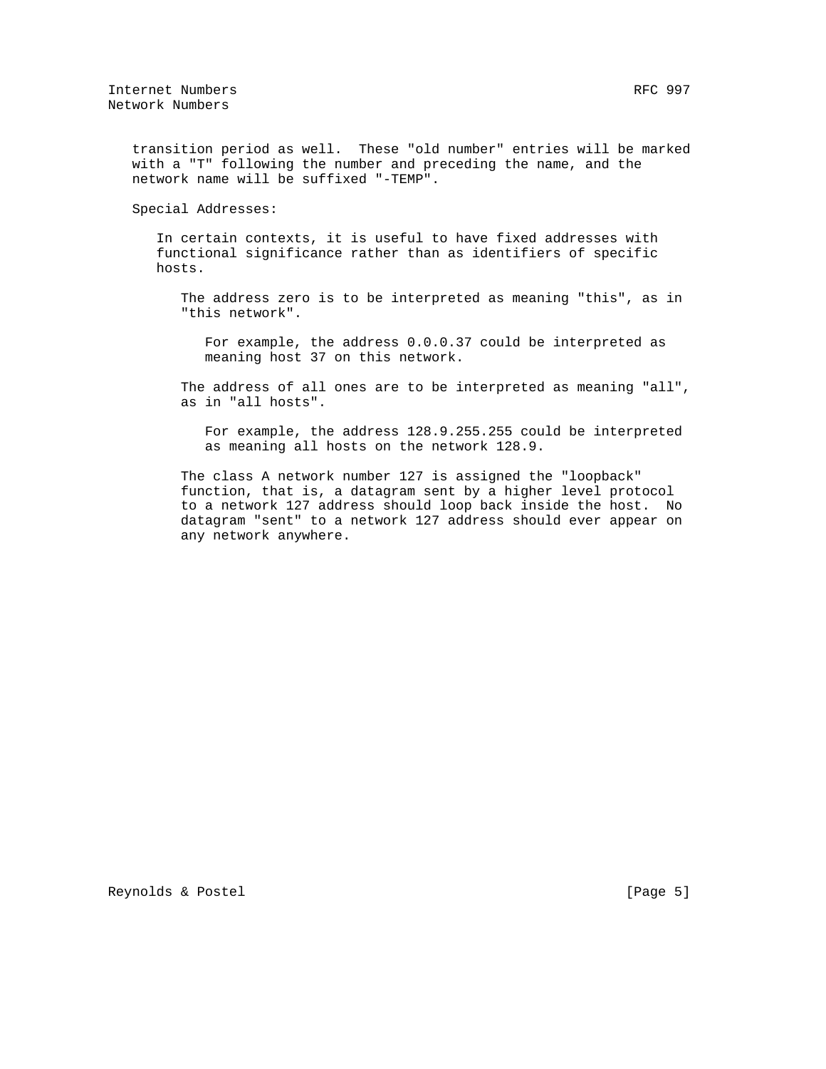transition period as well. These "old number" entries will be marked with a "T" following the number and preceding the name, and the network name will be suffixed "-TEMP".

Special Addresses:

In certain contexts, it is useful to have fixed addresses with functional significance rather than as identifiers of specific hosts.

The address zero is to be interpreted as meaning "this", as in "this network".

For example, the address 0.0.0.37 could be interpreted as meaning host 37 on this network.

The address of all ones are to be interpreted as meaning "all", as in "all hosts".

For example, the address 128.9.255.255 could be interpreted as meaning all hosts on the network 128.9.

The class A network number 127 is assigned the "loopback" function, that is, a datagram sent by a higher level protocol to a network 127 address should loop back inside the host. No datagram "sent" to a network 127 address should ever appear on any network anywhere.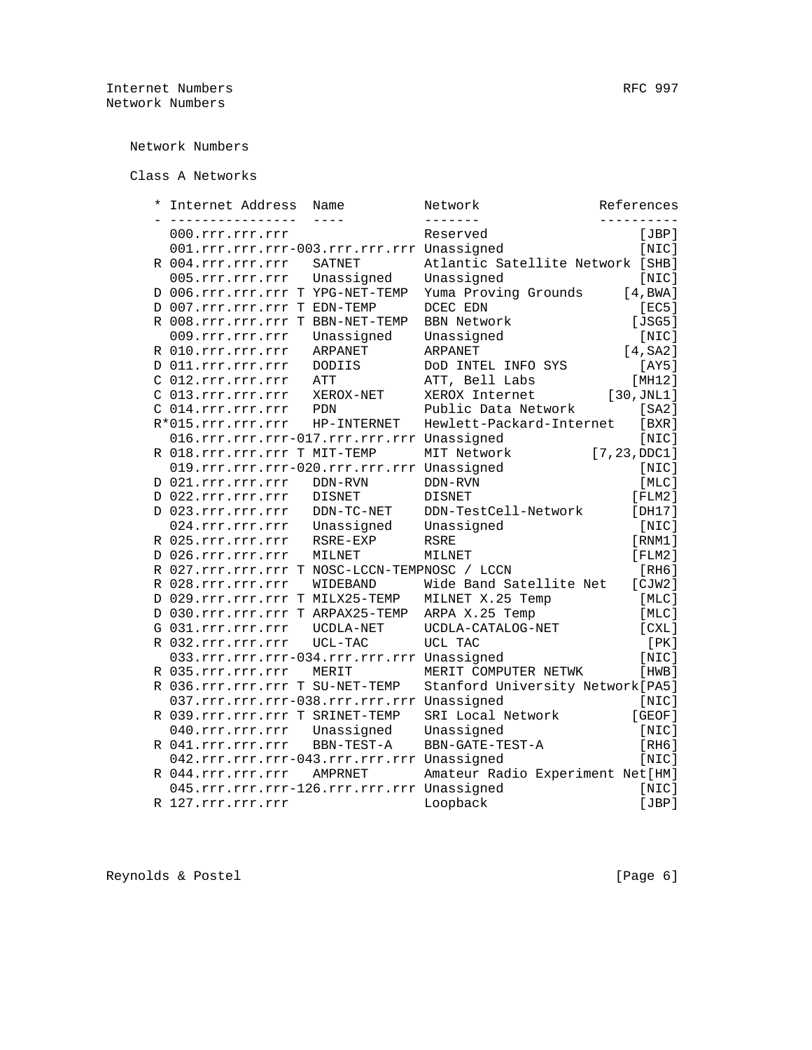## Network Numbers

### Class A Networks

| * | Internet Address | Name | Network | References |
|---|---|---|---|---|
| | 000.rrr.rrr.rrr | | Reserved | [JBP] |
| | 001.rrr.rrr.rrr-003.rrr.rrr.rrr | | Unassigned | [NIC] |
| R | 004.rrr.rrr.rrr | SATNET | Atlantic Satellite Network | [SHB] |
| | 005.rrr.rrr.rrr | Unassigned | Unassigned | [NIC] |
| D | 006.rrr.rrr.rrr T | YPG-NET-TEMP | Yuma Proving Grounds | [4,BWA] |
| D | 007.rrr.rrr.rrr T | EDN-TEMP | DCEC EDN | [EC5] |
| R | 008.rrr.rrr.rrr T | BBN-NET-TEMP | BBN Network | [JSG5] |
| | 009.rrr.rrr.rrr | Unassigned | Unassigned | [NIC] |
| R | 010.rrr.rrr.rrr | ARPANET | ARPANET | [4,SA2] |
| D | 011.rrr.rrr.rrr | DODIIS | DoD INTEL INFO SYS | [AY5] |
| C | 012.rrr.rrr.rrr | ATT | ATT, Bell Labs | [MH12] |
| C | 013.rrr.rrr.rrr | XEROX-NET | XEROX Internet | [30,JNL1] |
| C | 014.rrr.rrr.rrr | PDN | Public Data Network | [SA2] |
| R* | 015.rrr.rrr.rrr | HP-INTERNET | Hewlett-Packard-Internet | [BXR] |
| | 016.rrr.rrr.rrr-017.rrr.rrr.rrr | | Unassigned | [NIC] |
| R | 018.rrr.rrr.rrr T | MIT-TEMP | MIT Network | [7,23,DDC1] |
| | 019.rrr.rrr.rrr-020.rrr.rrr.rrr | | Unassigned | [NIC] |
| D | 021.rrr.rrr.rrr | DDN-RVN | DDN-RVN | [MLC] |
| D | 022.rrr.rrr.rrr | DISNET | DISNET | [FLM2] |
| D | 023.rrr.rrr.rrr | DDN-TC-NET | DDN-TestCell-Network | [DH17] |
| | 024.rrr.rrr.rrr | Unassigned | Unassigned | [NIC] |
| R | 025.rrr.rrr.rrr | RSRE-EXP | RSRE | [RNM1] |
| D | 026.rrr.rrr.rrr | MILNET | MILNET | [FLM2] |
| R | 027.rrr.rrr.rrr T | NOSC-LCCN-TEMP | NOSC / LCCN | [RH6] |
| R | 028.rrr.rrr.rrr | WIDEBAND | Wide Band Satellite Net | [CJW2] |
| D | 029.rrr.rrr.rrr T | MILX25-TEMP | MILNET X.25 Temp | [MLC] |
| D | 030.rrr.rrr.rrr T | ARPAX25-TEMP | ARPA X.25 Temp | [MLC] |
| G | 031.rrr.rrr.rrr | UCDLA-NET | UCDLA-CATALOG-NET | [CXL] |
| R | 032.rrr.rrr.rrr | UCL-TAC | UCL TAC | [PK] |
| | 033.rrr.rrr.rrr-034.rrr.rrr.rrr | | Unassigned | [NIC] |
| R | 035.rrr.rrr.rrr | MERIT | MERIT COMPUTER NETWK | [HWB] |
| R | 036.rrr.rrr.rrr T | SU-NET-TEMP | Stanford University Network | [PA5] |
| | 037.rrr.rrr.rrr-038.rrr.rrr.rrr | | Unassigned | [NIC] |
| R | 039.rrr.rrr.rrr T | SRINET-TEMP | SRI Local Network | [GEOF] |
| | 040.rrr.rrr.rrr | Unassigned | Unassigned | [NIC] |
| R | 041.rrr.rrr.rrr | BBN-TEST-A | BBN-GATE-TEST-A | [RH6] |
| | 042.rrr.rrr.rrr-043.rrr.rrr.rrr | | Unassigned | [NIC] |
| R | 044.rrr.rrr.rrr | AMPRNET | Amateur Radio Experiment Net | [HM] |
| | 045.rrr.rrr.rrr-126.rrr.rrr.rrr | | Unassigned | [NIC] |
| R | 127.rrr.rrr.rrr | | Loopback | [JBP] |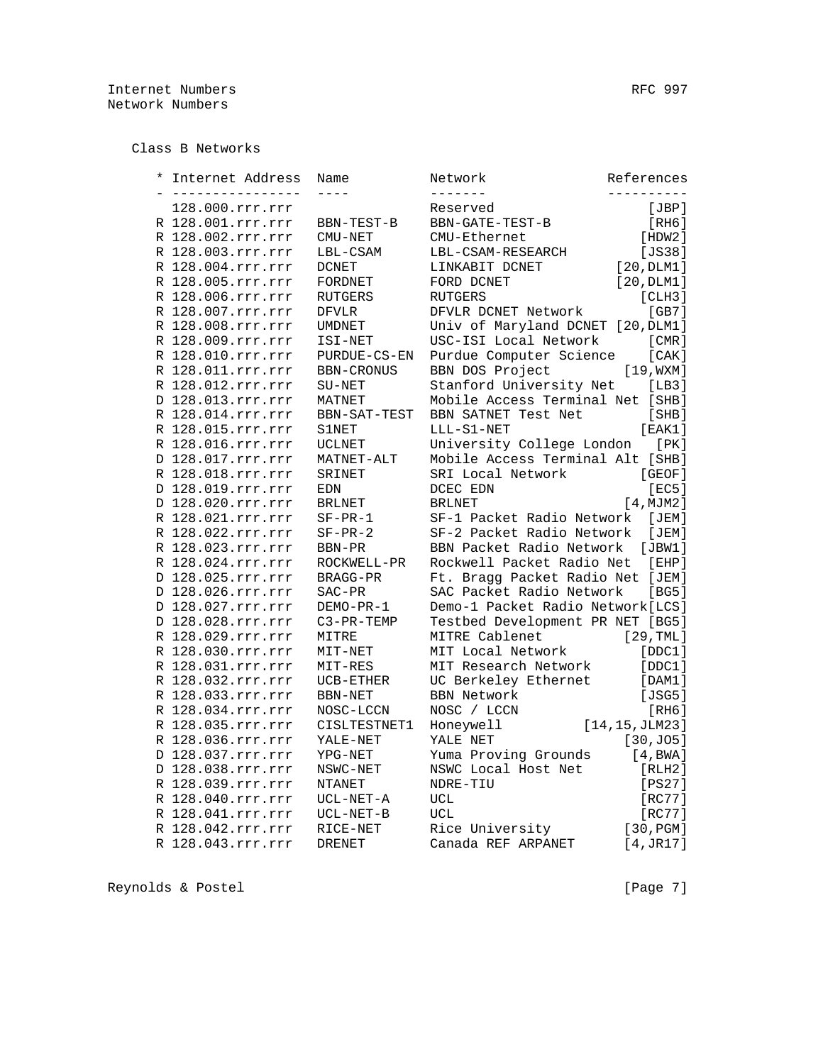Class B Networks

| * | Internet Address | Name | Network | References |
| --- | --- | --- | --- | --- |
|  | 128.000.rrr.rrr |  | Reserved | [JBP] |
| R | 128.001.rrr.rrr | BBN-TEST-B | BBN-GATE-TEST-B | [RH6] |
| R | 128.002.rrr.rrr | CMU-NET | CMU-Ethernet | [HDW2] |
| R | 128.003.rrr.rrr | LBL-CSAM | LBL-CSAM-RESEARCH | [JS38] |
| R | 128.004.rrr.rrr | DCNET | LINKABIT DCNET | [20,DLM1] |
| R | 128.005.rrr.rrr | FORDNET | FORD DCNET | [20,DLM1] |
| R | 128.006.rrr.rrr | RUTGERS | RUTGERS | [CLH3] |
| R | 128.007.rrr.rrr | DFVLR | DFVLR DCNET Network | [GB7] |
| R | 128.008.rrr.rrr | UMDNET | Univ of Maryland DCNET | [20,DLM1] |
| R | 128.009.rrr.rrr | ISI-NET | USC-ISI Local Network | [CMR] |
| R | 128.010.rrr.rrr | PURDUE-CS-EN | Purdue Computer Science | [CAK] |
| R | 128.011.rrr.rrr | BBN-CRONUS | BBN DOS Project | [19,WXM] |
| R | 128.012.rrr.rrr | SU-NET | Stanford University Net | [LB3] |
| D | 128.013.rrr.rrr | MATNET | Mobile Access Terminal Net | [SHB] |
| R | 128.014.rrr.rrr | BBN-SAT-TEST | BBN SATNET Test Net | [SHB] |
| R | 128.015.rrr.rrr | S1NET | LLL-S1-NET | [EAK1] |
| R | 128.016.rrr.rrr | UCLNET | University College London | [PK] |
| D | 128.017.rrr.rrr | MATNET-ALT | Mobile Access Terminal Alt | [SHB] |
| R | 128.018.rrr.rrr | SRINET | SRI Local Network | [GEOF] |
| D | 128.019.rrr.rrr | EDN | DCEC EDN | [EC5] |
| D | 128.020.rrr.rrr | BRLNET | BRLNET | [4,MJM2] |
| R | 128.021.rrr.rrr | SF-PR-1 | SF-1 Packet Radio Network | [JEM] |
| R | 128.022.rrr.rrr | SF-PR-2 | SF-2 Packet Radio Network | [JEM] |
| R | 128.023.rrr.rrr | BBN-PR | BBN Packet Radio Network | [JBW1] |
| R | 128.024.rrr.rrr | ROCKWELL-PR | Rockwell Packet Radio Net | [EHP] |
| D | 128.025.rrr.rrr | BRAGG-PR | Ft. Bragg Packet Radio Net | [JEM] |
| D | 128.026.rrr.rrr | SAC-PR | SAC Packet Radio Network | [BG5] |
| D | 128.027.rrr.rrr | DEMO-PR-1 | Demo-1 Packet Radio Network | [LCS] |
| D | 128.028.rrr.rrr | C3-PR-TEMP | Testbed Development PR NET | [BG5] |
| R | 128.029.rrr.rrr | MITRE | MITRE Cablenet | [29,TML] |
| R | 128.030.rrr.rrr | MIT-NET | MIT Local Network | [DDC1] |
| R | 128.031.rrr.rrr | MIT-RES | MIT Research Network | [DDC1] |
| R | 128.032.rrr.rrr | UCB-ETHER | UC Berkeley Ethernet | [DAM1] |
| R | 128.033.rrr.rrr | BBN-NET | BBN Network | [JSG5] |
| R | 128.034.rrr.rrr | NOSC-LCCN | NOSC / LCCN | [RH6] |
| R | 128.035.rrr.rrr | CISLTESTNET1 | Honeywell | [14,15,JLM23] |
| R | 128.036.rrr.rrr | YALE-NET | YALE NET | [30,JO5] |
| D | 128.037.rrr.rrr | YPG-NET | Yuma Proving Grounds | [4,BWA] |
| D | 128.038.rrr.rrr | NSWC-NET | NSWC Local Host Net | [RLH2] |
| R | 128.039.rrr.rrr | NTANET | NDRE-TIU | [PS27] |
| R | 128.040.rrr.rrr | UCL-NET-A | UCL | [RC77] |
| R | 128.041.rrr.rrr | UCL-NET-B | UCL | [RC77] |
| R | 128.042.rrr.rrr | RICE-NET | Rice University | [30,PGM] |
| R | 128.043.rrr.rrr | DRENET | Canada REF ARPANET | [4,JR17] |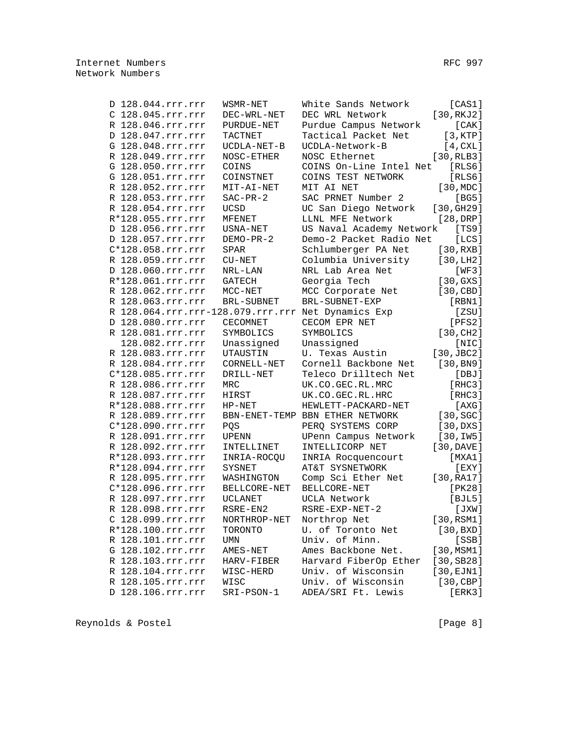```
      D 128.044.rrr.rrr   WSMR-NET      White Sands Network       [CAS1]
      C 128.045.rrr.rrr   DEC-WRL-NET   DEC WRL Network        [30,RKJ2]
      R 128.046.rrr.rrr   PURDUE-NET    Purdue Campus Network      [CAK]
      D 128.047.rrr.rrr   TACTNET       Tactical Packet Net      [3,KTP]
      G 128.048.rrr.rrr   UCDLA-NET-B   UCDLA-Network-B          [4,CXL]
      R 128.049.rrr.rrr   NOSC-ETHER    NOSC Ethernet          [30,RLB3]
      G 128.050.rrr.rrr   COINS         COINS On-Line Intel Net   [RLS6]
      G 128.051.rrr.rrr   COINSTNET     COINS TEST NETWORK        [RLS6]
      R 128.052.rrr.rrr   MIT-AI-NET    MIT AI NET              [30,MDC]
      R 128.053.rrr.rrr   SAC-PR-2      SAC PRNET Number 2         [BG5]
      R 128.054.rrr.rrr   UCSD          UC San Diego Network   [30,GH29]
      R*128.055.rrr.rrr   MFENET        LLNL MFE Network        [28,DRP]
      D 128.056.rrr.rrr   USNA-NET      US Naval Academy Network   [TS9]
      D 128.057.rrr.rrr   DEMO-PR-2     Demo-2 Packet Radio Net    [LCS]
      C*128.058.rrr.rrr   SPAR          Schlumberger PA Net     [30,RXB]
      R 128.059.rrr.rrr   CU-NET        Columbia University     [30,LH2]
      D 128.060.rrr.rrr   NRL-LAN       NRL Lab Area Net           [WF3]
      R*128.061.rrr.rrr   GATECH        Georgia Tech            [30,GXS]
      R 128.062.rrr.rrr   MCC-NET       MCC Corporate Net       [30,CBD]
      R 128.063.rrr.rrr   BRL-SUBNET    BRL-SUBNET-EXP            [RBN1]
      R 128.064.rrr.rrr-128.079.rrr.rrr Net Dynamics Exp           [ZSU]
      D 128.080.rrr.rrr   CECOMNET      CECOM EPR NET             [PFS2]
      R 128.081.rrr.rrr   SYMBOLICS     SYMBOLICS               [30,CH2]
        128.082.rrr.rrr   Unassigned    Unassigned                 [NIC]
      R 128.083.rrr.rrr   UTAUSTIN      U. Texas Austin        [30,JBC2]
      R 128.084.rrr.rrr   CORNELL-NET   Cornell Backbone Net    [30,BN9]
      C*128.085.rrr.rrr   DRILL-NET     Teleco Drilltech Net       [DBJ]
      R 128.086.rrr.rrr   MRC           UK.CO.GEC.RL.MRC          [RHC3]
      R 128.087.rrr.rrr   HIRST         UK.CO.GEC.RL.HRC          [RHC3]
      R*128.088.rrr.rrr   HP-NET        HEWLETT-PACKARD-NET        [AXG]
      R 128.089.rrr.rrr   BBN-ENET-TEMP BBN ETHER NETWORK       [30,SGC]
      C*128.090.rrr.rrr   PQS           PERQ SYSTEMS CORP       [30,DXS]
      R 128.091.rrr.rrr   UPENN         UPenn Campus Network    [30,IW5]
      R 128.092.rrr.rrr   INTELLINET    INTELLICORP NET        [30,DAVE]
      R*128.093.rrr.rrr   INRIA-ROCQU   INRIA Rocquencourt        [MXA1]
      R*128.094.rrr.rrr   SYSNET        AT&T SYSNETWORK            [EXY]
      R 128.095.rrr.rrr   WASHINGTON    Comp Sci Ether Net     [30,RA17]
      C*128.096.rrr.rrr   BELLCORE-NET  BELLCORE-NET              [PK28]
      R 128.097.rrr.rrr   UCLANET       UCLA Network              [BJL5]
      R 128.098.rrr.rrr   RSRE-EN2      RSRE-EXP-NET-2             [JXW]
      C 128.099.rrr.rrr   NORTHROP-NET  Northrop Net           [30,RSM1]
      R*128.100.rrr.rrr   TORONTO       U. of Toronto Net       [30,BXD]
      R 128.101.rrr.rrr   UMN           Univ. of Minn.             [SSB]
      G 128.102.rrr.rrr   AMES-NET      Ames Backbone Net.     [30,MSM1]
      R 128.103.rrr.rrr   HARV-FIBER    Harvard FiberOp Ether  [30,SB28]
      R 128.104.rrr.rrr   WISC-HERD     Univ. of Wisconsin     [30,EJN1]
      R 128.105.rrr.rrr   WISC          Univ. of Wisconsin      [30,CBP]
      D 128.106.rrr.rrr   SRI-PSON-1    ADEA/SRI Ft. Lewis        [ERK3]
```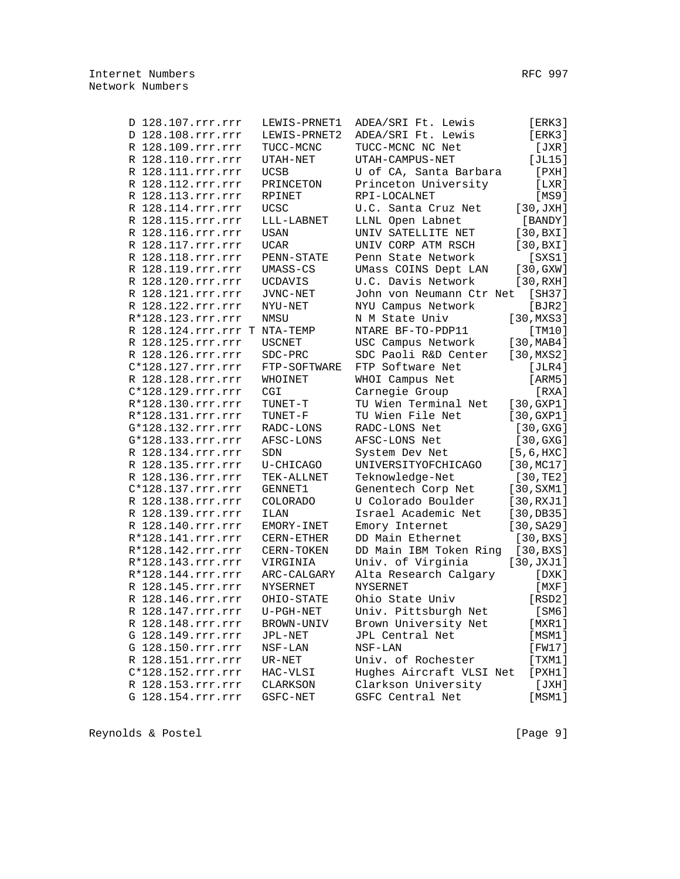```
D 128.107.rrr.rrr   LEWIS-PRNET1  ADEA/SRI Ft. Lewis        [ERK3]
D 128.108.rrr.rrr   LEWIS-PRNET2  ADEA/SRI Ft. Lewis        [ERK3]
R 128.109.rrr.rrr   TUCC-MCNC     TUCC-MCNC NC Net           [JXR]
R 128.110.rrr.rrr   UTAH-NET      UTAH-CAMPUS-NET           [JL15]
R 128.111.rrr.rrr   UCSB          U of CA, Santa Barbara     [PXH]
R 128.112.rrr.rrr   PRINCETON     Princeton University       [LXR]
R 128.113.rrr.rrr   RPINET        RPI-LOCALNET               [MS9]
R 128.114.rrr.rrr   UCSC          U.C. Santa Cruz Net     [30,JXH]
R 128.115.rrr.rrr   LLL-LABNET    LLNL Open Labnet         [BANDY]
R 128.116.rrr.rrr   USAN          UNIV SATELLITE NET      [30,BXI]
R 128.117.rrr.rrr   UCAR          UNIV CORP ATM RSCH      [30,BXI]
R 128.118.rrr.rrr   PENN-STATE    Penn State Network        [SXS1]
R 128.119.rrr.rrr   UMASS-CS      UMass COINS Dept LAN    [30,GXW]
R 128.120.rrr.rrr   UCDAVIS       U.C. Davis Network      [30,RXH]
R 128.121.rrr.rrr   JVNC-NET      John von Neumann Ctr Net  [SH37]
R 128.122.rrr.rrr   NYU-NET       NYU Campus Network        [BJR2]
R*128.123.rrr.rrr   NMSU          N M State Univ         [30,MXS3]
R 128.124.rrr.rrr T NTA-TEMP      NTARE BF-TO-PDP11         [TM10]
R 128.125.rrr.rrr   USCNET        USC Campus Network     [30,MAB4]
R 128.126.rrr.rrr   SDC-PRC       SDC Paoli R&D Center   [30,MXS2]
C*128.127.rrr.rrr   FTP-SOFTWARE  FTP Software Net          [JLR4]
R 128.128.rrr.rrr   WHOINET       WHOI Campus Net           [ARM5]
C*128.129.rrr.rrr   CGI           Carnegie Group             [RXA]
R*128.130.rrr.rrr   TUNET-T       TU Wien Terminal Net   [30,GXP1]
R*128.131.rrr.rrr   TUNET-F       TU Wien File Net       [30,GXP1]
G*128.132.rrr.rrr   RADC-LONS     RADC-LONS Net           [30,GXG]
G*128.133.rrr.rrr   AFSC-LONS     AFSC-LONS Net           [30,GXG]
R 128.134.rrr.rrr   SDN           System Dev Net         [5,6,HXC]
R 128.135.rrr.rrr   U-CHICAGO     UNIVERSITYOFCHICAGO    [30,MC17]
R 128.136.rrr.rrr   TEK-ALLNET    Teknowledge-Net         [30,TE2]
C*128.137.rrr.rrr   GENNET1       Genentech Corp Net     [30,SXM1]
R 128.138.rrr.rrr   COLORADO      U Colorado Boulder     [30,RXJ1]
R 128.139.rrr.rrr   ILAN          Israel Academic Net    [30,DB35]
R 128.140.rrr.rrr   EMORY-INET    Emory Internet         [30,SA29]
R*128.141.rrr.rrr   CERN-ETHER    DD Main Ethernet        [30,BXS]
R*128.142.rrr.rrr   CERN-TOKEN    DD Main IBM Token Ring  [30,BXS]
R*128.143.rrr.rrr   VIRGINIA      Univ. of Virginia      [30,JXJ1]
R*128.144.rrr.rrr   ARC-CALGARY   Alta Research Calgary      [DXK]
R 128.145.rrr.rrr   NYSERNET      NYSERNET                   [MXF]
R 128.146.rrr.rrr   OHIO-STATE    Ohio State Univ           [RSD2]
R 128.147.rrr.rrr   U-PGH-NET     Univ. Pittsburgh Net       [SM6]
R 128.148.rrr.rrr   BROWN-UNIV    Brown University Net      [MXR1]
G 128.149.rrr.rrr   JPL-NET       JPL Central Net           [MSM1]
G 128.150.rrr.rrr   NSF-LAN       NSF-LAN                   [FW17]
R 128.151.rrr.rrr   UR-NET        Univ. of Rochester        [TXM1]
C*128.152.rrr.rrr   HAC-VLSI      Hughes Aircraft VLSI Net  [PXH1]
R 128.153.rrr.rrr   CLARKSON      Clarkson University        [JXH]
G 128.154.rrr.rrr   GSFC-NET      GSFC Central Net          [MSM1]
```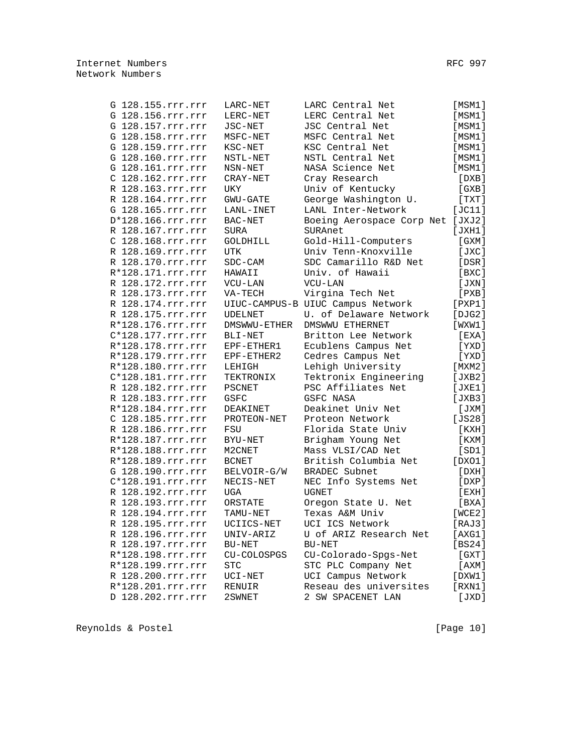```
      G 128.155.rrr.rrr   LARC-NET      LARC Central Net          [MSM1]
      G 128.156.rrr.rrr   LERC-NET      LERC Central Net          [MSM1]
      G 128.157.rrr.rrr   JSC-NET       JSC Central Net           [MSM1]
      G 128.158.rrr.rrr   MSFC-NET      MSFC Central Net          [MSM1]
      G 128.159.rrr.rrr   KSC-NET       KSC Central Net           [MSM1]
      G 128.160.rrr.rrr   NSTL-NET      NSTL Central Net          [MSM1]
      G 128.161.rrr.rrr   NSN-NET       NASA Science Net          [MSM1]
      C 128.162.rrr.rrr   CRAY-NET      Cray Research              [DXB]
      R 128.163.rrr.rrr   UKY           Univ of Kentucky           [GXB]
      R 128.164.rrr.rrr   GWU-GATE      George Washington U.       [TXT]
      G 128.165.rrr.rrr   LANL-INET     LANL Inter-Network        [JC11]
      D*128.166.rrr.rrr   BAC-NET       Boeing Aerospace Corp Net [JXJ2]
      R 128.167.rrr.rrr   SURA          SURAnet                   [JXH1]
      C 128.168.rrr.rrr   GOLDHILL      Gold-Hill-Computers        [GXM]
      R 128.169.rrr.rrr   UTK           Univ Tenn-Knoxville        [JXC]
      R 128.170.rrr.rrr   SDC-CAM       SDC Camarillo R&D Net      [DSR]
      R*128.171.rrr.rrr   HAWAII        Univ. of Hawaii            [BXC]
      R 128.172.rrr.rrr   VCU-LAN       VCU-LAN                    [JXN]
      R 128.173.rrr.rrr   VA-TECH       Virgina Tech Net           [PXB]
      R 128.174.rrr.rrr   UIUC-CAMPUS-B UIUC Campus Network       [PXP1]
      R 128.175.rrr.rrr   UDELNET       U. of Delaware Network    [DJG2]
      R*128.176.rrr.rrr   DMSWWU-ETHER  DMSWWU ETHERNET           [WXW1]
      C*128.177.rrr.rrr   BLI-NET       Britton Lee Network        [EXA]
      R*128.178.rrr.rrr   EPF-ETHER1    Ecublens Campus Net        [YXD]
      R*128.179.rrr.rrr   EPF-ETHER2    Cedres Campus Net          [YXD]
      R*128.180.rrr.rrr   LEHIGH        Lehigh University         [MXM2]
      C*128.181.rrr.rrr   TEKTRONIX     Tektronix Engineering     [JXB2]
      R 128.182.rrr.rrr   PSCNET        PSC Affiliates Net        [JXE1]
      R 128.183.rrr.rrr   GSFC          GSFC NASA                 [JXB3]
      R*128.184.rrr.rrr   DEAKINET      Deakinet Univ Net          [JXM]
      C 128.185.rrr.rrr   PROTEON-NET   Proteon Network           [JS28]
      R 128.186.rrr.rrr   FSU           Florida State Univ         [KXH]
      R*128.187.rrr.rrr   BYU-NET       Brigham Young Net          [KXM]
      R*128.188.rrr.rrr   M2CNET        Mass VLSI/CAD Net          [SD1]
      R*128.189.rrr.rrr   BCNET         British Columbia Net      [DXO1]
      G 128.190.rrr.rrr   BELVOIR-G/W   BRADEC Subnet              [DXH]
      C*128.191.rrr.rrr   NECIS-NET     NEC Info Systems Net       [DXP]
      R 128.192.rrr.rrr   UGA           UGNET                      [EXH]
      R 128.193.rrr.rrr   ORSTATE       Oregon State U. Net        [BXA]
      R 128.194.rrr.rrr   TAMU-NET      Texas A&M Univ            [WCE2]
      R 128.195.rrr.rrr   UCIICS-NET    UCI ICS Network           [RAJ3]
      R 128.196.rrr.rrr   UNIV-ARIZ     U of ARIZ Research Net    [AXG1]
      R 128.197.rrr.rrr   BU-NET        BU-NET                    [BS24]
      R*128.198.rrr.rrr   CU-COLOSPGS   CU-Colorado-Spgs-Net       [GXT]
      R*128.199.rrr.rrr   STC           STC PLC Company Net        [AXM]
      R 128.200.rrr.rrr   UCI-NET       UCI Campus Network        [DXW1]
      R*128.201.rrr.rrr   RENUIR        Reseau des universites    [RXN1]
      D 128.202.rrr.rrr   2SWNET        2 SW SPACENET LAN          [JXD]
```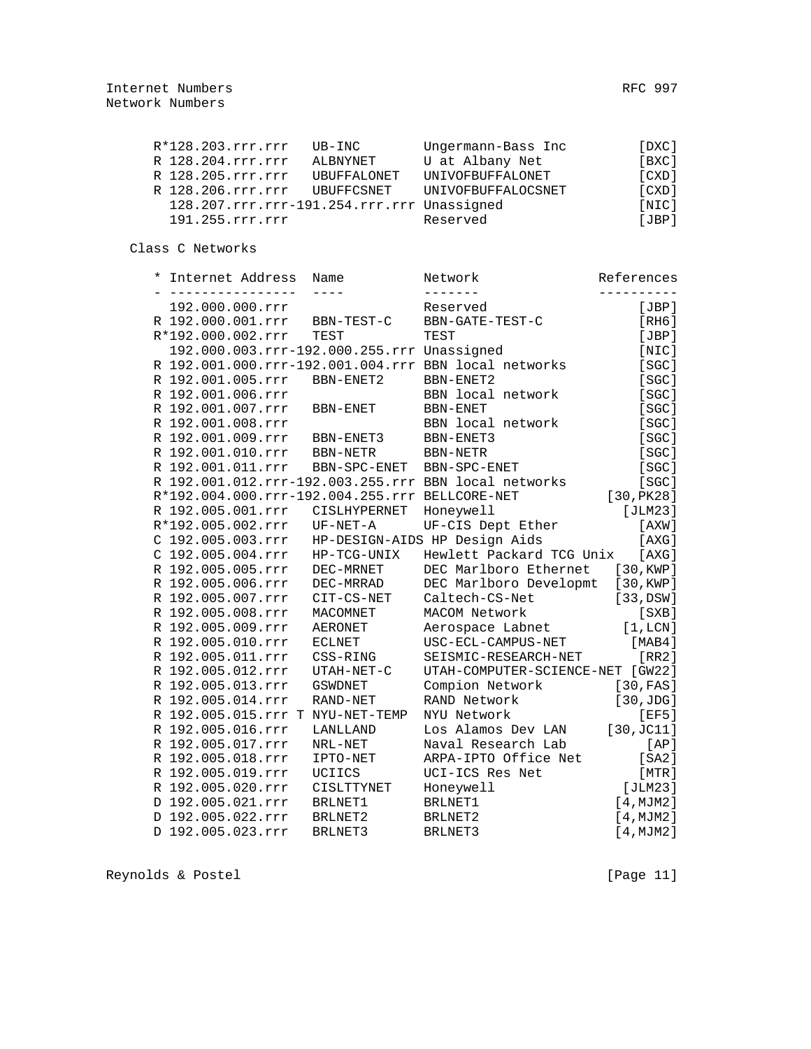```
   R*128.203.rrr.rrr   UB-INC        Ungermann-Bass Inc          [DXC]
   R 128.204.rrr.rrr   ALBNYNET      U at Albany Net             [BXC]
   R 128.205.rrr.rrr   UBUFFALONET   UNIVOFBUFFALONET            [CXD]
   R 128.206.rrr.rrr   UBUFFCSNET    UNIVOFBUFFALOCSNET          [CXD]
     128.207.rrr.rrr-191.254.rrr.rrr Unassigned                  [NIC]
     191.255.rrr.rrr                 Reserved                    [JBP]
```

Class C Networks

```
   * Internet Address  Name          Network               References
   - ----------------  ----          -------               ----------
     192.000.000.rrr                 Reserved                    [JBP]
   R 192.000.001.rrr   BBN-TEST-C    BBN-GATE-TEST-C             [RH6]
   R*192.000.002.rrr   TEST          TEST                        [JBP]
     192.000.003.rrr-192.000.255.rrr Unassigned                  [NIC]
   R 192.001.000.rrr-192.001.004.rrr BBN local networks          [SGC]
   R 192.001.005.rrr   BBN-ENET2     BBN-ENET2                   [SGC]
   R 192.001.006.rrr                 BBN local network           [SGC]
   R 192.001.007.rrr   BBN-ENET      BBN-ENET                    [SGC]
   R 192.001.008.rrr                 BBN local network           [SGC]
   R 192.001.009.rrr   BBN-ENET3     BBN-ENET3                   [SGC]
   R 192.001.010.rrr   BBN-NETR      BBN-NETR                    [SGC]
   R 192.001.011.rrr   BBN-SPC-ENET  BBN-SPC-ENET                [SGC]
   R 192.001.012.rrr-192.003.255.rrr BBN local networks          [SGC]
   R*192.004.000.rrr-192.004.255.rrr BELLCORE-NET           [30,PK28]
   R 192.005.001.rrr   CISLHYPERNET  Honeywell                 [JLM23]
   R*192.005.002.rrr   UF-NET-A      UF-CIS Dept Ether           [AXW]
   C 192.005.003.rrr   HP-DESIGN-AIDS HP Design Aids             [AXG]
   C 192.005.004.rrr   HP-TCG-UNIX   Hewlett Packard TCG Unix    [AXG]
   R 192.005.005.rrr   DEC-MRNET     DEC Marlboro Ethernet   [30,KWP]
   R 192.005.006.rrr   DEC-MRRAD     DEC Marlboro Developmt  [30,KWP]
   R 192.005.007.rrr   CIT-CS-NET    Caltech-CS-Net          [33,DSW]
   R 192.005.008.rrr   MACOMNET      MACOM Network               [SXB]
   R 192.005.009.rrr   AERONET       Aerospace Labnet          [1,LCN]
   R 192.005.010.rrr   ECLNET        USC-ECL-CAMPUS-NET         [MAB4]
   R 192.005.011.rrr   CSS-RING      SEISMIC-RESEARCH-NET        [RR2]
   R 192.005.012.rrr   UTAH-NET-C    UTAH-COMPUTER-SCIENCE-NET [GW22]
   R 192.005.013.rrr   GSWDNET       Compion Network         [30,FAS]
   R 192.005.014.rrr   RAND-NET      RAND Network            [30,JDG]
   R 192.005.015.rrr T NYU-NET-TEMP  NYU Network                 [EF5]
   R 192.005.016.rrr   LANLLAND      Los Alamos Dev LAN     [30,JC11]
   R 192.005.017.rrr   NRL-NET       Naval Research Lab           [AP]
   R 192.005.018.rrr   IPTO-NET      ARPA-IPTO Office Net        [SA2]
   R 192.005.019.rrr   UCIICS        UCI-ICS Res Net             [MTR]
   R 192.005.020.rrr   CISLTTYNET    Honeywell                 [JLM23]
   D 192.005.021.rrr   BRLNET1       BRLNET1                  [4,MJM2]
   D 192.005.022.rrr   BRLNET2       BRLNET2                  [4,MJM2]
   D 192.005.023.rrr   BRLNET3       BRLNET3                  [4,MJM2]
```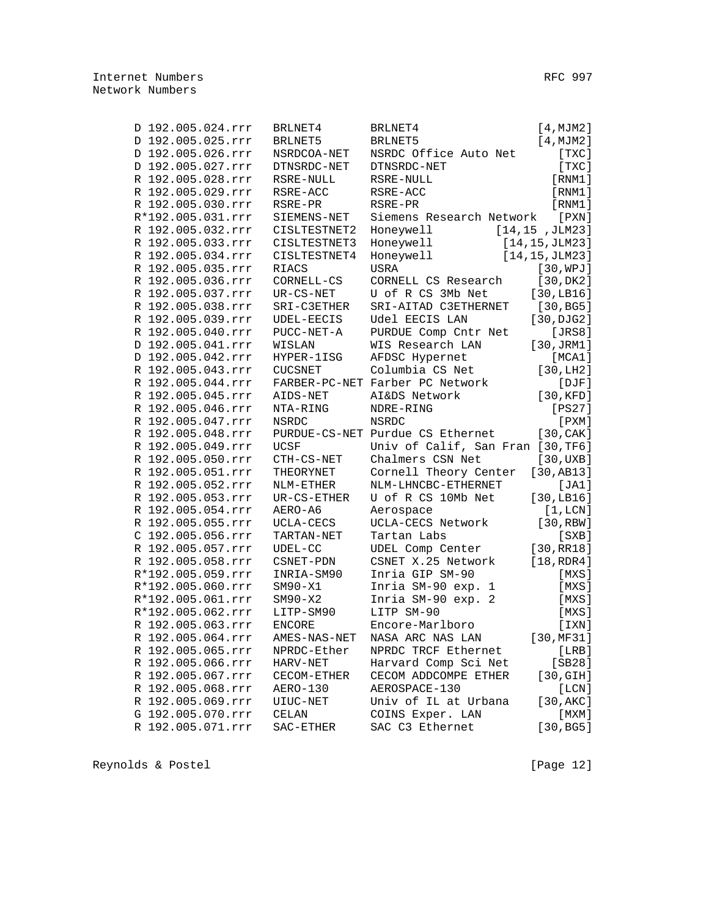```
     D 192.005.024.rrr   BRLNET4       BRLNET4                 [4,MJM2]
     D 192.005.025.rrr   BRLNET5       BRLNET5                 [4,MJM2]
     D 192.005.026.rrr   NSRDCOA-NET   NSRDC Office Auto Net      [TXC]
     D 192.005.027.rrr   DTNSRDC-NET   DTNSRDC-NET                [TXC]
     R 192.005.028.rrr   RSRE-NULL     RSRE-NULL                 [RNM1]
     R 192.005.029.rrr   RSRE-ACC      RSRE-ACC                  [RNM1]
     R 192.005.030.rrr   RSRE-PR       RSRE-PR                   [RNM1]
     R*192.005.031.rrr   SIEMENS-NET   Siemens Research Network   [PXN]
     R 192.005.032.rrr   CISLTESTNET2  Honeywell         [14,15 ,JLM23]
     R 192.005.033.rrr   CISLTESTNET3  Honeywell          [14,15,JLM23]
     R 192.005.034.rrr   CISLTESTNET4  Honeywell          [14,15,JLM23]
     R 192.005.035.rrr   RIACS         USRA                    [30,WPJ]
     R 192.005.036.rrr   CORNELL-CS    CORNELL CS Research     [30,DK2]
     R 192.005.037.rrr   UR-CS-NET     U of R CS 3Mb Net      [30,LB16]
     R 192.005.038.rrr   SRI-C3ETHER   SRI-AITAD C3ETHERNET    [30,BG5]
     R 192.005.039.rrr   UDEL-EECIS    Udel EECIS LAN         [30,DJG2]
     R 192.005.040.rrr   PUCC-NET-A    PURDUE Comp Cntr Net      [JRS8]
     D 192.005.041.rrr   WISLAN        WIS Research LAN       [30,JRM1]
     D 192.005.042.rrr   HYPER-1ISG    AFDSC Hypernet            [MCA1]
     R 192.005.043.rrr   CUCSNET       Columbia CS Net         [30,LH2]
     R 192.005.044.rrr   FARBER-PC-NET Farber PC Network          [DJF]
     R 192.005.045.rrr   AIDS-NET      AI&DS Network           [30,KFD]
     R 192.005.046.rrr   NTA-RING      NDRE-RING                 [PS27]
     R 192.005.047.rrr   NSRDC         NSRDC                      [PXM]
     R 192.005.048.rrr   PURDUE-CS-NET Purdue CS Ethernet      [30,CAK]
     R 192.005.049.rrr   UCSF          Univ of Calif, San Fran [30,TF6]
     R 192.005.050.rrr   CTH-CS-NET    Chalmers CSN Net        [30,UXB]
     R 192.005.051.rrr   THEORYNET     Cornell Theory Center  [30,AB13]
     R 192.005.052.rrr   NLM-ETHER     NLM-LHNCBC-ETHERNET        [JA1]
     R 192.005.053.rrr   UR-CS-ETHER   U of R CS 10Mb Net     [30,LB16]
     R 192.005.054.rrr   AERO-A6       Aerospace                [1,LCN]
     R 192.005.055.rrr   UCLA-CECS     UCLA-CECS Network       [30,RBW]
     C 192.005.056.rrr   TARTAN-NET    Tartan Labs                [SXB]
     R 192.005.057.rrr   UDEL-CC       UDEL Comp Center       [30,RR18]
     R 192.005.058.rrr   CSNET-PDN     CSNET X.25 Network     [18,RDR4]
     R*192.005.059.rrr   INRIA-SM90    Inria GIP SM-90            [MXS]
     R*192.005.060.rrr   SM90-X1       Inria SM-90 exp. 1         [MXS]
     R*192.005.061.rrr   SM90-X2       Inria SM-90 exp. 2         [MXS]
     R*192.005.062.rrr   LITP-SM90     LITP SM-90                 [MXS]
     R 192.005.063.rrr   ENCORE        Encore-Marlboro            [IXN]
     R 192.005.064.rrr   AMES-NAS-NET  NASA ARC NAS LAN       [30,MF31]
     R 192.005.065.rrr   NPRDC-Ether   NPRDC TRCF Ethernet        [LRB]
     R 192.005.066.rrr   HARV-NET      Harvard Comp Sci Net      [SB28]
     R 192.005.067.rrr   CECOM-ETHER   CECOM ADDCOMPE ETHER    [30,GIH]
     R 192.005.068.rrr   AERO-130      AEROSPACE-130              [LCN]
     R 192.005.069.rrr   UIUC-NET      Univ of IL at Urbana    [30,AKC]
     G 192.005.070.rrr   CELAN         COINS Exper. LAN           [MXM]
     R 192.005.071.rrr   SAC-ETHER     SAC C3 Ethernet         [30,BG5]
```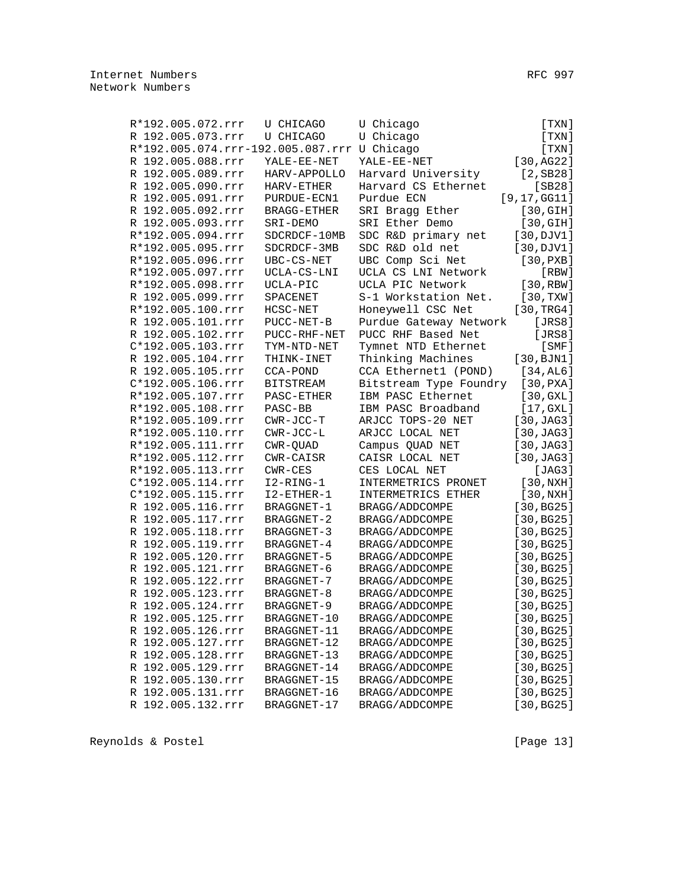```
R*192.005.072.rrr   U CHICAGO     U Chicago                     [TXN]
R 192.005.073.rrr   U CHICAGO     U Chicago                     [TXN]
R*192.005.074.rrr-192.005.087.rrr U Chicago                     [TXN]
R 192.005.088.rrr   YALE-EE-NET   YALE-EE-NET               [30,AG22]
R 192.005.089.rrr   HARV-APPOLLO  Harvard University         [2,SB28]
R 192.005.090.rrr   HARV-ETHER    Harvard CS Ethernet          [SB28]
R 192.005.091.rrr   PURDUE-ECN1   Purdue ECN              [9,17,GG11]
R 192.005.092.rrr   BRAGG-ETHER   SRI Bragg Ether            [30,GIH]
R 192.005.093.rrr   SRI-DEMO      SRI Ether Demo             [30,GIH]
R*192.005.094.rrr   SDCRDCF-10MB  SDC R&D primary net       [30,DJV1]
R*192.005.095.rrr   SDCRDCF-3MB   SDC R&D old net           [30,DJV1]
R*192.005.096.rrr   UBC-CS-NET    UBC Comp Sci Net           [30,PXB]
R*192.005.097.rrr   UCLA-CS-LNI   UCLA CS LNI Network           [RBW]
R*192.005.098.rrr   UCLA-PIC      UCLA PIC Network           [30,RBW]
R 192.005.099.rrr   SPACENET      S-1 Workstation Net.       [30,TXW]
R*192.005.100.rrr   HCSC-NET      Honeywell CSC Net         [30,TRG4]
R 192.005.101.rrr   PUCC-NET-B    Purdue Gateway Network       [JRS8]
R 192.005.102.rrr   PUCC-RHF-NET  PUCC RHF Based Net           [JRS8]
C*192.005.103.rrr   TYM-NTD-NET   Tymnet NTD Ethernet           [SMF]
R 192.005.104.rrr   THINK-INET    Thinking Machines         [30,BJN1]
R 192.005.105.rrr   CCA-POND      CCA Ethernet1 (POND)       [34,AL6]
C*192.005.106.rrr   BITSTREAM     Bitstream Type Foundry     [30,PXA]
R*192.005.107.rrr   PASC-ETHER    IBM PASC Ethernet          [30,GXL]
R*192.005.108.rrr   PASC-BB       IBM PASC Broadband         [17,GXL]
R*192.005.109.rrr   CWR-JCC-T     ARJCC TOPS-20 NET         [30,JAG3]
R*192.005.110.rrr   CWR-JCC-L     ARJCC LOCAL NET           [30,JAG3]
R*192.005.111.rrr   CWR-QUAD      Campus QUAD NET           [30,JAG3]
R*192.005.112.rrr   CWR-CAISR     CAISR LOCAL NET           [30,JAG3]
R*192.005.113.rrr   CWR-CES       CES LOCAL NET                [JAG3]
C*192.005.114.rrr   I2-RING-1     INTERMETRICS PRONET        [30,NXH]
C*192.005.115.rrr   I2-ETHER-1    INTERMETRICS ETHER         [30,NXH]
R 192.005.116.rrr   BRAGGNET-1    BRAGG/ADDCOMPE            [30,BG25]
R 192.005.117.rrr   BRAGGNET-2    BRAGG/ADDCOMPE            [30,BG25]
R 192.005.118.rrr   BRAGGNET-3    BRAGG/ADDCOMPE            [30,BG25]
R 192.005.119.rrr   BRAGGNET-4    BRAGG/ADDCOMPE            [30,BG25]
R 192.005.120.rrr   BRAGGNET-5    BRAGG/ADDCOMPE            [30,BG25]
R 192.005.121.rrr   BRAGGNET-6    BRAGG/ADDCOMPE            [30,BG25]
R 192.005.122.rrr   BRAGGNET-7    BRAGG/ADDCOMPE            [30,BG25]
R 192.005.123.rrr   BRAGGNET-8    BRAGG/ADDCOMPE            [30,BG25]
R 192.005.124.rrr   BRAGGNET-9    BRAGG/ADDCOMPE            [30,BG25]
R 192.005.125.rrr   BRAGGNET-10   BRAGG/ADDCOMPE            [30,BG25]
R 192.005.126.rrr   BRAGGNET-11   BRAGG/ADDCOMPE            [30,BG25]
R 192.005.127.rrr   BRAGGNET-12   BRAGG/ADDCOMPE            [30,BG25]
R 192.005.128.rrr   BRAGGNET-13   BRAGG/ADDCOMPE            [30,BG25]
R 192.005.129.rrr   BRAGGNET-14   BRAGG/ADDCOMPE            [30,BG25]
R 192.005.130.rrr   BRAGGNET-15   BRAGG/ADDCOMPE            [30,BG25]
R 192.005.131.rrr   BRAGGNET-16   BRAGG/ADDCOMPE            [30,BG25]
R 192.005.132.rrr   BRAGGNET-17   BRAGG/ADDCOMPE            [30,BG25]
```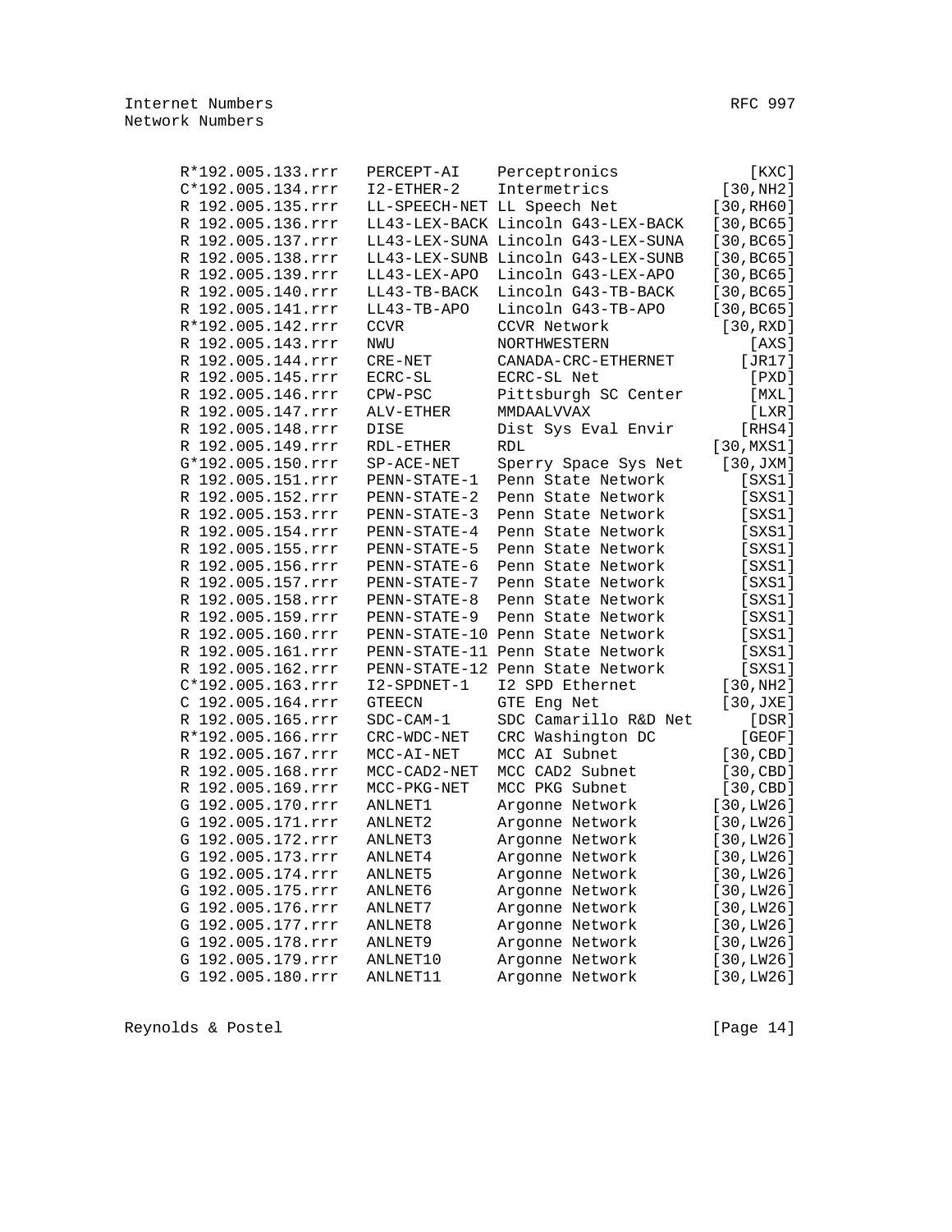```
R*192.005.133.rrr   PERCEPT-AI    Perceptronics                [KXC]
C*192.005.134.rrr   I2-ETHER-2    Intermetrics              [30,NH2]
R 192.005.135.rrr   LL-SPEECH-NET LL Speech Net            [30,RH60]
R 192.005.136.rrr   LL43-LEX-BACK Lincoln G43-LEX-BACK     [30,BC65]
R 192.005.137.rrr   LL43-LEX-SUNA Lincoln G43-LEX-SUNA     [30,BC65]
R 192.005.138.rrr   LL43-LEX-SUNB Lincoln G43-LEX-SUNB     [30,BC65]
R 192.005.139.rrr   LL43-LEX-APO  Lincoln G43-LEX-APO      [30,BC65]
R 192.005.140.rrr   LL43-TB-BACK  Lincoln G43-TB-BACK      [30,BC65]
R 192.005.141.rrr   LL43-TB-APO   Lincoln G43-TB-APO       [30,BC65]
R*192.005.142.rrr   CCVR          CCVR Network              [30,RXD]
R 192.005.143.rrr   NWU           NORTHWESTERN                 [AXS]
R 192.005.144.rrr   CRE-NET       CANADA-CRC-ETHERNET         [JR17]
R 192.005.145.rrr   ECRC-SL       ECRC-SL Net                  [PXD]
R 192.005.146.rrr   CPW-PSC       Pittsburgh SC Center         [MXL]
R 192.005.147.rrr   ALV-ETHER     MMDAALVVAX                   [LXR]
R 192.005.148.rrr   DISE          Dist Sys Eval Envir         [RHS4]
R 192.005.149.rrr   RDL-ETHER     RDL                      [30,MXS1]
G*192.005.150.rrr   SP-ACE-NET    Sperry Space Sys Net      [30,JXM]
R 192.005.151.rrr   PENN-STATE-1  Penn State Network          [SXS1]
R 192.005.152.rrr   PENN-STATE-2  Penn State Network          [SXS1]
R 192.005.153.rrr   PENN-STATE-3  Penn State Network          [SXS1]
R 192.005.154.rrr   PENN-STATE-4  Penn State Network          [SXS1]
R 192.005.155.rrr   PENN-STATE-5  Penn State Network          [SXS1]
R 192.005.156.rrr   PENN-STATE-6  Penn State Network          [SXS1]
R 192.005.157.rrr   PENN-STATE-7  Penn State Network          [SXS1]
R 192.005.158.rrr   PENN-STATE-8  Penn State Network          [SXS1]
R 192.005.159.rrr   PENN-STATE-9  Penn State Network          [SXS1]
R 192.005.160.rrr   PENN-STATE-10 Penn State Network          [SXS1]
R 192.005.161.rrr   PENN-STATE-11 Penn State Network          [SXS1]
R 192.005.162.rrr   PENN-STATE-12 Penn State Network          [SXS1]
C*192.005.163.rrr   I2-SPDNET-1   I2 SPD Ethernet           [30,NH2]
C 192.005.164.rrr   GTEECN        GTE Eng Net               [30,JXE]
R 192.005.165.rrr   SDC-CAM-1     SDC Camarillo R&D Net        [DSR]
R*192.005.166.rrr   CRC-WDC-NET   CRC Washington DC           [GEOF]
R 192.005.167.rrr   MCC-AI-NET    MCC AI Subnet             [30,CBD]
R 192.005.168.rrr   MCC-CAD2-NET  MCC CAD2 Subnet           [30,CBD]
R 192.005.169.rrr   MCC-PKG-NET   MCC PKG Subnet            [30,CBD]
G 192.005.170.rrr   ANLNET1       Argonne Network          [30,LW26]
G 192.005.171.rrr   ANLNET2       Argonne Network          [30,LW26]
G 192.005.172.rrr   ANLNET3       Argonne Network          [30,LW26]
G 192.005.173.rrr   ANLNET4       Argonne Network          [30,LW26]
G 192.005.174.rrr   ANLNET5       Argonne Network          [30,LW26]
G 192.005.175.rrr   ANLNET6       Argonne Network          [30,LW26]
G 192.005.176.rrr   ANLNET7       Argonne Network          [30,LW26]
G 192.005.177.rrr   ANLNET8       Argonne Network          [30,LW26]
G 192.005.178.rrr   ANLNET9       Argonne Network          [30,LW26]
G 192.005.179.rrr   ANLNET10      Argonne Network          [30,LW26]
G 192.005.180.rrr   ANLNET11      Argonne Network          [30,LW26]
```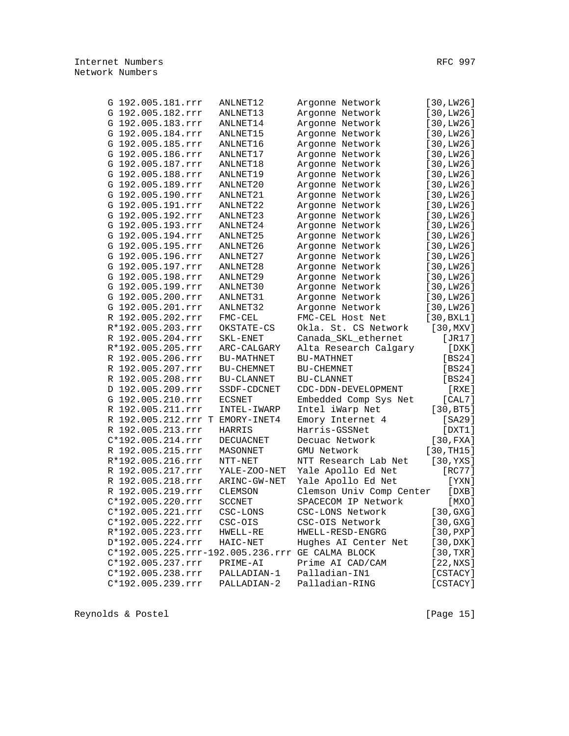```
      G 192.005.181.rrr   ANLNET12      Argonne Network        [30,LW26]
      G 192.005.182.rrr   ANLNET13      Argonne Network        [30,LW26]
      G 192.005.183.rrr   ANLNET14      Argonne Network        [30,LW26]
      G 192.005.184.rrr   ANLNET15      Argonne Network        [30,LW26]
      G 192.005.185.rrr   ANLNET16      Argonne Network        [30,LW26]
      G 192.005.186.rrr   ANLNET17      Argonne Network        [30,LW26]
      G 192.005.187.rrr   ANLNET18      Argonne Network        [30,LW26]
      G 192.005.188.rrr   ANLNET19      Argonne Network        [30,LW26]
      G 192.005.189.rrr   ANLNET20      Argonne Network        [30,LW26]
      G 192.005.190.rrr   ANLNET21      Argonne Network        [30,LW26]
      G 192.005.191.rrr   ANLNET22      Argonne Network        [30,LW26]
      G 192.005.192.rrr   ANLNET23      Argonne Network        [30,LW26]
      G 192.005.193.rrr   ANLNET24      Argonne Network        [30,LW26]
      G 192.005.194.rrr   ANLNET25      Argonne Network        [30,LW26]
      G 192.005.195.rrr   ANLNET26      Argonne Network        [30,LW26]
      G 192.005.196.rrr   ANLNET27      Argonne Network        [30,LW26]
      G 192.005.197.rrr   ANLNET28      Argonne Network        [30,LW26]
      G 192.005.198.rrr   ANLNET29      Argonne Network        [30,LW26]
      G 192.005.199.rrr   ANLNET30      Argonne Network        [30,LW26]
      G 192.005.200.rrr   ANLNET31      Argonne Network        [30,LW26]
      G 192.005.201.rrr   ANLNET32      Argonne Network        [30,LW26]
      R 192.005.202.rrr   FMC-CEL       FMC-CEL Host Net       [30,BXL1]
      R*192.005.203.rrr   OKSTATE-CS    Okla. St. CS Network    [30,MXV]
      R 192.005.204.rrr   SKL-ENET      Canada_SKL_ethernet        [JR17]
      R*192.005.205.rrr   ARC-CALGARY   Alta Research Calgary       [DXK]
      R 192.005.206.rrr   BU-MATHNET    BU-MATHNET                 [BS24]
      R 192.005.207.rrr   BU-CHEMNET    BU-CHEMNET                 [BS24]
      R 192.005.208.rrr   BU-CLANNET    BU-CLANNET                 [BS24]
      D 192.005.209.rrr   SSDF-CDCNET   CDC-DDN-DEVELOPMENT         [RXE]
      G 192.005.210.rrr   ECSNET        Embedded Comp Sys Net      [CAL7]
      R 192.005.211.rrr   INTEL-IWARP   Intel iWarp Net         [30,BT5]
      R 192.005.212.rrr T EMORY-INET4   Emory Internet 4           [SA29]
      R 192.005.213.rrr   HARRIS        Harris-GSSNet              [DXT1]
      C*192.005.214.rrr   DECUACNET     Decuac Network          [30,FXA]
      R 192.005.215.rrr   MASONNET      GMU Network            [30,TH15]
      R*192.005.216.rrr   NTT-NET       NTT Research Lab Net    [30,YXS]
      R 192.005.217.rrr   YALE-ZOO-NET  Yale Apollo Ed Net         [RC77]
      R 192.005.218.rrr   ARINC-GW-NET  Yale Apollo Ed Net          [YXN]
      R 192.005.219.rrr   CLEMSON       Clemson Univ Comp Center    [DXB]
      C*192.005.220.rrr   SCCNET        SPACECOM IP Network         [MXO]
      C*192.005.221.rrr   CSC-LONS      CSC-LONS Network        [30,GXG]
      C*192.005.222.rrr   CSC-OIS       CSC-OIS Network         [30,GXG]
      R*192.005.223.rrr   HWELL-RE      HWELL-RESD-ENGRG        [30,PXP]
      D*192.005.224.rrr   HAIC-NET      Hughes AI Center Net    [30,DXK]
      C*192.005.225.rrr-192.005.236.rrr GE CALMA BLOCK          [30,TXR]
      C*192.005.237.rrr   PRIME-AI      Prime AI CAD/CAM        [22,NXS]
      C*192.005.238.rrr   PALLADIAN-1   Palladian-IN1            [CSTACY]
      C*192.005.239.rrr   PALLADIAN-2   Palladian-RING           [CSTACY]
```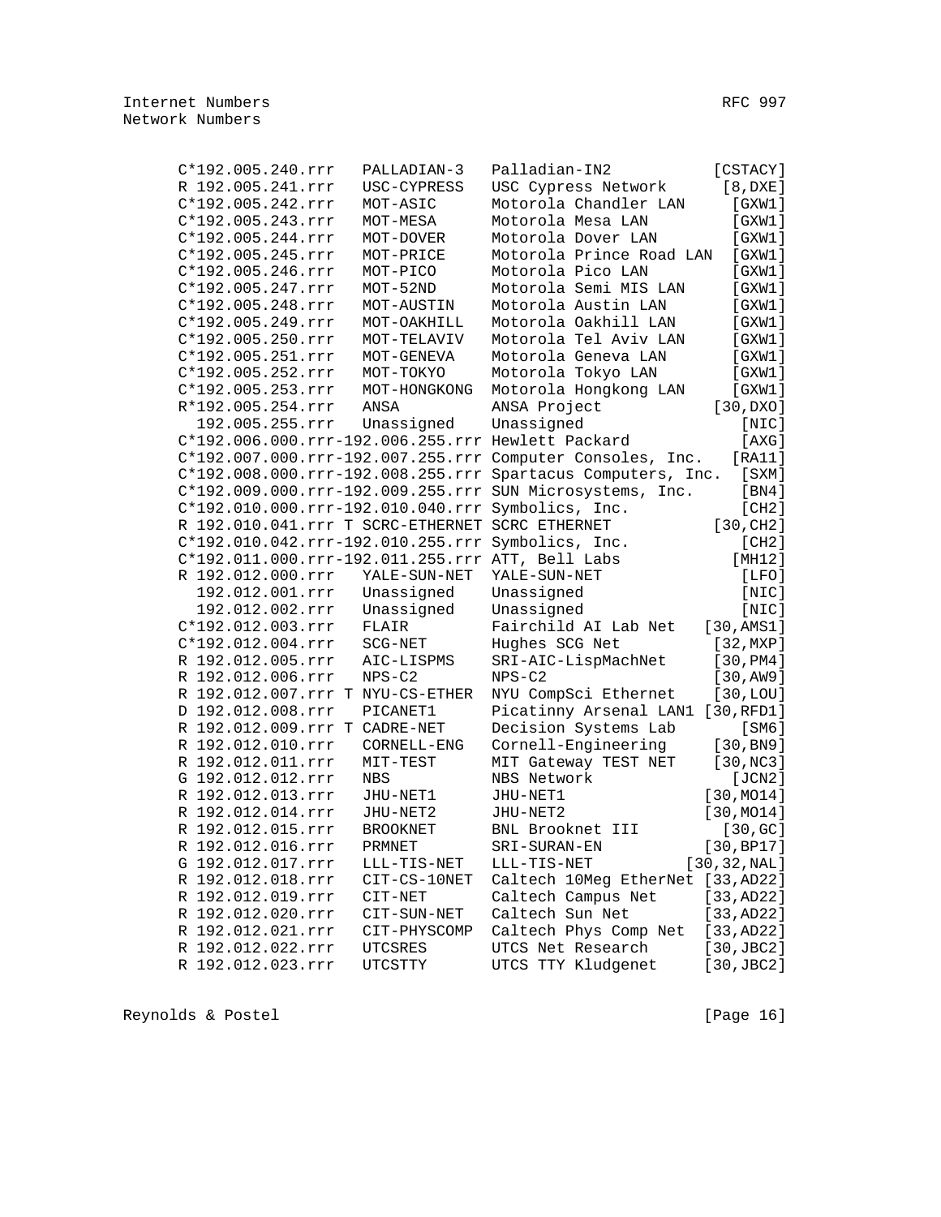```
C*192.005.240.rrr   PALLADIAN-3   Palladian-IN2            [CSTACY]
R 192.005.241.rrr   USC-CYPRESS   USC Cypress Network       [8,DXE]
C*192.005.242.rrr   MOT-ASIC      Motorola Chandler LAN      [GXW1]
C*192.005.243.rrr   MOT-MESA      Motorola Mesa LAN          [GXW1]
C*192.005.244.rrr   MOT-DOVER     Motorola Dover LAN         [GXW1]
C*192.005.245.rrr   MOT-PRICE     Motorola Prince Road LAN   [GXW1]
C*192.005.246.rrr   MOT-PICO      Motorola Pico LAN          [GXW1]
C*192.005.247.rrr   MOT-52ND      Motorola Semi MIS LAN      [GXW1]
C*192.005.248.rrr   MOT-AUSTIN    Motorola Austin LAN        [GXW1]
C*192.005.249.rrr   MOT-OAKHILL   Motorola Oakhill LAN       [GXW1]
C*192.005.250.rrr   MOT-TELAVIV   Motorola Tel Aviv LAN      [GXW1]
C*192.005.251.rrr   MOT-GENEVA    Motorola Geneva LAN        [GXW1]
C*192.005.252.rrr   MOT-TOKYO     Motorola Tokyo LAN         [GXW1]
C*192.005.253.rrr   MOT-HONGKONG  Motorola Hongkong LAN      [GXW1]
R*192.005.254.rrr   ANSA          ANSA Project             [30,DXO]
  192.005.255.rrr   Unassigned    Unassigned                  [NIC]
C*192.006.000.rrr-192.006.255.rrr Hewlett Packard             [AXG]
C*192.007.000.rrr-192.007.255.rrr Computer Consoles, Inc.    [RA11]
C*192.008.000.rrr-192.008.255.rrr Spartacus Computers, Inc.   [SXM]
C*192.009.000.rrr-192.009.255.rrr SUN Microsystems, Inc.      [BN4]
C*192.010.000.rrr-192.010.040.rrr Symbolics, Inc.             [CH2]
R 192.010.041.rrr T SCRC-ETHERNET SCRC ETHERNET            [30,CH2]
C*192.010.042.rrr-192.010.255.rrr Symbolics, Inc.             [CH2]
C*192.011.000.rrr-192.011.255.rrr ATT, Bell Labs             [MH12]
R 192.012.000.rrr   YALE-SUN-NET  YALE-SUN-NET                [LFO]
  192.012.001.rrr   Unassigned    Unassigned                  [NIC]
  192.012.002.rrr   Unassigned    Unassigned                  [NIC]
C*192.012.003.rrr   FLAIR         Fairchild AI Lab Net    [30,AMS1]
C*192.012.004.rrr   SCG-NET       Hughes SCG Net           [32,MXP]
R 192.012.005.rrr   AIC-LISPMS    SRI-AIC-LispMachNet      [30,PM4]
R 192.012.006.rrr   NPS-C2        NPS-C2                   [30,AW9]
R 192.012.007.rrr T NYU-CS-ETHER  NYU CompSci Ethernet     [30,LOU]
D 192.012.008.rrr   PICANET1      Picatinny Arsenal LAN1 [30,RFD1]
R 192.012.009.rrr T CADRE-NET     Decision Systems Lab        [SM6]
R 192.012.010.rrr   CORNELL-ENG   Cornell-Engineering      [30,BN9]
R 192.012.011.rrr   MIT-TEST      MIT Gateway TEST NET     [30,NC3]
G 192.012.012.rrr   NBS           NBS Network                [JCN2]
R 192.012.013.rrr   JHU-NET1      JHU-NET1                [30,MO14]
R 192.012.014.rrr   JHU-NET2      JHU-NET2                [30,MO14]
R 192.012.015.rrr   BROOKNET      BNL Brooknet III          [30,GC]
R 192.012.016.rrr   PRMNET        SRI-SURAN-EN            [30,BP17]
G 192.012.017.rrr   LLL-TIS-NET   LLL-TIS-NET           [30,32,NAL]
R 192.012.018.rrr   CIT-CS-10NET  Caltech 10Meg EtherNet [33,AD22]
R 192.012.019.rrr   CIT-NET       Caltech Campus Net      [33,AD22]
R 192.012.020.rrr   CIT-SUN-NET   Caltech Sun Net         [33,AD22]
R 192.012.021.rrr   CIT-PHYSCOMP  Caltech Phys Comp Net   [33,AD22]
R 192.012.022.rrr   UTCSRES       UTCS Net Research       [30,JBC2]
R 192.012.023.rrr   UTCSTTY       UTCS TTY Kludgenet      [30,JBC2]
```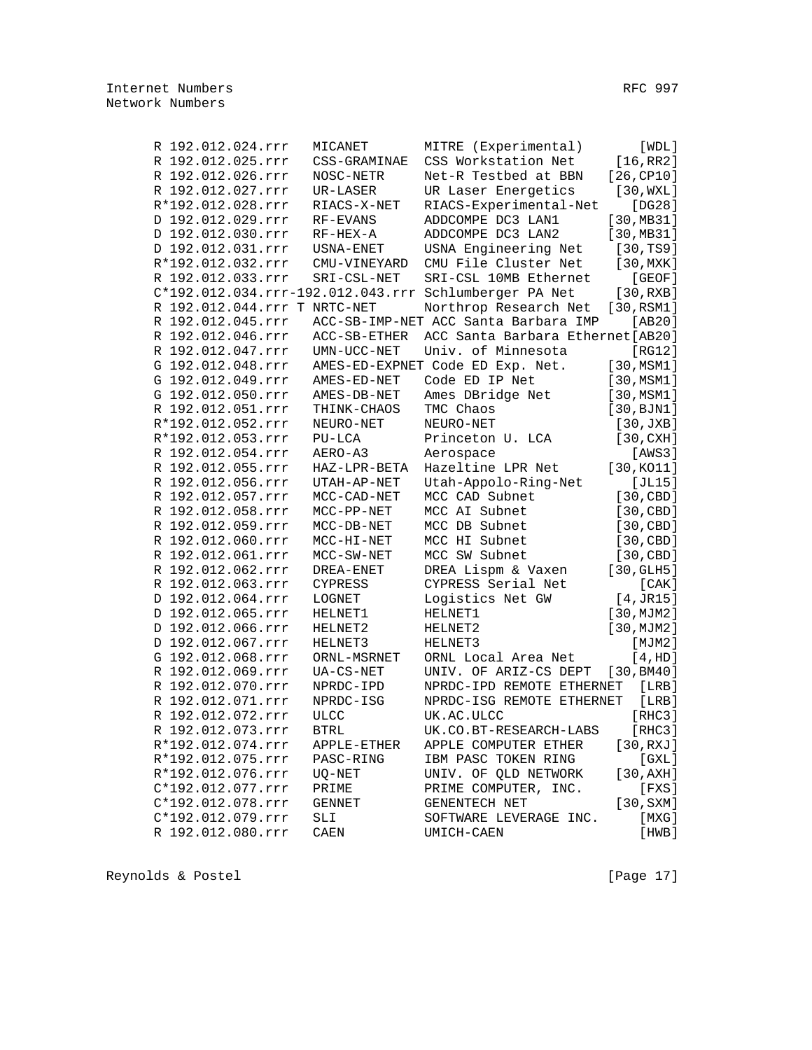```
R 192.012.024.rrr   MICANET        MITRE (Experimental)       [WDL]
R 192.012.025.rrr   CSS-GRAMINAE  CSS Workstation Net      [16,RR2]
R 192.012.026.rrr   NOSC-NETR      Net-R Testbed at BBN   [26,CP10]
R 192.012.027.rrr   UR-LASER       UR Laser Energetics     [30,WXL]
R*192.012.028.rrr   RIACS-X-NET    RIACS-Experimental-Net    [DG28]
D 192.012.029.rrr   RF-EVANS       ADDCOMPE DC3 LAN1      [30,MB31]
D 192.012.030.rrr   RF-HEX-A       ADDCOMPE DC3 LAN2      [30,MB31]
D 192.012.031.rrr   USNA-ENET      USNA Engineering Net    [30,TS9]
R*192.012.032.rrr   CMU-VINEYARD  CMU File Cluster Net    [30,MXK]
R 192.012.033.rrr   SRI-CSL-NET    SRI-CSL 10MB Ethernet     [GEOF]
C*192.012.034.rrr-192.012.043.rrr Schlumberger PA Net     [30,RXB]
R 192.012.044.rrr T NRTC-NET      Northrop Research Net  [30,RSM1]
R 192.012.045.rrr   ACC-SB-IMP-NET ACC Santa Barbara IMP    [AB20]
R 192.012.046.rrr   ACC-SB-ETHER  ACC Santa Barbara Ethernet[AB20]
R 192.012.047.rrr   UMN-UCC-NET    Univ. of Minnesota         [RG12]
G 192.012.048.rrr   AMES-ED-EXPNET Code ED Exp. Net.      [30,MSM1]
G 192.012.049.rrr   AMES-ED-NET    Code ED IP Net         [30,MSM1]
G 192.012.050.rrr   AMES-DB-NET    Ames DBridge Net       [30,MSM1]
R 192.012.051.rrr   THINK-CHAOS    TMC Chaos              [30,BJN1]
R*192.012.052.rrr   NEURO-NET      NEURO-NET               [30,JXB]
R*192.012.053.rrr   PU-LCA         Princeton U. LCA        [30,CXH]
R 192.012.054.rrr   AERO-A3        Aerospace                  [AWS3]
R 192.012.055.rrr   HAZ-LPR-BETA  Hazeltine LPR Net      [30,KO11]
R 192.012.056.rrr   UTAH-AP-NET    Utah-Appolo-Ring-Net       [JL15]
R 192.012.057.rrr   MCC-CAD-NET    MCC CAD Subnet          [30,CBD]
R 192.012.058.rrr   MCC-PP-NET     MCC AI Subnet           [30,CBD]
R 192.012.059.rrr   MCC-DB-NET     MCC DB Subnet           [30,CBD]
R 192.012.060.rrr   MCC-HI-NET     MCC HI Subnet           [30,CBD]
R 192.012.061.rrr   MCC-SW-NET     MCC SW Subnet           [30,CBD]
R 192.012.062.rrr   DREA-ENET      DREA Lispm & Vaxen     [30,GLH5]
R 192.012.063.rrr   CYPRESS        CYPRESS Serial Net          [CAK]
D 192.012.064.rrr   LOGNET         Logistics Net GW         [4,JR15]
D 192.012.065.rrr   HELNET1        HELNET1                [30,MJM2]
D 192.012.066.rrr   HELNET2        HELNET2                [30,MJM2]
D 192.012.067.rrr   HELNET3        HELNET3                    [MJM2]
G 192.012.068.rrr   ORNL-MSRNET    ORNL Local Area Net       [4,HD]
R 192.012.069.rrr   UA-CS-NET      UNIV. OF ARIZ-CS DEPT  [30,BM40]
R 192.012.070.rrr   NPRDC-IPD      NPRDC-IPD REMOTE ETHERNET  [LRB]
R 192.012.071.rrr   NPRDC-ISG      NPRDC-ISG REMOTE ETHERNET  [LRB]
R 192.012.072.rrr   ULCC           UK.AC.ULCC                 [RHC3]
R 192.012.073.rrr   BTRL           UK.CO.BT-RESEARCH-LABS     [RHC3]
R*192.012.074.rrr   APPLE-ETHER    APPLE COMPUTER ETHER    [30,RXJ]
R*192.012.075.rrr   PASC-RING      IBM PASC TOKEN RING         [GXL]
R*192.012.076.rrr   UQ-NET         UNIV. OF QLD NETWORK    [30,AXH]
C*192.012.077.rrr   PRIME          PRIME COMPUTER, INC.        [FXS]
C*192.012.078.rrr   GENNET         GENENTECH NET           [30,SXM]
C*192.012.079.rrr   SLI            SOFTWARE LEVERAGE INC.      [MXG]
R 192.012.080.rrr   CAEN           UMICH-CAEN                  [HWB]
```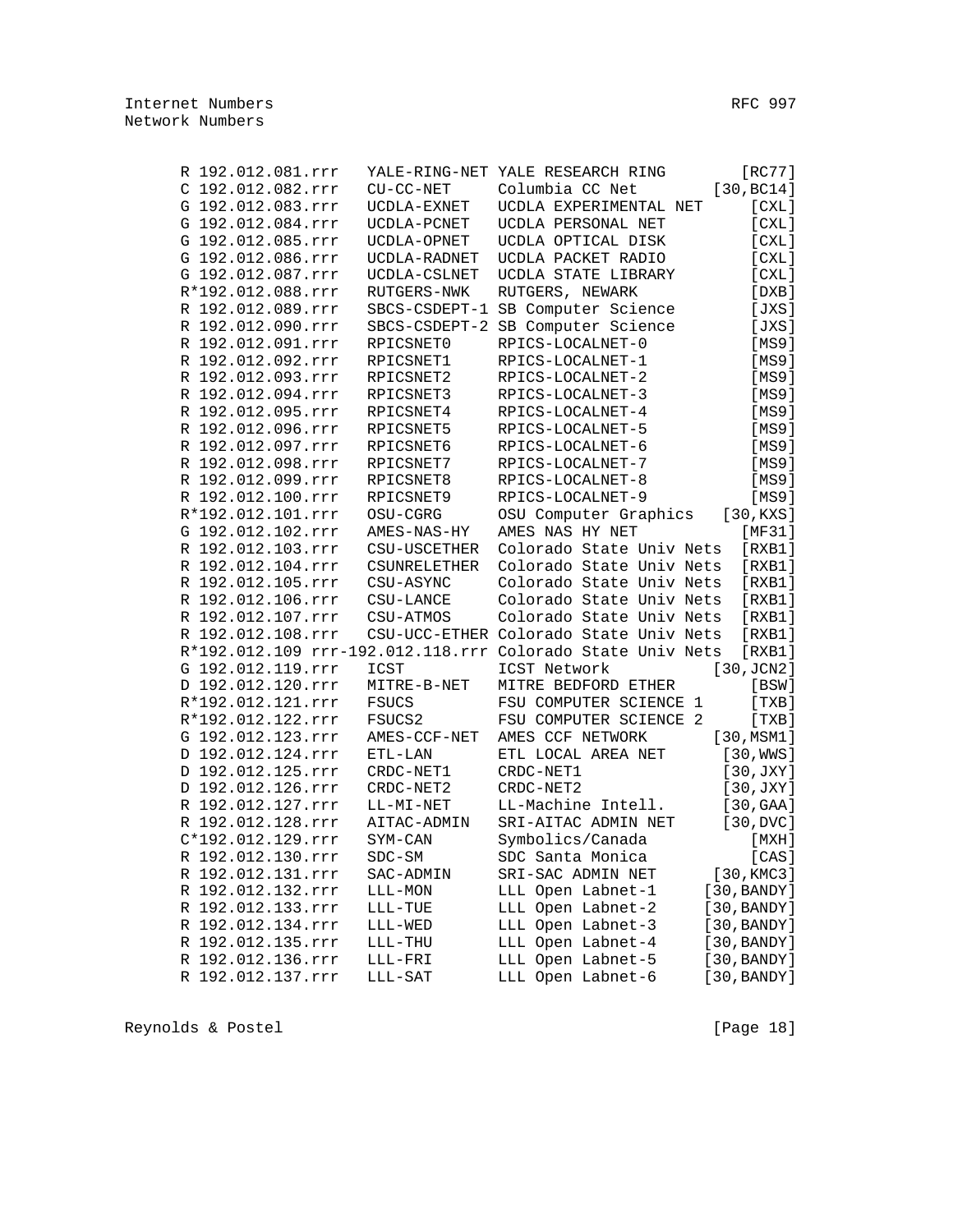```
R 192.012.081.rrr   YALE-RING-NET YALE RESEARCH RING        [RC77]
C 192.012.082.rrr   CU-CC-NET     Columbia CC Net        [30,BC14]
G 192.012.083.rrr   UCDLA-EXNET   UCDLA EXPERIMENTAL NET     [CXL]
G 192.012.084.rrr   UCDLA-PCNET   UCDLA PERSONAL NET         [CXL]
G 192.012.085.rrr   UCDLA-OPNET   UCDLA OPTICAL DISK         [CXL]
G 192.012.086.rrr   UCDLA-RADNET  UCDLA PACKET RADIO         [CXL]
G 192.012.087.rrr   UCDLA-CSLNET  UCDLA STATE LIBRARY        [CXL]
R*192.012.088.rrr   RUTGERS-NWK   RUTGERS, NEWARK            [DXB]
R 192.012.089.rrr   SBCS-CSDEPT-1 SB Computer Science        [JXS]
R 192.012.090.rrr   SBCS-CSDEPT-2 SB Computer Science        [JXS]
R 192.012.091.rrr   RPICSNET0     RPICS-LOCALNET-0           [MS9]
R 192.012.092.rrr   RPICSNET1     RPICS-LOCALNET-1           [MS9]
R 192.012.093.rrr   RPICSNET2     RPICS-LOCALNET-2           [MS9]
R 192.012.094.rrr   RPICSNET3     RPICS-LOCALNET-3           [MS9]
R 192.012.095.rrr   RPICSNET4     RPICS-LOCALNET-4           [MS9]
R 192.012.096.rrr   RPICSNET5     RPICS-LOCALNET-5           [MS9]
R 192.012.097.rrr   RPICSNET6     RPICS-LOCALNET-6           [MS9]
R 192.012.098.rrr   RPICSNET7     RPICS-LOCALNET-7           [MS9]
R 192.012.099.rrr   RPICSNET8     RPICS-LOCALNET-8           [MS9]
R 192.012.100.rrr   RPICSNET9     RPICS-LOCALNET-9           [MS9]
R*192.012.101.rrr   OSU-CGRG      OSU Computer Graphics   [30,KXS]
G 192.012.102.rrr   AMES-NAS-HY   AMES NAS HY NET           [MF31]
R 192.012.103.rrr   CSU-USCETHER  Colorado State Univ Nets  [RXB1]
R 192.012.104.rrr   CSUNRELETHER  Colorado State Univ Nets  [RXB1]
R 192.012.105.rrr   CSU-ASYNC     Colorado State Univ Nets  [RXB1]
R 192.012.106.rrr   CSU-LANCE     Colorado State Univ Nets  [RXB1]
R 192.012.107.rrr   CSU-ATMOS     Colorado State Univ Nets  [RXB1]
R 192.012.108.rrr   CSU-UCC-ETHER Colorado State Univ Nets  [RXB1]
R*192.012.109 rrr-192.012.118.rrr Colorado State Univ Nets  [RXB1]
G 192.012.119.rrr   ICST          ICST Network          [30,JCN2]
D 192.012.120.rrr   MITRE-B-NET   MITRE BEDFORD ETHER        [BSW]
R*192.012.121.rrr   FSUCS         FSU COMPUTER SCIENCE 1     [TXB]
R*192.012.122.rrr   FSUCS2        FSU COMPUTER SCIENCE 2     [TXB]
G 192.012.123.rrr   AMES-CCF-NET  AMES CCF NETWORK      [30,MSM1]
D 192.012.124.rrr   ETL-LAN       ETL LOCAL AREA NET     [30,WWS]
D 192.012.125.rrr   CRDC-NET1     CRDC-NET1              [30,JXY]
D 192.012.126.rrr   CRDC-NET2     CRDC-NET2              [30,JXY]
R 192.012.127.rrr   LL-MI-NET     LL-Machine Intell.     [30,GAA]
R 192.012.128.rrr   AITAC-ADMIN   SRI-AITAC ADMIN NET    [30,DVC]
C*192.012.129.rrr   SYM-CAN       Symbolics/Canada           [MXH]
R 192.012.130.rrr   SDC-SM        SDC Santa Monica           [CAS]
R 192.012.131.rrr   SAC-ADMIN     SRI-SAC ADMIN NET     [30,KMC3]
R 192.012.132.rrr   LLL-MON       LLL Open Labnet-1    [30,BANDY]
R 192.012.133.rrr   LLL-TUE       LLL Open Labnet-2    [30,BANDY]
R 192.012.134.rrr   LLL-WED       LLL Open Labnet-3    [30,BANDY]
R 192.012.135.rrr   LLL-THU       LLL Open Labnet-4    [30,BANDY]
R 192.012.136.rrr   LLL-FRI       LLL Open Labnet-5    [30,BANDY]
R 192.012.137.rrr   LLL-SAT       LLL Open Labnet-6    [30,BANDY]
```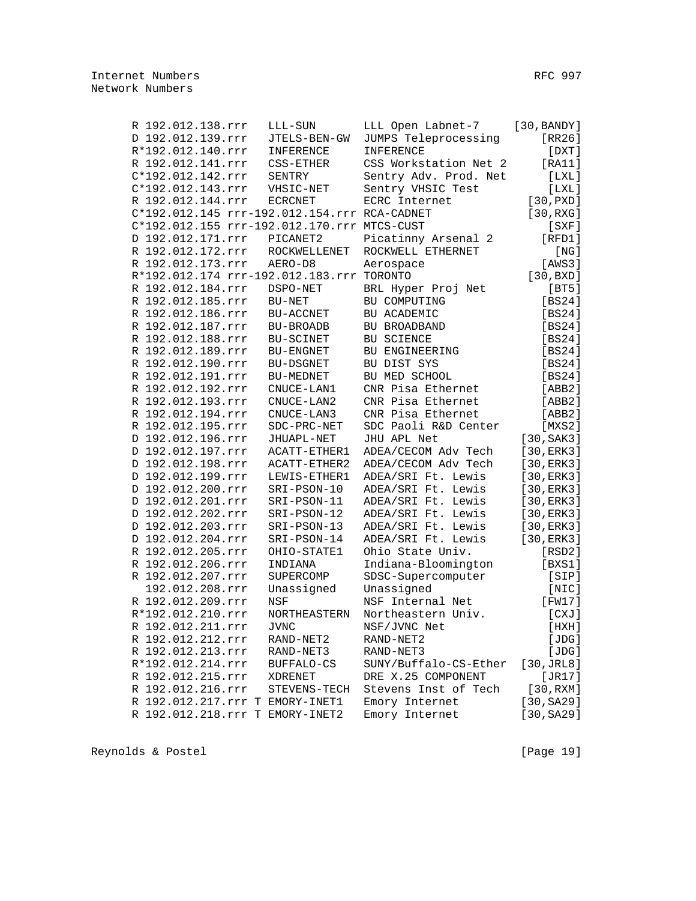```
R 192.012.138.rrr   LLL-SUN       LLL Open Labnet-7     [30,BANDY]
D 192.012.139.rrr   JTELS-BEN-GW  JUMPS Teleprocessing      [RR26]
R*192.012.140.rrr   INFERENCE     INFERENCE                  [DXT]
R 192.012.141.rrr   CSS-ETHER     CSS Workstation Net 2     [RA11]
C*192.012.142.rrr   SENTRY        Sentry Adv. Prod. Net      [LXL]
C*192.012.143.rrr   VHSIC-NET     Sentry VHSIC Test          [LXL]
R 192.012.144.rrr   ECRCNET       ECRC Internet           [30,PXD]
C*192.012.145 rrr-192.012.154.rrr RCA-CADNET              [30,RXG]
C*192.012.155 rrr-192.012.170.rrr MTCS-CUST                  [SXF]
D 192.012.171.rrr   PICANET2      Picatinny Arsenal 2       [RFD1]
R 192.012.172.rrr   ROCKWELLENET  ROCKWELL ETHERNET           [NG]
R 192.012.173.rrr   AERO-D8       Aerospace                 [AWS3]
R*192.012.174 rrr-192.012.183.rrr TORONTO                 [30,BXD]
R 192.012.184.rrr   DSPO-NET      BRL Hyper Proj Net         [BT5]
R 192.012.185.rrr   BU-NET        BU COMPUTING              [BS24]
R 192.012.186.rrr   BU-ACCNET     BU ACADEMIC               [BS24]
R 192.012.187.rrr   BU-BROADB     BU BROADBAND              [BS24]
R 192.012.188.rrr   BU-SCINET     BU SCIENCE                [BS24]
R 192.012.189.rrr   BU-ENGNET     BU ENGINEERING            [BS24]
R 192.012.190.rrr   BU-DSGNET     BU DIST SYS               [BS24]
R 192.012.191.rrr   BU-MEDNET     BU MED SCHOOL             [BS24]
R 192.012.192.rrr   CNUCE-LAN1    CNR Pisa Ethernet         [ABB2]
R 192.012.193.rrr   CNUCE-LAN2    CNR Pisa Ethernet         [ABB2]
R 192.012.194.rrr   CNUCE-LAN3    CNR Pisa Ethernet         [ABB2]
R 192.012.195.rrr   SDC-PRC-NET   SDC Paoli R&D Center      [MXS2]
D 192.012.196.rrr   JHUAPL-NET    JHU APL Net             [30,SAK3]
D 192.012.197.rrr   ACATT-ETHER1  ADEA/CECOM Adv Tech     [30,ERK3]
D 192.012.198.rrr   ACATT-ETHER2  ADEA/CECOM Adv Tech     [30,ERK3]
D 192.012.199.rrr   LEWIS-ETHER1  ADEA/SRI Ft. Lewis      [30,ERK3]
D 192.012.200.rrr   SRI-PSON-10   ADEA/SRI Ft. Lewis      [30,ERK3]
D 192.012.201.rrr   SRI-PSON-11   ADEA/SRI Ft. Lewis      [30,ERK3]
D 192.012.202.rrr   SRI-PSON-12   ADEA/SRI Ft. Lewis      [30,ERK3]
D 192.012.203.rrr   SRI-PSON-13   ADEA/SRI Ft. Lewis      [30,ERK3]
D 192.012.204.rrr   SRI-PSON-14   ADEA/SRI Ft. Lewis      [30,ERK3]
R 192.012.205.rrr   OHIO-STATE1   Ohio State Univ.          [RSD2]
R 192.012.206.rrr   INDIANA       Indiana-Bloomington       [BXS1]
R 192.012.207.rrr   SUPERCOMP     SDSC-Supercomputer         [SIP]
  192.012.208.rrr   Unassigned    Unassigned                 [NIC]
R 192.012.209.rrr   NSF           NSF Internal Net          [FW17]
R*192.012.210.rrr   NORTHEASTERN  Northeastern Univ.         [CXJ]
R 192.012.211.rrr   JVNC          NSF/JVNC Net               [HXH]
R 192.012.212.rrr   RAND-NET2     RAND-NET2                  [JDG]
R 192.012.213.rrr   RAND-NET3     RAND-NET3                  [JDG]
R*192.012.214.rrr   BUFFALO-CS    SUNY/Buffalo-CS-Ether  [30,JRL8]
R 192.012.215.rrr   XDRENET       DRE X.25 COMPONENT        [JR17]
R 192.012.216.rrr   STEVENS-TECH  Stevens Inst of Tech     [30,RXM]
R 192.012.217.rrr T EMORY-INET1   Emory Internet          [30,SA29]
R 192.012.218.rrr T EMORY-INET2   Emory Internet          [30,SA29]
```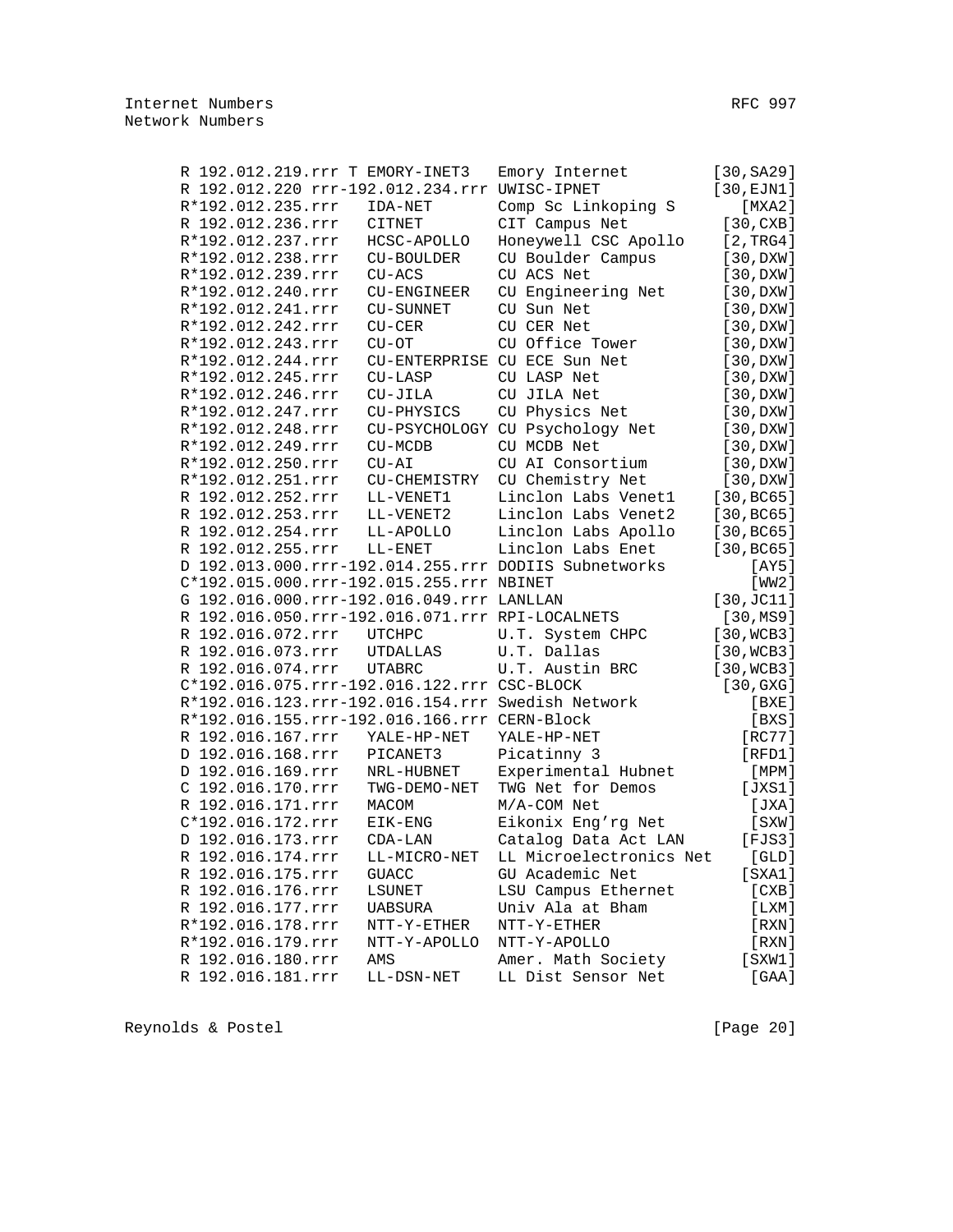```
R 192.012.219.rrr T EMORY-INET3   Emory Internet         [30,SA29]
R 192.012.220 rrr-192.012.234.rrr UWISC-IPNET           [30,EJN1]
R*192.012.235.rrr   IDA-NET       Comp Sc Linkoping S      [MXA2]
R 192.012.236.rrr   CITNET        CIT Campus Net         [30,CXB]
R*192.012.237.rrr   HCSC-APOLLO   Honeywell CSC Apollo    [2,TRG4]
R*192.012.238.rrr   CU-BOULDER    CU Boulder Campus      [30,DXW]
R*192.012.239.rrr   CU-ACS        CU ACS Net             [30,DXW]
R*192.012.240.rrr   CU-ENGINEER   CU Engineering Net     [30,DXW]
R*192.012.241.rrr   CU-SUNNET     CU Sun Net             [30,DXW]
R*192.012.242.rrr   CU-CER        CU CER Net             [30,DXW]
R*192.012.243.rrr   CU-OT         CU Office Tower        [30,DXW]
R*192.012.244.rrr   CU-ENTERPRISE CU ECE Sun Net         [30,DXW]
R*192.012.245.rrr   CU-LASP       CU LASP Net            [30,DXW]
R*192.012.246.rrr   CU-JILA       CU JILA Net            [30,DXW]
R*192.012.247.rrr   CU-PHYSICS    CU Physics Net         [30,DXW]
R*192.012.248.rrr   CU-PSYCHOLOGY CU Psychology Net      [30,DXW]
R*192.012.249.rrr   CU-MCDB       CU MCDB Net            [30,DXW]
R*192.012.250.rrr   CU-AI         CU AI Consortium       [30,DXW]
R*192.012.251.rrr   CU-CHEMISTRY  CU Chemistry Net       [30,DXW]
R 192.012.252.rrr   LL-VENET1     Linclon Labs Venet1   [30,BC65]
R 192.012.253.rrr   LL-VENET2     Linclon Labs Venet2   [30,BC65]
R 192.012.254.rrr   LL-APOLLO     Linclon Labs Apollo   [30,BC65]
R 192.012.255.rrr   LL-ENET       Linclon Labs Enet     [30,BC65]
D 192.013.000.rrr-192.014.255.rrr DODIIS Subnetworks         [AY5]
C*192.015.000.rrr-192.015.255.rrr NBINET                     [WW2]
G 192.016.000.rrr-192.016.049.rrr LANLLAN               [30,JC11]
R 192.016.050.rrr-192.016.071.rrr RPI-LOCALNETS          [30,MS9]
R 192.016.072.rrr   UTCHPC        U.T. System CHPC      [30,WCB3]
R 192.016.073.rrr   UTDALLAS      U.T. Dallas           [30,WCB3]
R 192.016.074.rrr   UTABRC        U.T. Austin BRC       [30,WCB3]
C*192.016.075.rrr-192.016.122.rrr CSC-BLOCK              [30,GXG]
R*192.016.123.rrr-192.016.154.rrr Swedish Network            [BXE]
R*192.016.155.rrr-192.016.166.rrr CERN-Block                 [BXS]
R 192.016.167.rrr   YALE-HP-NET   YALE-HP-NET               [RC77]
D 192.016.168.rrr   PICANET3      Picatinny 3               [RFD1]
D 192.016.169.rrr   NRL-HUBNET    Experimental Hubnet        [MPM]
C 192.016.170.rrr   TWG-DEMO-NET  TWG Net for Demos         [JXS1]
R 192.016.171.rrr   MACOM         M/A-COM Net                [JXA]
C*192.016.172.rrr   EIK-ENG       Eikonix Eng'rg Net         [SXW]
D 192.016.173.rrr   CDA-LAN       Catalog Data Act LAN      [FJS3]
R 192.016.174.rrr   LL-MICRO-NET  LL Microelectronics Net    [GLD]
R 192.016.175.rrr   GUACC         GU Academic Net           [SXA1]
R 192.016.176.rrr   LSUNET        LSU Campus Ethernet        [CXB]
R 192.016.177.rrr   UABSURA       Univ Ala at Bham           [LXM]
R*192.016.178.rrr   NTT-Y-ETHER   NTT-Y-ETHER                [RXN]
R*192.016.179.rrr   NTT-Y-APOLLO  NTT-Y-APOLLO               [RXN]
R 192.016.180.rrr   AMS           Amer. Math Society        [SXW1]
R 192.016.181.rrr   LL-DSN-NET    LL Dist Sensor Net         [GAA]
```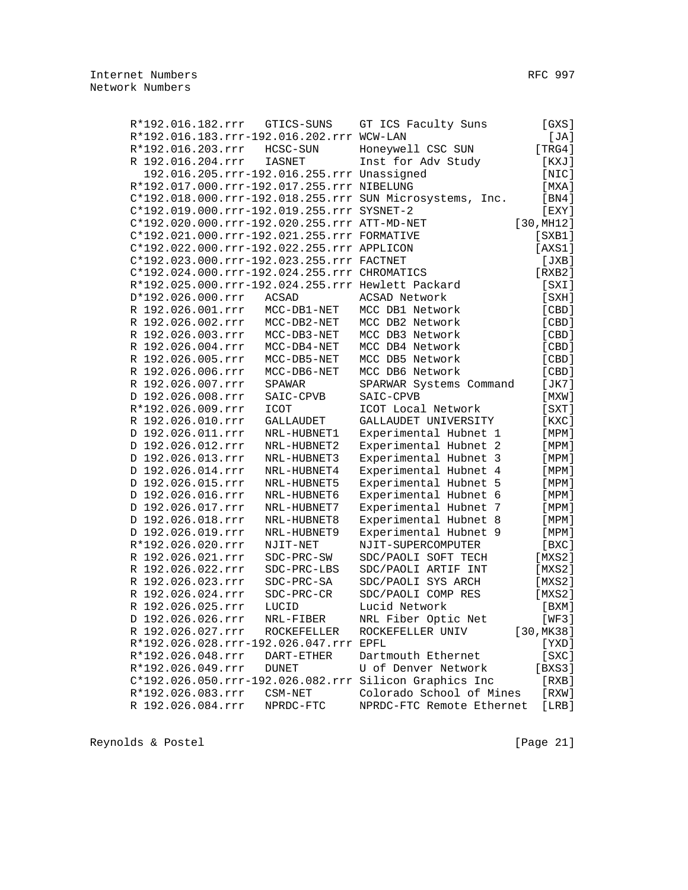```
      R*192.016.182.rrr   GTICS-SUNS    GT ICS Faculty Suns        [GXS]
      R*192.016.183.rrr-192.016.202.rrr WCW-LAN                     [JA]
      R*192.016.203.rrr   HCSC-SUN      Honeywell CSC SUN         [TRG4]
      R 192.016.204.rrr   IASNET        Inst for Adv Study         [KXJ]
        192.016.205.rrr-192.016.255.rrr Unassigned                 [NIC]
      R*192.017.000.rrr-192.017.255.rrr NIBELUNG                   [MXA]
      C*192.018.000.rrr-192.018.255.rrr SUN Microsystems, Inc.     [BN4]
      C*192.019.000.rrr-192.019.255.rrr SYSNET-2                   [EXY]
      C*192.020.000.rrr-192.020.255.rrr ATT-MD-NET             [30,MH12]
      C*192.021.000.rrr-192.021.255.rrr FORMATIVE                 [SXB1]
      C*192.022.000.rrr-192.022.255.rrr APPLICON                  [AXS1]
      C*192.023.000.rrr-192.023.255.rrr FACTNET                    [JXB]
      C*192.024.000.rrr-192.024.255.rrr CHROMATICS                [RXB2]
      R*192.025.000.rrr-192.024.255.rrr Hewlett Packard            [SXI]
      D*192.026.000.rrr   ACSAD         ACSAD Network              [SXH]
      R 192.026.001.rrr   MCC-DB1-NET   MCC DB1 Network            [CBD]
      R 192.026.002.rrr   MCC-DB2-NET   MCC DB2 Network            [CBD]
      R 192.026.003.rrr   MCC-DB3-NET   MCC DB3 Network            [CBD]
      R 192.026.004.rrr   MCC-DB4-NET   MCC DB4 Network            [CBD]
      R 192.026.005.rrr   MCC-DB5-NET   MCC DB5 Network            [CBD]
      R 192.026.006.rrr   MCC-DB6-NET   MCC DB6 Network            [CBD]
      R 192.026.007.rrr   SPAWAR        SPARWAR Systems Command    [JK7]
      D 192.026.008.rrr   SAIC-CPVB     SAIC-CPVB                  [MXW]
      R*192.026.009.rrr   ICOT          ICOT Local Network         [SXT]
      R 192.026.010.rrr   GALLAUDET     GALLAUDET UNIVERSITY       [KXC]
      D 192.026.011.rrr   NRL-HUBNET1   Experimental Hubnet 1      [MPM]
      D 192.026.012.rrr   NRL-HUBNET2   Experimental Hubnet 2      [MPM]
      D 192.026.013.rrr   NRL-HUBNET3   Experimental Hubnet 3      [MPM]
      D 192.026.014.rrr   NRL-HUBNET4   Experimental Hubnet 4      [MPM]
      D 192.026.015.rrr   NRL-HUBNET5   Experimental Hubnet 5      [MPM]
      D 192.026.016.rrr   NRL-HUBNET6   Experimental Hubnet 6      [MPM]
      D 192.026.017.rrr   NRL-HUBNET7   Experimental Hubnet 7      [MPM]
      D 192.026.018.rrr   NRL-HUBNET8   Experimental Hubnet 8      [MPM]
      D 192.026.019.rrr   NRL-HUBNET9   Experimental Hubnet 9      [MPM]
      R*192.026.020.rrr   NJIT-NET      NJIT-SUPERCOMPUTER         [BXC]
      R 192.026.021.rrr   SDC-PRC-SW    SDC/PAOLI SOFT TECH       [MXS2]
      R 192.026.022.rrr   SDC-PRC-LBS   SDC/PAOLI ARTIF INT       [MXS2]
      R 192.026.023.rrr   SDC-PRC-SA    SDC/PAOLI SYS ARCH        [MXS2]
      R 192.026.024.rrr   SDC-PRC-CR    SDC/PAOLI COMP RES        [MXS2]
      R 192.026.025.rrr   LUCID         Lucid Network              [BXM]
      D 192.026.026.rrr   NRL-FIBER     NRL Fiber Optic Net        [WF3]
      R 192.026.027.rrr   ROCKEFELLER   ROCKEFELLER UNIV       [30,MK38]
      R*192.026.028.rrr-192.026.047.rrr EPFL                       [YXD]
      R*192.026.048.rrr   DART-ETHER    Dartmouth Ethernet         [SXC]
      R*192.026.049.rrr   DUNET         U of Denver Network       [BXS3]
      C*192.026.050.rrr-192.026.082.rrr Silicon Graphics Inc       [RXB]
      R*192.026.083.rrr   CSM-NET       Colorado School of Mines   [RXW]
      R 192.026.084.rrr   NPRDC-FTC     NPRDC-FTC Remote Ethernet  [LRB]
```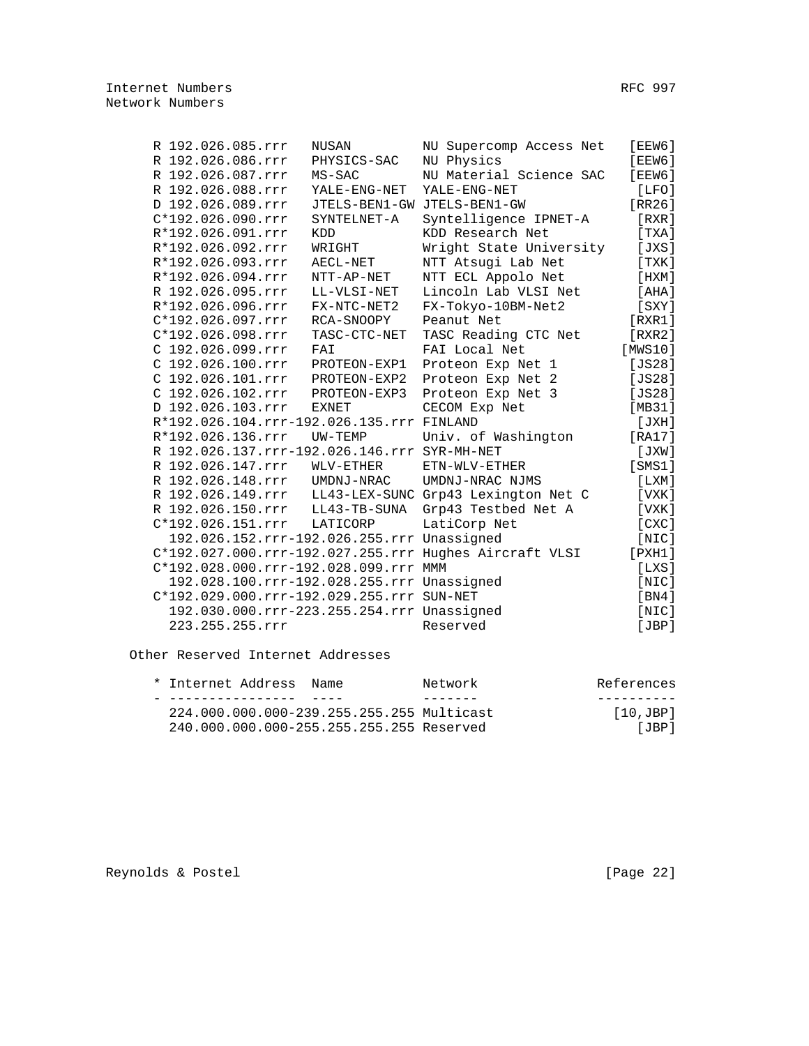```
      R 192.026.085.rrr   NUSAN          NU Supercomp Access Net   [EEW6]
      R 192.026.086.rrr   PHYSICS-SAC    NU Physics                [EEW6]
      R 192.026.087.rrr   MS-SAC         NU Material Science SAC   [EEW6]
      R 192.026.088.rrr   YALE-ENG-NET   YALE-ENG-NET               [LFO]
      D 192.026.089.rrr   JTELS-BEN1-GW  JTELS-BEN1-GW             [RR26]
      C*192.026.090.rrr   SYNTELNET-A    Syntelligence IPNET-A      [RXR]
      R*192.026.091.rrr   KDD            KDD Research Net           [TXA]
      R*192.026.092.rrr   WRIGHT         Wright State University    [JXS]
      R*192.026.093.rrr   AECL-NET       NTT Atsugi Lab Net         [TXK]
      R*192.026.094.rrr   NTT-AP-NET     NTT ECL Appolo Net         [HXM]
      R 192.026.095.rrr   LL-VLSI-NET    Lincoln Lab VLSI Net       [AHA]
      R*192.026.096.rrr   FX-NTC-NET2    FX-Tokyo-10BM-Net2         [SXY]
      C*192.026.097.rrr   RCA-SNOOPY     Peanut Net                [RXR1]
      C*192.026.098.rrr   TASC-CTC-NET   TASC Reading CTC Net      [RXR2]
      C 192.026.099.rrr   FAI            FAI Local Net            [MWS10]
      C 192.026.100.rrr   PROTEON-EXP1   Proteon Exp Net 1         [JS28]
      C 192.026.101.rrr   PROTEON-EXP2   Proteon Exp Net 2         [JS28]
      C 192.026.102.rrr   PROTEON-EXP3   Proteon Exp Net 3         [JS28]
      D 192.026.103.rrr   EXNET          CECOM Exp Net             [MB31]
      R*192.026.104.rrr-192.026.135.rrr FINLAND                    [JXH]
      R*192.026.136.rrr   UW-TEMP        Univ. of Washington       [RA17]
      R 192.026.137.rrr-192.026.146.rrr SYR-MH-NET                 [JXW]
      R 192.026.147.rrr   WLV-ETHER      ETN-WLV-ETHER             [SMS1]
      R 192.026.148.rrr   UMDNJ-NRAC     UMDNJ-NRAC NJMS            [LXM]
      R 192.026.149.rrr   LL43-LEX-SUNC Grp43 Lexington Net C       [VXK]
      R 192.026.150.rrr   LL43-TB-SUNA   Grp43 Testbed Net A        [VXK]
      C*192.026.151.rrr   LATICORP       LatiCorp Net               [CXC]
        192.026.152.rrr-192.026.255.rrr Unassigned                 [NIC]
      C*192.027.000.rrr-192.027.255.rrr Hughes Aircraft VLSI      [PXH1]
      C*192.028.000.rrr-192.028.099.rrr MMM                        [LXS]
        192.028.100.rrr-192.028.255.rrr Unassigned                 [NIC]
      C*192.029.000.rrr-192.029.255.rrr SUN-NET                    [BN4]
        192.030.000.rrr-223.255.254.rrr Unassigned                 [NIC]
        223.255.255.rrr                 Reserved                   [JBP]
```

Other Reserved Internet Addresses

```
      * Internet Address  Name           Network              References
      - ----------------  ----           -------              ----------
        224.000.000.000-239.255.255.255 Multicast               [10,JBP]
        240.000.000.000-255.255.255.255 Reserved                   [JBP]
```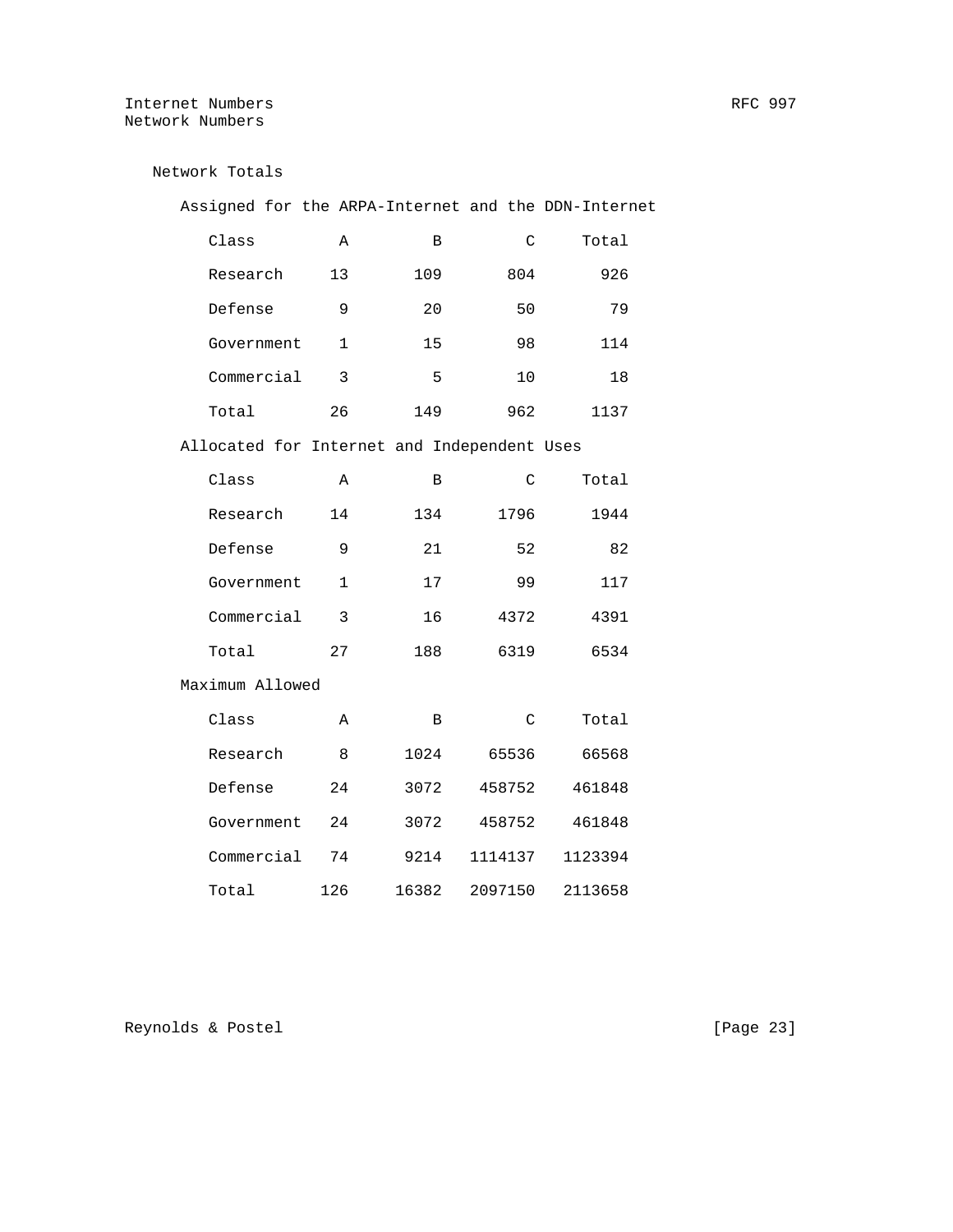## Network Totals

### Assigned for the ARPA-Internet and the DDN-Internet

| Class | A | B | C | Total |
|---|---|---|---|---|
| Research | 13 | 109 | 804 | 926 |
| Defense | 9 | 20 | 50 | 79 |
| Government | 1 | 15 | 98 | 114 |
| Commercial | 3 | 5 | 10 | 18 |
| Total | 26 | 149 | 962 | 1137 |

### Allocated for Internet and Independent Uses

| Class | A | B | C | Total |
|---|---|---|---|---|
| Research | 14 | 134 | 1796 | 1944 |
| Defense | 9 | 21 | 52 | 82 |
| Government | 1 | 17 | 99 | 117 |
| Commercial | 3 | 16 | 4372 | 4391 |
| Total | 27 | 188 | 6319 | 6534 |

### Maximum Allowed

| Class | A | B | C | Total |
|---|---|---|---|---|
| Research | 8 | 1024 | 65536 | 66568 |
| Defense | 24 | 3072 | 458752 | 461848 |
| Government | 24 | 3072 | 458752 | 461848 |
| Commercial | 74 | 9214 | 1114137 | 1123394 |
| Total | 126 | 16382 | 2097150 | 2113658 |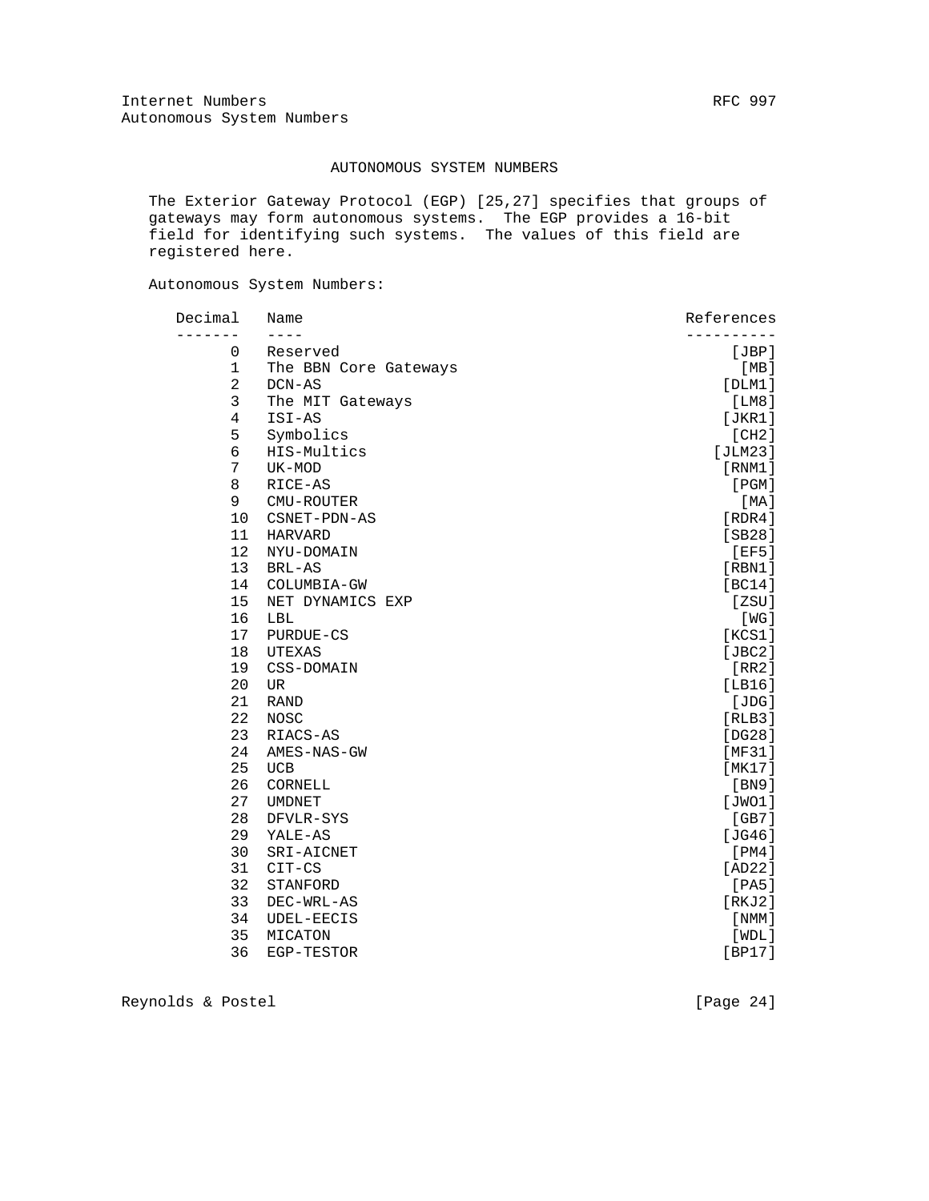## AUTONOMOUS SYSTEM NUMBERS

The Exterior Gateway Protocol (EGP) [25,27] specifies that groups of gateways may form autonomous systems. The EGP provides a 16-bit field for identifying such systems. The values of this field are registered here.

Autonomous System Numbers:

| Decimal | Name | References |
|---|---|---|
| 0 | Reserved | [JBP] |
| 1 | The BBN Core Gateways | [MB] |
| 2 | DCN-AS | [DLM1] |
| 3 | The MIT Gateways | [LM8] |
| 4 | ISI-AS | [JKR1] |
| 5 | Symbolics | [CH2] |
| 6 | HIS-Multics | [JLM23] |
| 7 | UK-MOD | [RNM1] |
| 8 | RICE-AS | [PGM] |
| 9 | CMU-ROUTER | [MA] |
| 10 | CSNET-PDN-AS | [RDR4] |
| 11 | HARVARD | [SB28] |
| 12 | NYU-DOMAIN | [EF5] |
| 13 | BRL-AS | [RBN1] |
| 14 | COLUMBIA-GW | [BC14] |
| 15 | NET DYNAMICS EXP | [ZSU] |
| 16 | LBL | [WG] |
| 17 | PURDUE-CS | [KCS1] |
| 18 | UTEXAS | [JBC2] |
| 19 | CSS-DOMAIN | [RR2] |
| 20 | UR | [LB16] |
| 21 | RAND | [JDG] |
| 22 | NOSC | [RLB3] |
| 23 | RIACS-AS | [DG28] |
| 24 | AMES-NAS-GW | [MF31] |
| 25 | UCB | [MK17] |
| 26 | CORNELL | [BN9] |
| 27 | UMDNET | [JWO1] |
| 28 | DFVLR-SYS | [GB7] |
| 29 | YALE-AS | [JG46] |
| 30 | SRI-AICNET | [PM4] |
| 31 | CIT-CS | [AD22] |
| 32 | STANFORD | [PA5] |
| 33 | DEC-WRL-AS | [RKJ2] |
| 34 | UDEL-EECIS | [NMM] |
| 35 | MICATON | [WDL] |
| 36 | EGP-TESTOR | [BP17] |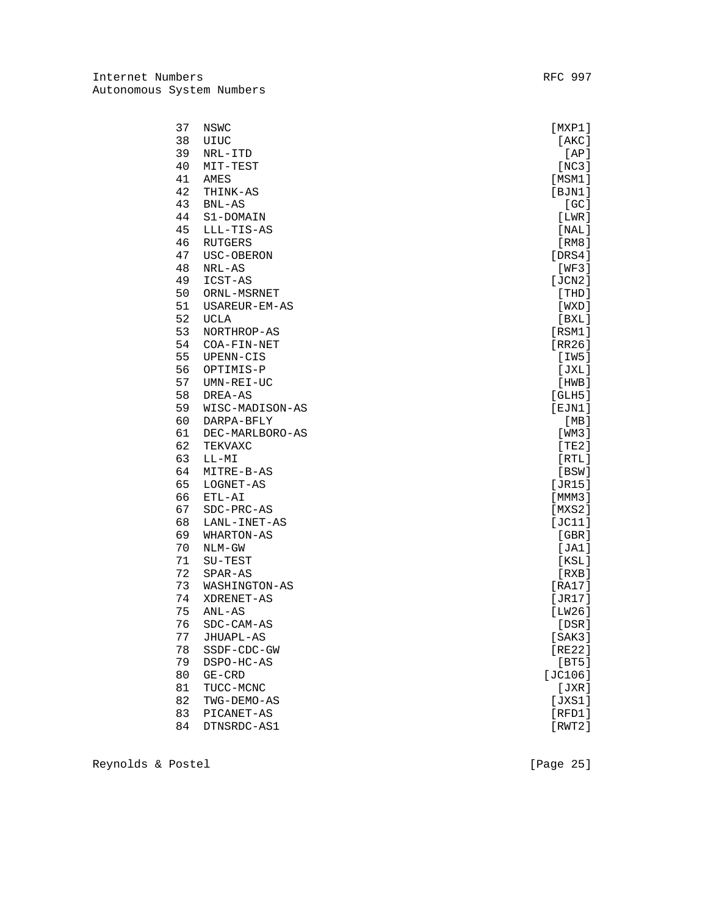| | | |
|---|---|---|
| 37 | NSWC | [MXP1] |
| 38 | UIUC | [AKC] |
| 39 | NRL-ITD | [AP] |
| 40 | MIT-TEST | [NC3] |
| 41 | AMES | [MSM1] |
| 42 | THINK-AS | [BJN1] |
| 43 | BNL-AS | [GC] |
| 44 | S1-DOMAIN | [LWR] |
| 45 | LLL-TIS-AS | [NAL] |
| 46 | RUTGERS | [RM8] |
| 47 | USC-OBERON | [DRS4] |
| 48 | NRL-AS | [WF3] |
| 49 | ICST-AS | [JCN2] |
| 50 | ORNL-MSRNET | [THD] |
| 51 | USAREUR-EM-AS | [WXD] |
| 52 | UCLA | [BXL] |
| 53 | NORTHROP-AS | [RSM1] |
| 54 | COA-FIN-NET | [RR26] |
| 55 | UPENN-CIS | [IW5] |
| 56 | OPTIMIS-P | [JXL] |
| 57 | UMN-REI-UC | [HWB] |
| 58 | DREA-AS | [GLH5] |
| 59 | WISC-MADISON-AS | [EJN1] |
| 60 | DARPA-BFLY | [MB] |
| 61 | DEC-MARLBORO-AS | [WM3] |
| 62 | TEKVAXC | [TE2] |
| 63 | LL-MI | [RTL] |
| 64 | MITRE-B-AS | [BSW] |
| 65 | LOGNET-AS | [JR15] |
| 66 | ETL-AI | [MMM3] |
| 67 | SDC-PRC-AS | [MXS2] |
| 68 | LANL-INET-AS | [JC11] |
| 69 | WHARTON-AS | [GBR] |
| 70 | NLM-GW | [JA1] |
| 71 | SU-TEST | [KSL] |
| 72 | SPAR-AS | [RXB] |
| 73 | WASHINGTON-AS | [RA17] |
| 74 | XDRENET-AS | [JR17] |
| 75 | ANL-AS | [LW26] |
| 76 | SDC-CAM-AS | [DSR] |
| 77 | JHUAPL-AS | [SAK3] |
| 78 | SSDF-CDC-GW | [RE22] |
| 79 | DSPO-HC-AS | [BT5] |
| 80 | GE-CRD | [JC106] |
| 81 | TUCC-MCNC | [JXR] |
| 82 | TWG-DEMO-AS | [JXS1] |
| 83 | PICANET-AS | [RFD1] |
| 84 | DTNSRDC-AS1 | [RWT2] |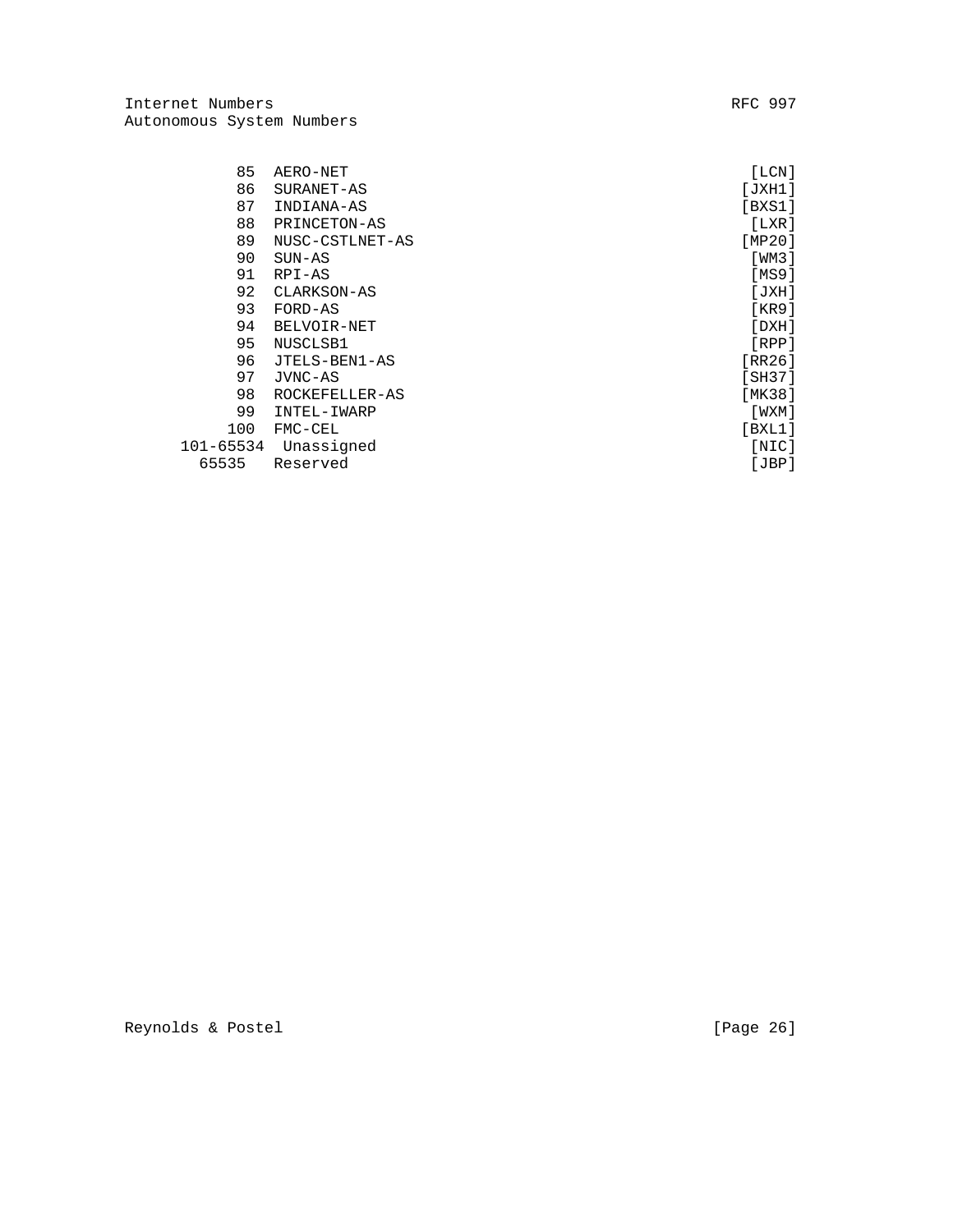| Number | Name | Reference |
|---|---|---|
| 85 | AERO-NET | [LCN] |
| 86 | SURANET-AS | [JXH1] |
| 87 | INDIANA-AS | [BXS1] |
| 88 | PRINCETON-AS | [LXR] |
| 89 | NUSC-CSTLNET-AS | [MP20] |
| 90 | SUN-AS | [WM3] |
| 91 | RPI-AS | [MS9] |
| 92 | CLARKSON-AS | [JXH] |
| 93 | FORD-AS | [KR9] |
| 94 | BELVOIR-NET | [DXH] |
| 95 | NUSCLSB1 | [RPP] |
| 96 | JTELS-BEN1-AS | [RR26] |
| 97 | JVNC-AS | [SH37] |
| 98 | ROCKEFELLER-AS | [MK38] |
| 99 | INTEL-IWARP | [WXM] |
| 100 | FMC-CEL | [BXL1] |
| 101-65534 | Unassigned | [NIC] |
| 65535 | Reserved | [JBP] |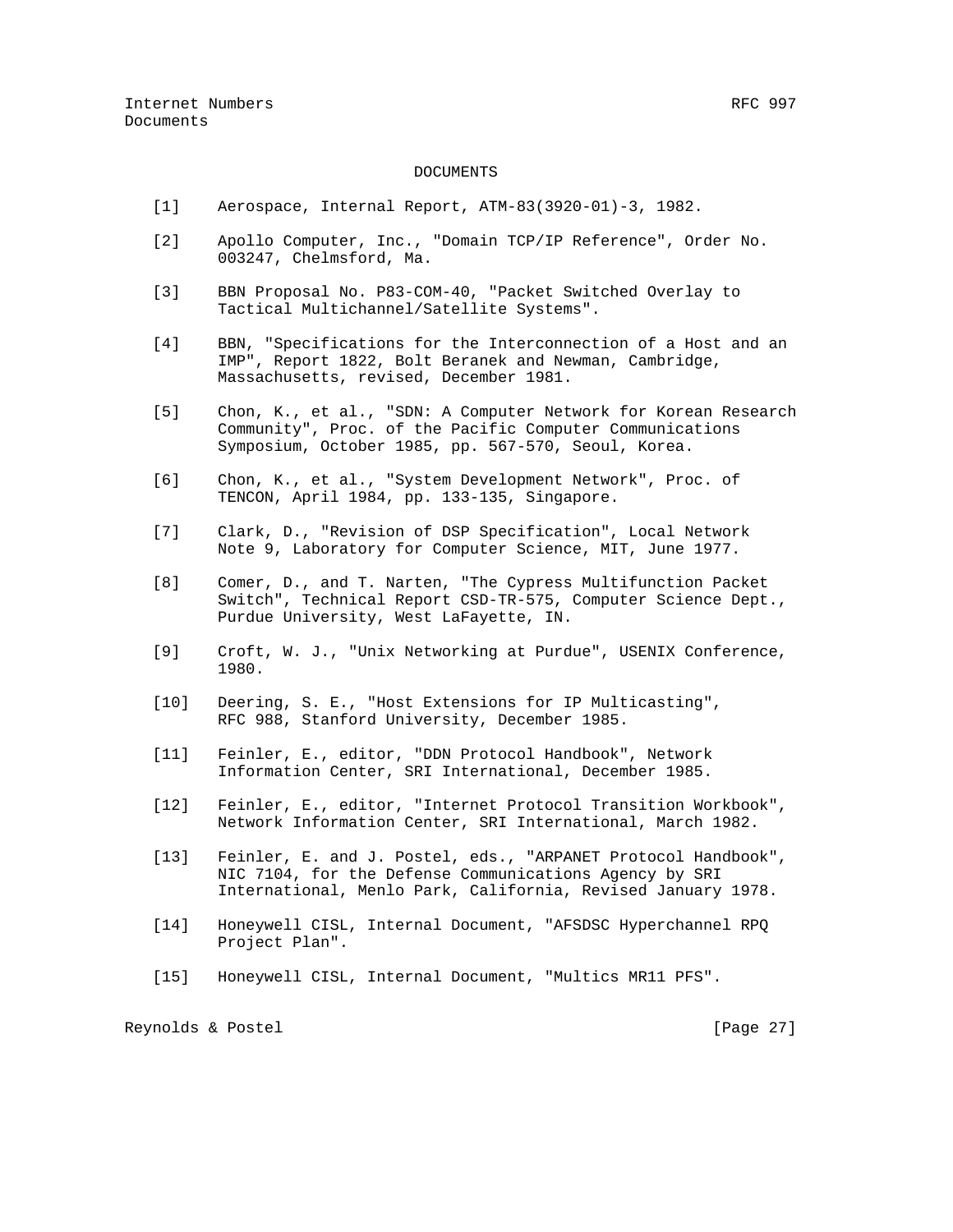# DOCUMENTS

[1] Aerospace, Internal Report, ATM-83(3920-01)-3, 1982.

[2] Apollo Computer, Inc., "Domain TCP/IP Reference", Order No. 003247, Chelmsford, Ma.

[3] BBN Proposal No. P83-COM-40, "Packet Switched Overlay to Tactical Multichannel/Satellite Systems".

[4] BBN, "Specifications for the Interconnection of a Host and an IMP", Report 1822, Bolt Beranek and Newman, Cambridge, Massachusetts, revised, December 1981.

[5] Chon, K., et al., "SDN: A Computer Network for Korean Research Community", Proc. of the Pacific Computer Communications Symposium, October 1985, pp. 567-570, Seoul, Korea.

[6] Chon, K., et al., "System Development Network", Proc. of TENCON, April 1984, pp. 133-135, Singapore.

[7] Clark, D., "Revision of DSP Specification", Local Network Note 9, Laboratory for Computer Science, MIT, June 1977.

[8] Comer, D., and T. Narten, "The Cypress Multifunction Packet Switch", Technical Report CSD-TR-575, Computer Science Dept., Purdue University, West LaFayette, IN.

[9] Croft, W. J., "Unix Networking at Purdue", USENIX Conference, 1980.

[10] Deering, S. E., "Host Extensions for IP Multicasting", RFC 988, Stanford University, December 1985.

[11] Feinler, E., editor, "DDN Protocol Handbook", Network Information Center, SRI International, December 1985.

[12] Feinler, E., editor, "Internet Protocol Transition Workbook", Network Information Center, SRI International, March 1982.

[13] Feinler, E. and J. Postel, eds., "ARPANET Protocol Handbook", NIC 7104, for the Defense Communications Agency by SRI International, Menlo Park, California, Revised January 1978.

[14] Honeywell CISL, Internal Document, "AFSDSC Hyperchannel RPQ Project Plan".

[15] Honeywell CISL, Internal Document, "Multics MR11 PFS".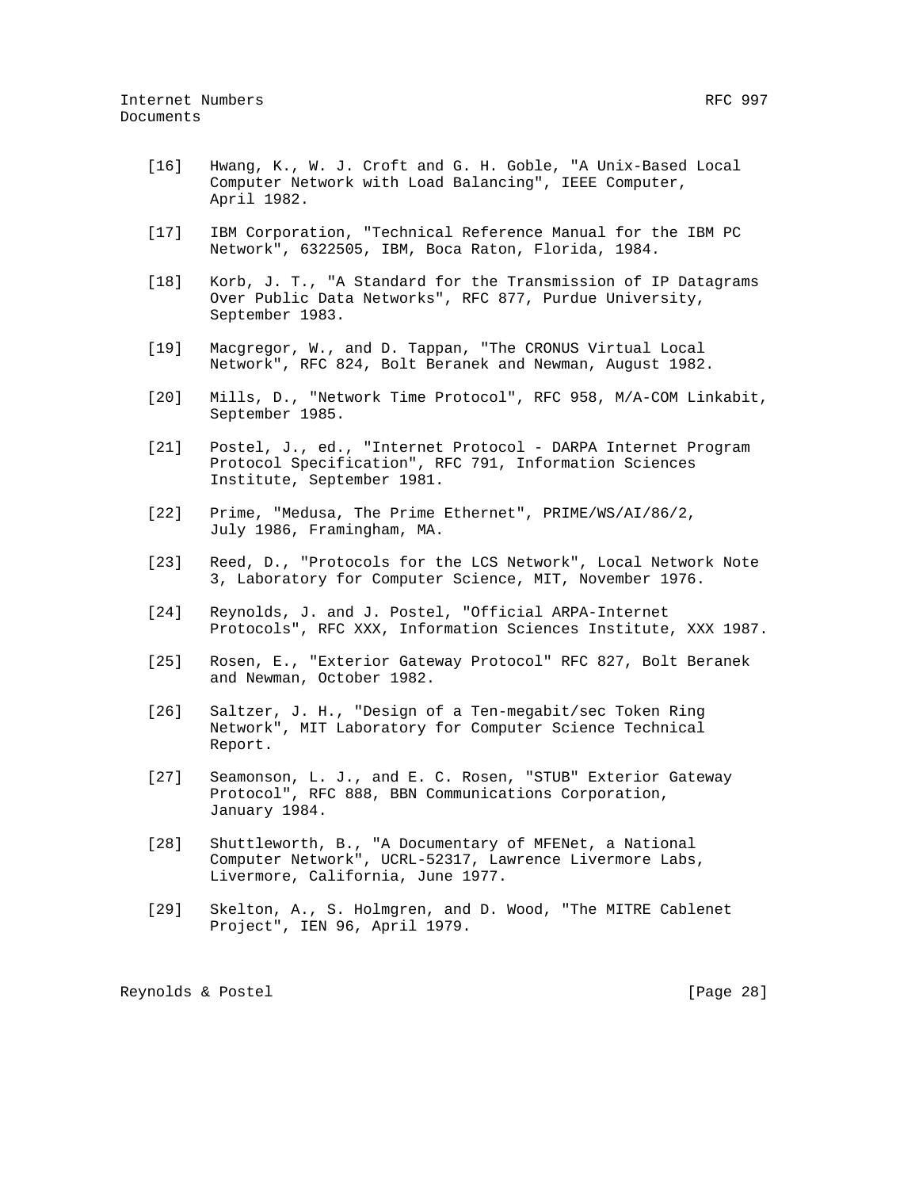[16] Hwang, K., W. J. Croft and G. H. Goble, "A Unix-Based Local Computer Network with Load Balancing", IEEE Computer, April 1982.

[17] IBM Corporation, "Technical Reference Manual for the IBM PC Network", 6322505, IBM, Boca Raton, Florida, 1984.

[18] Korb, J. T., "A Standard for the Transmission of IP Datagrams Over Public Data Networks", RFC 877, Purdue University, September 1983.

[19] Macgregor, W., and D. Tappan, "The CRONUS Virtual Local Network", RFC 824, Bolt Beranek and Newman, August 1982.

[20] Mills, D., "Network Time Protocol", RFC 958, M/A-COM Linkabit, September 1985.

[21] Postel, J., ed., "Internet Protocol - DARPA Internet Program Protocol Specification", RFC 791, Information Sciences Institute, September 1981.

[22] Prime, "Medusa, The Prime Ethernet", PRIME/WS/AI/86/2, July 1986, Framingham, MA.

[23] Reed, D., "Protocols for the LCS Network", Local Network Note 3, Laboratory for Computer Science, MIT, November 1976.

[24] Reynolds, J. and J. Postel, "Official ARPA-Internet Protocols", RFC XXX, Information Sciences Institute, XXX 1987.

[25] Rosen, E., "Exterior Gateway Protocol" RFC 827, Bolt Beranek and Newman, October 1982.

[26] Saltzer, J. H., "Design of a Ten-megabit/sec Token Ring Network", MIT Laboratory for Computer Science Technical Report.

[27] Seamonson, L. J., and E. C. Rosen, "STUB" Exterior Gateway Protocol", RFC 888, BBN Communications Corporation, January 1984.

[28] Shuttleworth, B., "A Documentary of MFENet, a National Computer Network", UCRL-52317, Lawrence Livermore Labs, Livermore, California, June 1977.

[29] Skelton, A., S. Holmgren, and D. Wood, "The MITRE Cablenet Project", IEN 96, April 1979.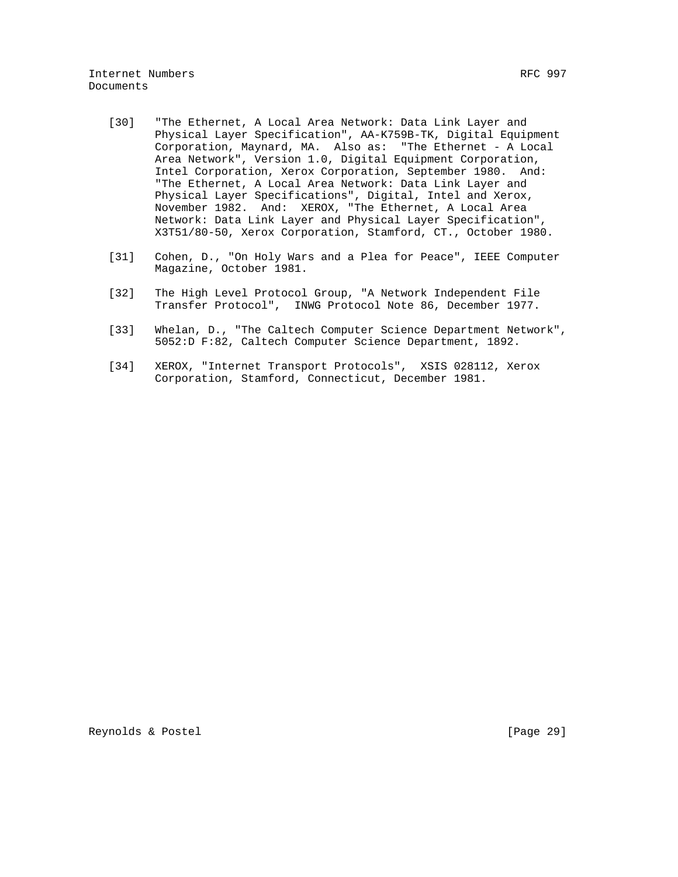[30] "The Ethernet, A Local Area Network: Data Link Layer and Physical Layer Specification", AA-K759B-TK, Digital Equipment Corporation, Maynard, MA. Also as: "The Ethernet - A Local Area Network", Version 1.0, Digital Equipment Corporation, Intel Corporation, Xerox Corporation, September 1980. And: "The Ethernet, A Local Area Network: Data Link Layer and Physical Layer Specifications", Digital, Intel and Xerox, November 1982. And: XEROX, "The Ethernet, A Local Area Network: Data Link Layer and Physical Layer Specification", X3T51/80-50, Xerox Corporation, Stamford, CT., October 1980.

[31] Cohen, D., "On Holy Wars and a Plea for Peace", IEEE Computer Magazine, October 1981.

[32] The High Level Protocol Group, "A Network Independent File Transfer Protocol", INWG Protocol Note 86, December 1977.

[33] Whelan, D., "The Caltech Computer Science Department Network", 5052:D F:82, Caltech Computer Science Department, 1892.

[34] XEROX, "Internet Transport Protocols", XSIS 028112, Xerox Corporation, Stamford, Connecticut, December 1981.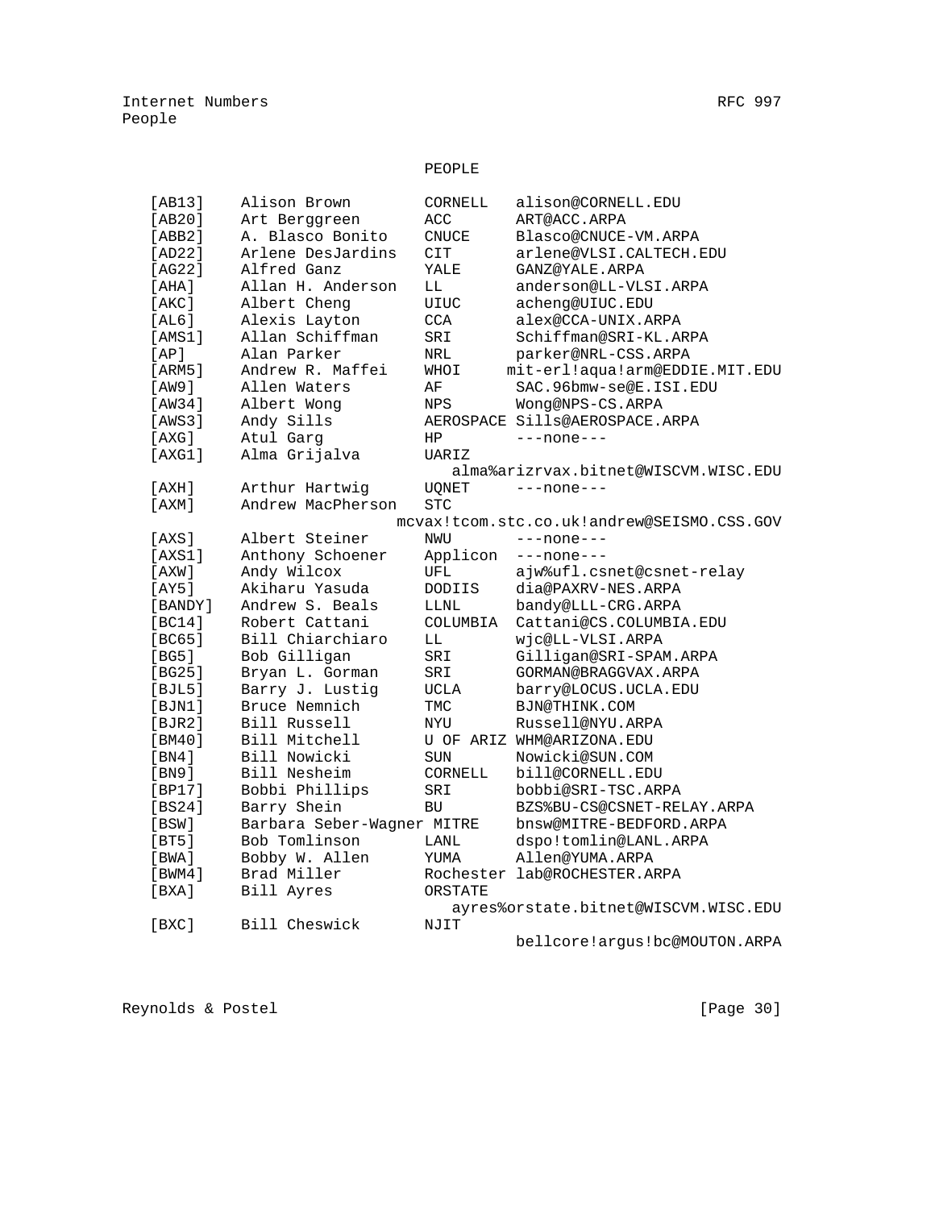# PEOPLE

| ID | Name | Org | Email |
|---|---|---|---|
| [AB13] | Alison Brown | CORNELL | alison@CORNELL.EDU |
| [AB20] | Art Berggreen | ACC | ART@ACC.ARPA |
| [ABB2] | A. Blasco Bonito | CNUCE | Blasco@CNUCE-VM.ARPA |
| [AD22] | Arlene DesJardins | CIT | arlene@VLSI.CALTECH.EDU |
| [AG22] | Alfred Ganz | YALE | GANZ@YALE.ARPA |
| [AHA] | Allan H. Anderson | LL | anderson@LL-VLSI.ARPA |
| [AKC] | Albert Cheng | UIUC | acheng@UIUC.EDU |
| [AL6] | Alexis Layton | CCA | alex@CCA-UNIX.ARPA |
| [AMS1] | Allan Schiffman | SRI | Schiffman@SRI-KL.ARPA |
| [AP] | Alan Parker | NRL | parker@NRL-CSS.ARPA |
| [ARM5] | Andrew R. Maffei | WHOI | mit-erl!aqua!arm@EDDIE.MIT.EDU |
| [AW9] | Allen Waters | AF | SAC.96bmw-se@E.ISI.EDU |
| [AW34] | Albert Wong | NPS | Wong@NPS-CS.ARPA |
| [AWS3] | Andy Sills | AEROSPACE | Sills@AEROSPACE.ARPA |
| [AXG] | Atul Garg | HP | ---none--- |
| [AXG1] | Alma Grijalva | UARIZ | alma%arizrvax.bitnet@WISCVM.WISC.EDU |
| [AXH] | Arthur Hartwig | UQNET | ---none--- |
| [AXM] | Andrew MacPherson | STC | mcvax!tcom.stc.co.uk!andrew@SEISMO.CSS.GOV |
| [AXS] | Albert Steiner | NWU | ---none--- |
| [AXS1] | Anthony Schoener | Applicon | ---none--- |
| [AXW] | Andy Wilcox | UFL | ajw%ufl.csnet@csnet-relay |
| [AY5] | Akiharu Yasuda | DODIIS | dia@PAXRV-NES.ARPA |
| [BANDY] | Andrew S. Beals | LLNL | bandy@LLL-CRG.ARPA |
| [BC14] | Robert Cattani | COLUMBIA | Cattani@CS.COLUMBIA.EDU |
| [BC65] | Bill Chiarchiaro | LL | wjc@LL-VLSI.ARPA |
| [BG5] | Bob Gilligan | SRI | Gilligan@SRI-SPAM.ARPA |
| [BG25] | Bryan L. Gorman | SRI | GORMAN@BRAGGVAX.ARPA |
| [BJL5] | Barry J. Lustig | UCLA | barry@LOCUS.UCLA.EDU |
| [BJN1] | Bruce Nemnich | TMC | BJN@THINK.COM |
| [BJR2] | Bill Russell | NYU | Russell@NYU.ARPA |
| [BM40] | Bill Mitchell | U OF ARIZ | WHM@ARIZONA.EDU |
| [BN4] | Bill Nowicki | SUN | Nowicki@SUN.COM |
| [BN9] | Bill Nesheim | CORNELL | bill@CORNELL.EDU |
| [BP17] | Bobbi Phillips | SRI | bobbi@SRI-TSC.ARPA |
| [BS24] | Barry Shein | BU | BZS%BU-CS@CSNET-RELAY.ARPA |
| [BSW] | Barbara Seber-Wagner | MITRE | bnsw@MITRE-BEDFORD.ARPA |
| [BT5] | Bob Tomlinson | LANL | dspo!tomlin@LANL.ARPA |
| [BWA] | Bobby W. Allen | YUMA | Allen@YUMA.ARPA |
| [BWM4] | Brad Miller | Rochester | lab@ROCHESTER.ARPA |
| [BXA] | Bill Ayres | ORSTATE | ayres%orstate.bitnet@WISCVM.WISC.EDU |
| [BXC] | Bill Cheswick | NJIT | bellcore!argus!bc@MOUTON.ARPA |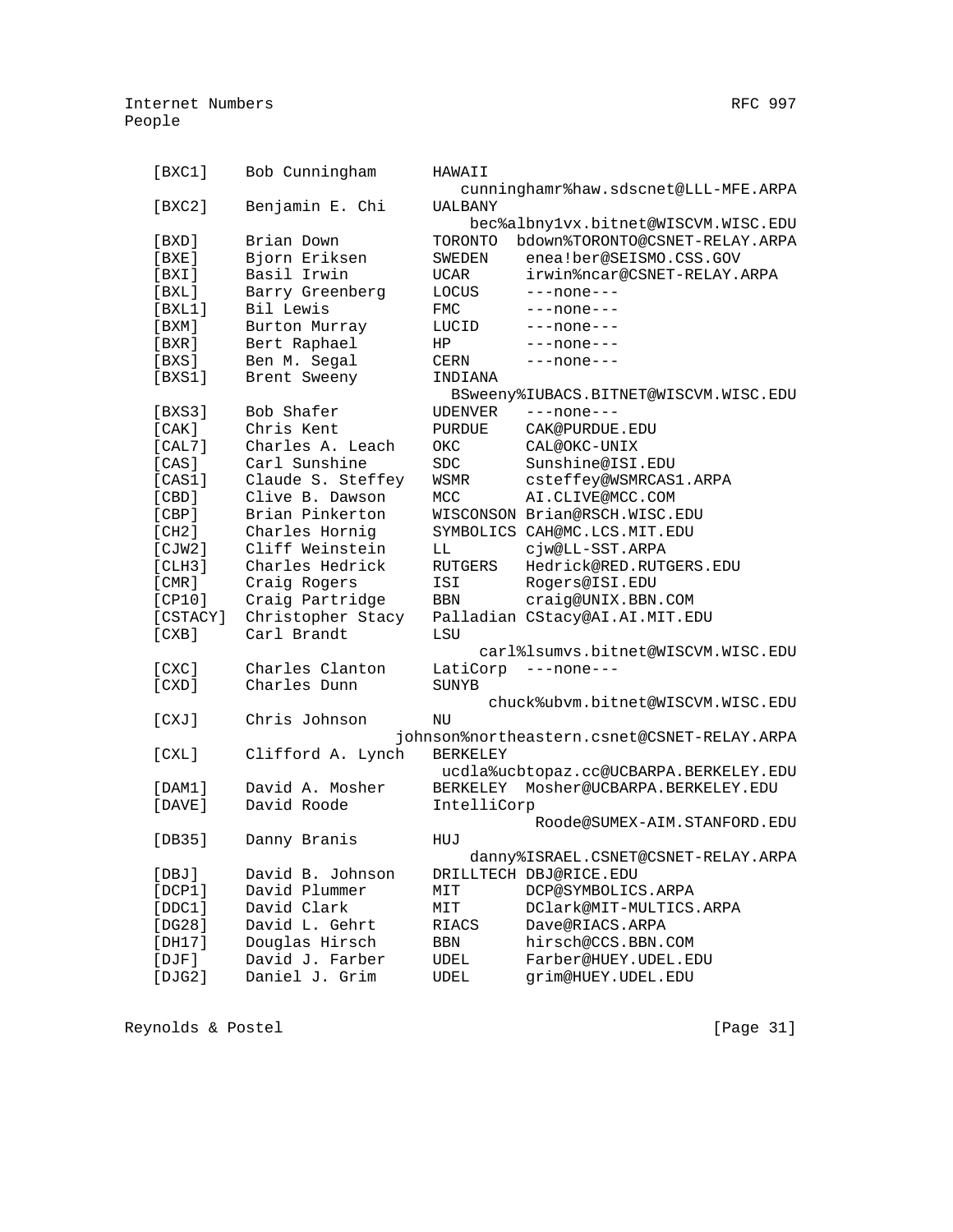```
   [BXC1]    Bob Cunningham       HAWAII
                                     cunninghamr%haw.sdscnet@LLL-MFE.ARPA
   [BXC2]    Benjamin E. Chi      UALBANY
                                        bec%albny1vx.bitnet@WISCVM.WISC.EDU
   [BXD]     Brian Down           TORONTO  bdown%TORONTO@CSNET-RELAY.ARPA
   [BXE]     Bjorn Eriksen        SWEDEN    enea!ber@SEISMO.CSS.GOV
   [BXI]     Basil Irwin          UCAR      irwin%ncar@CSNET-RELAY.ARPA
   [BXL]     Barry Greenberg      LOCUS     ---none---
   [BXL1]    Bil Lewis            FMC       ---none---
   [BXM]     Burton Murray        LUCID     ---none---
   [BXR]     Bert Raphael         HP        ---none---
   [BXS]     Ben M. Segal         CERN      ---none---
   [BXS1]    Brent Sweeny         INDIANA
                                    BSweeny%IUBACS.BITNET@WISCVM.WISC.EDU
   [BXS3]    Bob Shafer           UDENVER   ---none---
   [CAK]     Chris Kent           PURDUE    CAK@PURDUE.EDU
   [CAL7]    Charles A. Leach     OKC       CAL@OKC-UNIX
   [CAS]     Carl Sunshine        SDC       Sunshine@ISI.EDU
   [CAS1]    Claude S. Steffey    WSMR      csteffey@WSMRCAS1.ARPA
   [CBD]     Clive B. Dawson      MCC       AI.CLIVE@MCC.COM
   [CBP]     Brian Pinkerton      WISCONSON Brian@RSCH.WISC.EDU
   [CH2]     Charles Hornig       SYMBOLICS CAH@MC.LCS.MIT.EDU
   [CJW2]    Cliff Weinstein      LL        cjw@LL-SST.ARPA
   [CLH3]    Charles Hedrick      RUTGERS   Hedrick@RED.RUTGERS.EDU
   [CMR]     Craig Rogers         ISI       Rogers@ISI.EDU
   [CP10]    Craig Partridge      BBN       craig@UNIX.BBN.COM
   [CSTACY]  Christopher Stacy    Palladian CStacy@AI.AI.MIT.EDU
   [CXB]     Carl Brandt          LSU
                                          carl%lsumvs.bitnet@WISCVM.WISC.EDU
   [CXC]     Charles Clanton      LatiCorp  ---none---
   [CXD]     Charles Dunn         SUNYB
                                           chuck%ubvm.bitnet@WISCVM.WISC.EDU
   [CXJ]     Chris Johnson        NU
                              johnson%northeastern.csnet@CSNET-RELAY.ARPA
   [CXL]     Clifford A. Lynch    BERKELEY
                                      ucdla%ucbtopaz.cc@UCBARPA.BERKELEY.EDU
   [DAM1]    David A. Mosher      BERKELEY  Mosher@UCBARPA.BERKELEY.EDU
   [DAVE]    David Roode          IntelliCorp
                                                Roode@SUMEX-AIM.STANFORD.EDU
   [DB35]    Danny Branis         HUJ
                                        danny%ISRAEL.CSNET@CSNET-RELAY.ARPA
   [DBJ]     David B. Johnson     DRILLTECH DBJ@RICE.EDU
   [DCP1]    David Plummer        MIT       DCP@SYMBOLICS.ARPA
   [DDC1]    David Clark          MIT       DClark@MIT-MULTICS.ARPA
   [DG28]    David L. Gehrt       RIACS     Dave@RIACS.ARPA
   [DH17]    Douglas Hirsch       BBN       hirsch@CCS.BBN.COM
   [DJF]     David J. Farber      UDEL      Farber@HUEY.UDEL.EDU
   [DJG2]    Daniel J. Grim       UDEL      grim@HUEY.UDEL.EDU
```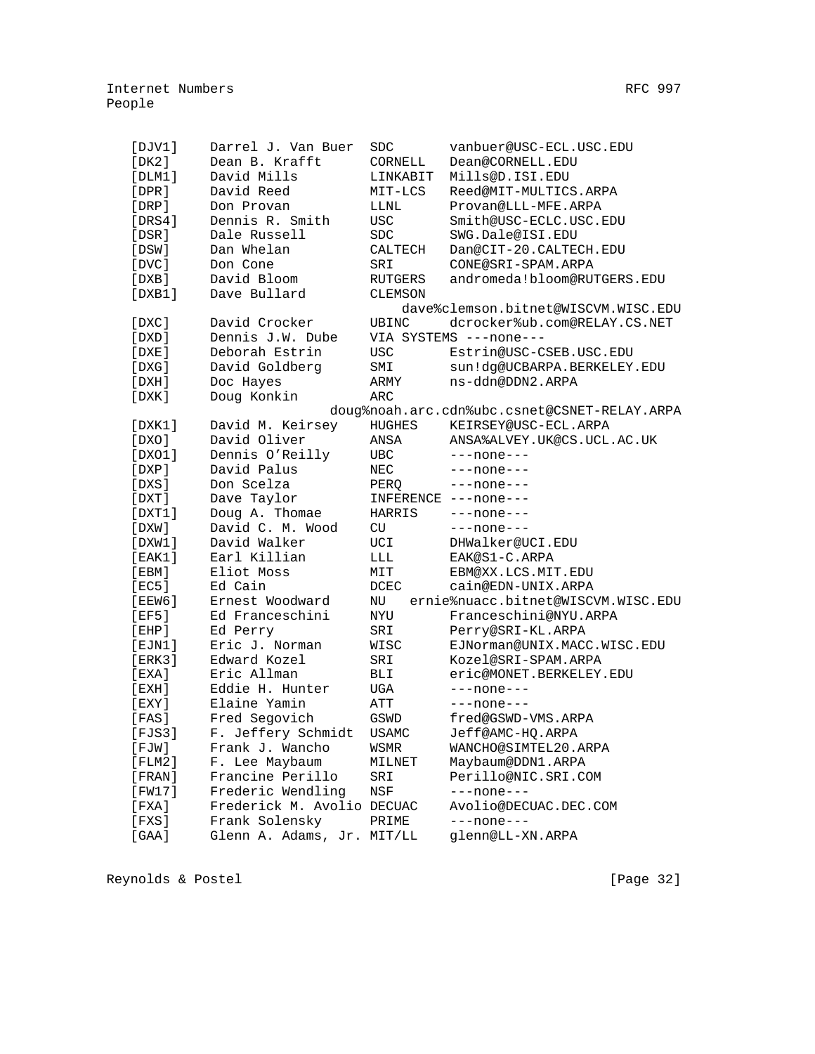```
   [DJV1]     Darrel J. Van Buer  SDC        vanbuer@USC-ECL.USC.EDU
   [DK2]      Dean B. Krafft      CORNELL    Dean@CORNELL.EDU
   [DLM1]     David Mills         LINKABIT   Mills@D.ISI.EDU
   [DPR]      David Reed          MIT-LCS    Reed@MIT-MULTICS.ARPA
   [DRP]      Don Provan          LLNL       Provan@LLL-MFE.ARPA
   [DRS4]     Dennis R. Smith     USC        Smith@USC-ECLC.USC.EDU
   [DSR]      Dale Russell        SDC        SWG.Dale@ISI.EDU
   [DSW]      Dan Whelan          CALTECH    Dan@CIT-20.CALTECH.EDU
   [DVC]      Don Cone            SRI        CONE@SRI-SPAM.ARPA
   [DXB]      David Bloom         RUTGERS    andromeda!bloom@RUTGERS.EDU
   [DXB1]     Dave Bullard        CLEMSON
                                      dave%clemson.bitnet@WISCVM.WISC.EDU
   [DXC]      David Crocker       UBINC      dcrocker%ub.com@RELAY.CS.NET
   [DXD]      Dennis J.W. Dube    VIA SYSTEMS ---none---
   [DXE]      Deborah Estrin      USC        Estrin@USC-CSEB.USC.EDU
   [DXG]      David Goldberg      SMI        sun!dg@UCBARPA.BERKELEY.EDU
   [DXH]      Doc Hayes           ARMY       ns-ddn@DDN2.ARPA
   [DXK]      Doug Konkin         ARC
                              doug%noah.arc.cdn%ubc.csnet@CSNET-RELAY.ARPA
   [DXK1]     David M. Keirsey    HUGHES     KEIRSEY@USC-ECL.ARPA
   [DXO]      David Oliver        ANSA       ANSA%ALVEY.UK@CS.UCL.AC.UK
   [DXO1]     Dennis O'Reilly     UBC        ---none---
   [DXP]      David Palus         NEC        ---none---
   [DXS]      Don Scelza          PERQ       ---none---
   [DXT]      Dave Taylor         INFERENCE  ---none---
   [DXT1]     Doug A. Thomae      HARRIS     ---none---
   [DXW]      David C. M. Wood    CU         ---none---
   [DXW1]     David Walker        UCI        DHWalker@UCI.EDU
   [EAK1]     Earl Killian        LLL        EAK@S1-C.ARPA
   [EBM]      Eliot Moss          MIT        EBM@XX.LCS.MIT.EDU
   [EC5]      Ed Cain             DCEC       cain@EDN-UNIX.ARPA
   [EEW6]     Ernest Woodward     NU   ernie%nuacc.bitnet@WISCVM.WISC.EDU
   [EF5]      Ed Franceschini     NYU        Franceschini@NYU.ARPA
   [EHP]      Ed Perry            SRI        Perry@SRI-KL.ARPA
   [EJN1]     Eric J. Norman      WISC       EJNorman@UNIX.MACC.WISC.EDU
   [ERK3]     Edward Kozel        SRI        Kozel@SRI-SPAM.ARPA
   [EXA]      Eric Allman         BLI        eric@MONET.BERKELEY.EDU
   [EXH]      Eddie H. Hunter     UGA        ---none---
   [EXY]      Elaine Yamin        ATT        ---none---
   [FAS]      Fred Segovich       GSWD       fred@GSWD-VMS.ARPA
   [FJS3]     F. Jeffery Schmidt  USAMC      Jeff@AMC-HQ.ARPA
   [FJW]      Frank J. Wancho     WSMR       WANCHO@SIMTEL20.ARPA
   [FLM2]     F. Lee Maybaum      MILNET     Maybaum@DDN1.ARPA
   [FRAN]     Francine Perillo    SRI        Perillo@NIC.SRI.COM
   [FW17]     Frederic Wendling   NSF        ---none---
   [FXA]      Frederick M. Avolio DECUAC     Avolio@DECUAC.DEC.COM
   [FXS]      Frank Solensky      PRIME      ---none---
   [GAA]      Glenn A. Adams, Jr. MIT/LL     glenn@LL-XN.ARPA
```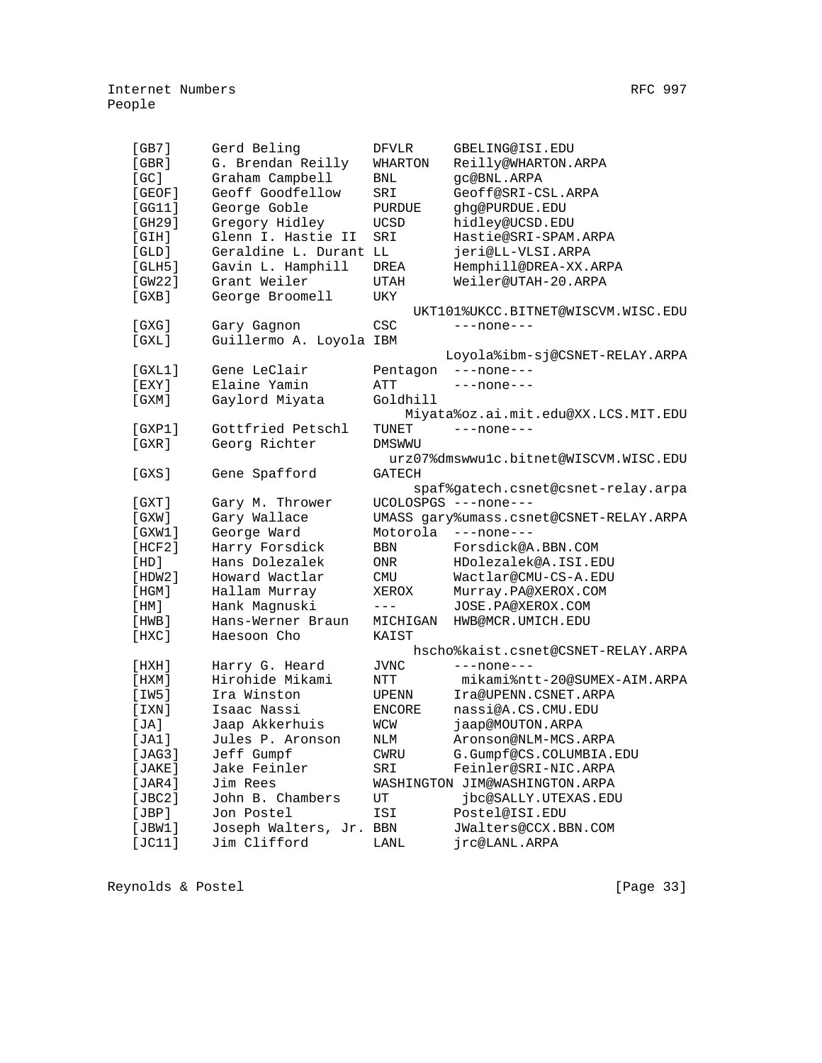```
   [GB7]      Gerd Beling          DFVLR     GBELING@ISI.EDU
   [GBR]      G. Brendan Reilly    WHARTON   Reilly@WHARTON.ARPA
   [GC]       Graham Campbell      BNL       gc@BNL.ARPA
   [GEOF]     Geoff Goodfellow     SRI       Geoff@SRI-CSL.ARPA
   [GG11]     George Goble         PURDUE    ghg@PURDUE.EDU
   [GH29]     Gregory Hidley       UCSD      hidley@UCSD.EDU
   [GIH]      Glenn I. Hastie II   SRI       Hastie@SRI-SPAM.ARPA
   [GLD]      Geraldine L. Durant LL         jeri@LL-VLSI.ARPA
   [GLH5]     Gavin L. Hamphill    DREA      Hemphill@DREA-XX.ARPA
   [GW22]     Grant Weiler         UTAH      Weiler@UTAH-20.ARPA
   [GXB]      George Broomell      UKY
                                         UKT101%UKCC.BITNET@WISCVM.WISC.EDU
   [GXG]      Gary Gagnon          CSC       ---none---
   [GXL]      Guillermo A. Loyola IBM
                                             Loyola%ibm-sj@CSNET-RELAY.ARPA
   [GXL1]     Gene LeClair         Pentagon  ---none---
   [EXY]      Elaine Yamin         ATT       ---none---
   [GXM]      Gaylord Miyata       Goldhill
                                       Miyata%oz.ai.mit.edu@XX.LCS.MIT.EDU
   [GXP1]     Gottfried Petschl    TUNET     ---none---
   [GXR]      Georg Richter        DMSWWU
                                     urz07%dmswwu1c.bitnet@WISCVM.WISC.EDU
   [GXS]      Gene Spafford        GATECH
                                          spaf%gatech.csnet@csnet-relay.arpa
   [GXT]      Gary M. Thrower      UCOLOSPGS ---none---
   [GXW]      Gary Wallace         UMASS gary%umass.csnet@CSNET-RELAY.ARPA
   [GXW1]     George Ward          Motorola  ---none---
   [HCF2]     Harry Forsdick       BBN       Forsdick@A.BBN.COM
   [HD]       Hans Dolezalek       ONR       HDolezalek@A.ISI.EDU
   [HDW2]     Howard Wactlar       CMU       Wactlar@CMU-CS-A.EDU
   [HGM]      Hallam Murray        XEROX     Murray.PA@XEROX.COM
   [HM]       Hank Magnuski        ---       JOSE.PA@XEROX.COM
   [HWB]      Hans-Werner Braun    MICHIGAN  HWB@MCR.UMICH.EDU
   [HXC]      Haesoon Cho          KAIST
                                          hscho%kaist.csnet@CSNET-RELAY.ARPA
   [HXH]      Harry G. Heard       JVNC      ---none---
   [HXM]      Hirohide Mikami      NTT        mikami%ntt-20@SUMEX-AIM.ARPA
   [IW5]      Ira Winston          UPENN     Ira@UPENN.CSNET.ARPA
   [IXN]      Isaac Nassi          ENCORE    nassi@A.CS.CMU.EDU
   [JA]       Jaap Akkerhuis       WCW       jaap@MOUTON.ARPA
   [JA1]      Jules P. Aronson     NLM       Aronson@NLM-MCS.ARPA
   [JAG3]     Jeff Gumpf           CWRU      G.Gumpf@CS.COLUMBIA.EDU
   [JAKE]     Jake Feinler         SRI       Feinler@SRI-NIC.ARPA
   [JAR4]     Jim Rees             WASHINGTON JIM@WASHINGTON.ARPA
   [JBC2]     John B. Chambers     UT         jbc@SALLY.UTEXAS.EDU
   [JBP]      Jon Postel           ISI       Postel@ISI.EDU
   [JBW1]     Joseph Walters, Jr. BBN        JWalters@CCX.BBN.COM
   [JC11]     Jim Clifford         LANL      jrc@LANL.ARPA
```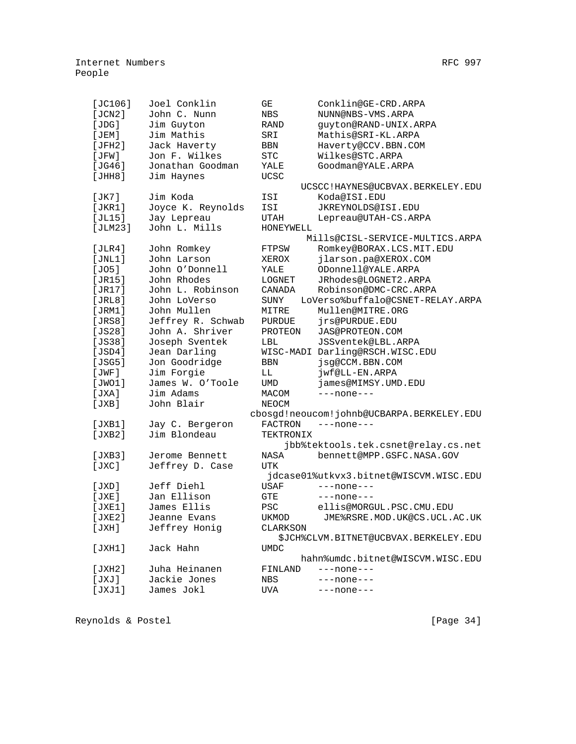People

| | | | |
|---|---|---|---|
| [JC106] | Joel Conklin | GE | Conklin@GE-CRD.ARPA |
| [JCN2] | John C. Nunn | NBS | NUNN@NBS-VMS.ARPA |
| [JDG] | Jim Guyton | RAND | guyton@RAND-UNIX.ARPA |
| [JEM] | Jim Mathis | SRI | Mathis@SRI-KL.ARPA |
| [JFH2] | Jack Haverty | BBN | Haverty@CCV.BBN.COM |
| [JFW] | Jon F. Wilkes | STC | Wilkes@STC.ARPA |
| [JG46] | Jonathan Goodman | YALE | Goodman@YALE.ARPA |
| [JHH8] | Jim Haynes | UCSC | UCSCC!HAYNES@UCBVAX.BERKELEY.EDU |
| [JK7] | Jim Koda | ISI | Koda@ISI.EDU |
| [JKR1] | Joyce K. Reynolds | ISI | JKREYNOLDS@ISI.EDU |
| [JL15] | Jay Lepreau | UTAH | Lepreau@UTAH-CS.ARPA |
| [JLM23] | John L. Mills | HONEYWELL | Mills@CISL-SERVICE-MULTICS.ARPA |
| [JLR4] | John Romkey | FTPSW | Romkey@BORAX.LCS.MIT.EDU |
| [JNL1] | John Larson | XEROX | jlarson.pa@XEROX.COM |
| [JO5] | John O'Donnell | YALE | ODonnell@YALE.ARPA |
| [JR15] | John Rhodes | LOGNET | JRhodes@LOGNET2.ARPA |
| [JR17] | John L. Robinson | CANADA | Robinson@DMC-CRC.ARPA |
| [JRL8] | John LoVerso | SUNY | LoVerso%buffalo@CSNET-RELAY.ARPA |
| [JRM1] | John Mullen | MITRE | Mullen@MITRE.ORG |
| [JRS8] | Jeffrey R. Schwab | PURDUE | jrs@PURDUE.EDU |
| [JS28] | John A. Shriver | PROTEON | JAS@PROTEON.COM |
| [JS38] | Joseph Sventek | LBL | JSSventek@LBL.ARPA |
| [JSD4] | Jean Darling | WISC-MADI | Darling@RSCH.WISC.EDU |
| [JSG5] | Jon Goodridge | BBN | jsg@CCM.BBN.COM |
| [JWF] | Jim Forgie | LL | jwf@LL-EN.ARPA |
| [JWO1] | James W. O'Toole | UMD | james@MIMSY.UMD.EDU |
| [JXA] | Jim Adams | MACOM | ---none--- |
| [JXB] | John Blair | NEOCM | cbosgd!neoucom!johnb@UCBARPA.BERKELEY.EDU |
| [JXB1] | Jay C. Bergeron | FACTRON | ---none--- |
| [JXB2] | Jim Blondeau | TEKTRONIX | jbb%tektools.tek.csnet@relay.cs.net |
| [JXB3] | Jerome Bennett | NASA | bennett@MPP.GSFC.NASA.GOV |
| [JXC] | Jeffrey D. Case | UTK | jdcase01%utkvx3.bitnet@WISCVM.WISC.EDU |
| [JXD] | Jeff Diehl | USAF | ---none--- |
| [JXE] | Jan Ellison | GTE | ---none--- |
| [JXE1] | James Ellis | PSC | ellis@MORGUL.PSC.CMU.EDU |
| [JXE2] | Jeanne Evans | UKMOD | JME%RSRE.MOD.UK@CS.UCL.AC.UK |
| [JXH] | Jeffrey Honig | CLARKSON | $JCH%CLVM.BITNET@UCBVAX.BERKELEY.EDU |
| [JXH1] | Jack Hahn | UMDC | hahn%umdc.bitnet@WISCVM.WISC.EDU |
| [JXH2] | Juha Heinanen | FINLAND | ---none--- |
| [JXJ] | Jackie Jones | NBS | ---none--- |
| [JXJ1] | James Jokl | UVA | ---none--- |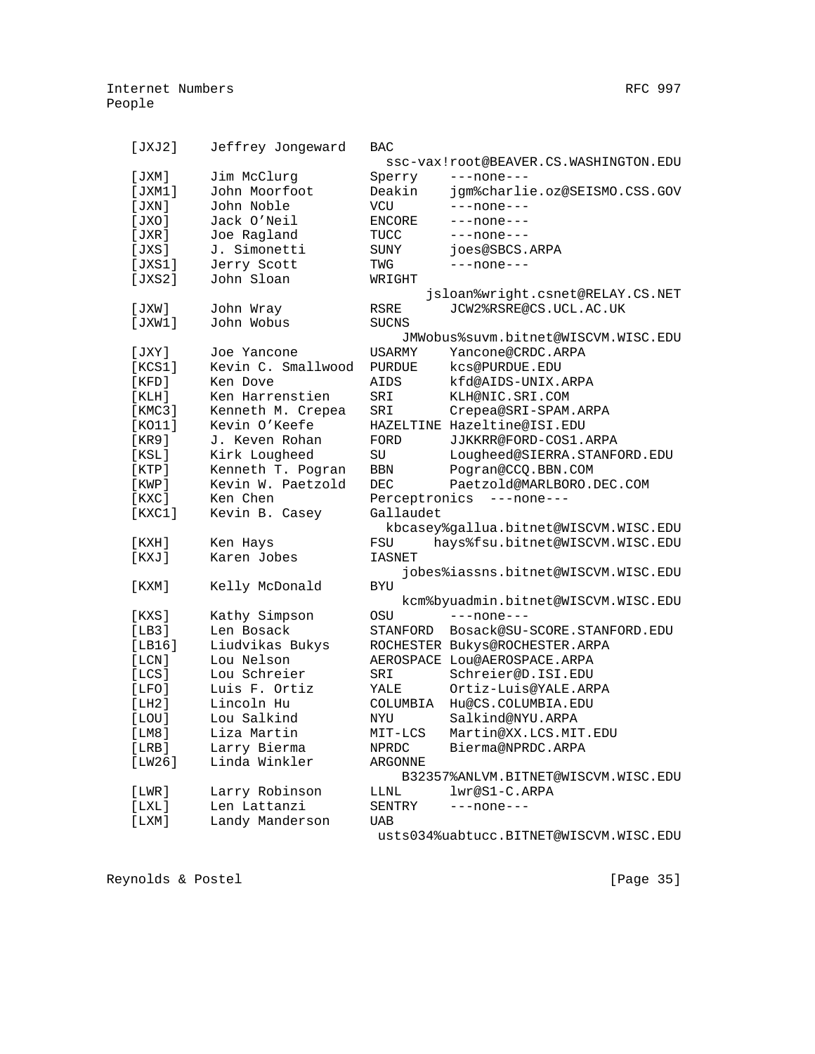| Ident | Name | Organization | Email |
|---|---|---|---|
| [JXJ2] | Jeffrey Jongeward | BAC | ssc-vax!root@BEAVER.CS.WASHINGTON.EDU |
| [JXM] | Jim McClurg | Sperry | ---none--- |
| [JXM1] | John Moorfoot | Deakin | jgm%charlie.oz@SEISMO.CSS.GOV |
| [JXN] | John Noble | VCU | ---none--- |
| [JXO] | Jack O'Neil | ENCORE | ---none--- |
| [JXR] | Joe Ragland | TUCC | ---none--- |
| [JXS] | J. Simonetti | SUNY | joes@SBCS.ARPA |
| [JXS1] | Jerry Scott | TWG | ---none--- |
| [JXS2] | John Sloan | WRIGHT | jsloan%wright.csnet@RELAY.CS.NET |
| [JXW] | John Wray | RSRE | JCW2%RSRE@CS.UCL.AC.UK |
| [JXW1] | John Wobus | SUCNS | JMWobus%suvm.bitnet@WISCVM.WISC.EDU |
| [JXY] | Joe Yancone | USARMY | Yancone@CRDC.ARPA |
| [KCS1] | Kevin C. Smallwood | PURDUE | kcs@PURDUE.EDU |
| [KFD] | Ken Dove | AIDS | kfd@AIDS-UNIX.ARPA |
| [KLH] | Ken Harrenstien | SRI | KLH@NIC.SRI.COM |
| [KMC3] | Kenneth M. Crepea | SRI | Crepea@SRI-SPAM.ARPA |
| [KO11] | Kevin O'Keefe | HAZELTINE | Hazeltine@ISI.EDU |
| [KR9] | J. Keven Rohan | FORD | JJKKRR@FORD-COS1.ARPA |
| [KSL] | Kirk Lougheed | SU | Lougheed@SIERRA.STANFORD.EDU |
| [KTP] | Kenneth T. Pogran | BBN | Pogran@CCQ.BBN.COM |
| [KWP] | Kevin W. Paetzold | DEC | Paetzold@MARLBORO.DEC.COM |
| [KXC] | Ken Chen | Perceptronics | ---none--- |
| [KXC1] | Kevin B. Casey | Gallaudet | kbcasey%gallua.bitnet@WISCVM.WISC.EDU |
| [KXH] | Ken Hays | FSU | hays%fsu.bitnet@WISCVM.WISC.EDU |
| [KXJ] | Karen Jobes | IASNET | jobes%iassns.bitnet@WISCVM.WISC.EDU |
| [KXM] | Kelly McDonald | BYU | kcm%byuadmin.bitnet@WISCVM.WISC.EDU |
| [KXS] | Kathy Simpson | OSU | ---none--- |
| [LB3] | Len Bosack | STANFORD | Bosack@SU-SCORE.STANFORD.EDU |
| [LB16] | Liudvikas Bukys | ROCHESTER | Bukys@ROCHESTER.ARPA |
| [LCN] | Lou Nelson | AEROSPACE | Lou@AEROSPACE.ARPA |
| [LCS] | Lou Schreier | SRI | Schreier@D.ISI.EDU |
| [LFO] | Luis F. Ortiz | YALE | Ortiz-Luis@YALE.ARPA |
| [LH2] | Lincoln Hu | COLUMBIA | Hu@CS.COLUMBIA.EDU |
| [LOU] | Lou Salkind | NYU | Salkind@NYU.ARPA |
| [LM8] | Liza Martin | MIT-LCS | Martin@XX.LCS.MIT.EDU |
| [LRB] | Larry Bierma | NPRDC | Bierma@NPRDC.ARPA |
| [LW26] | Linda Winkler | ARGONNE | B32357%ANLVM.BITNET@WISCVM.WISC.EDU |
| [LWR] | Larry Robinson | LLNL | lwr@S1-C.ARPA |
| [LXL] | Len Lattanzi | SENTRY | ---none--- |
| [LXM] | Landy Manderson | UAB | usts034%uabtucc.BITNET@WISCVM.WISC.EDU |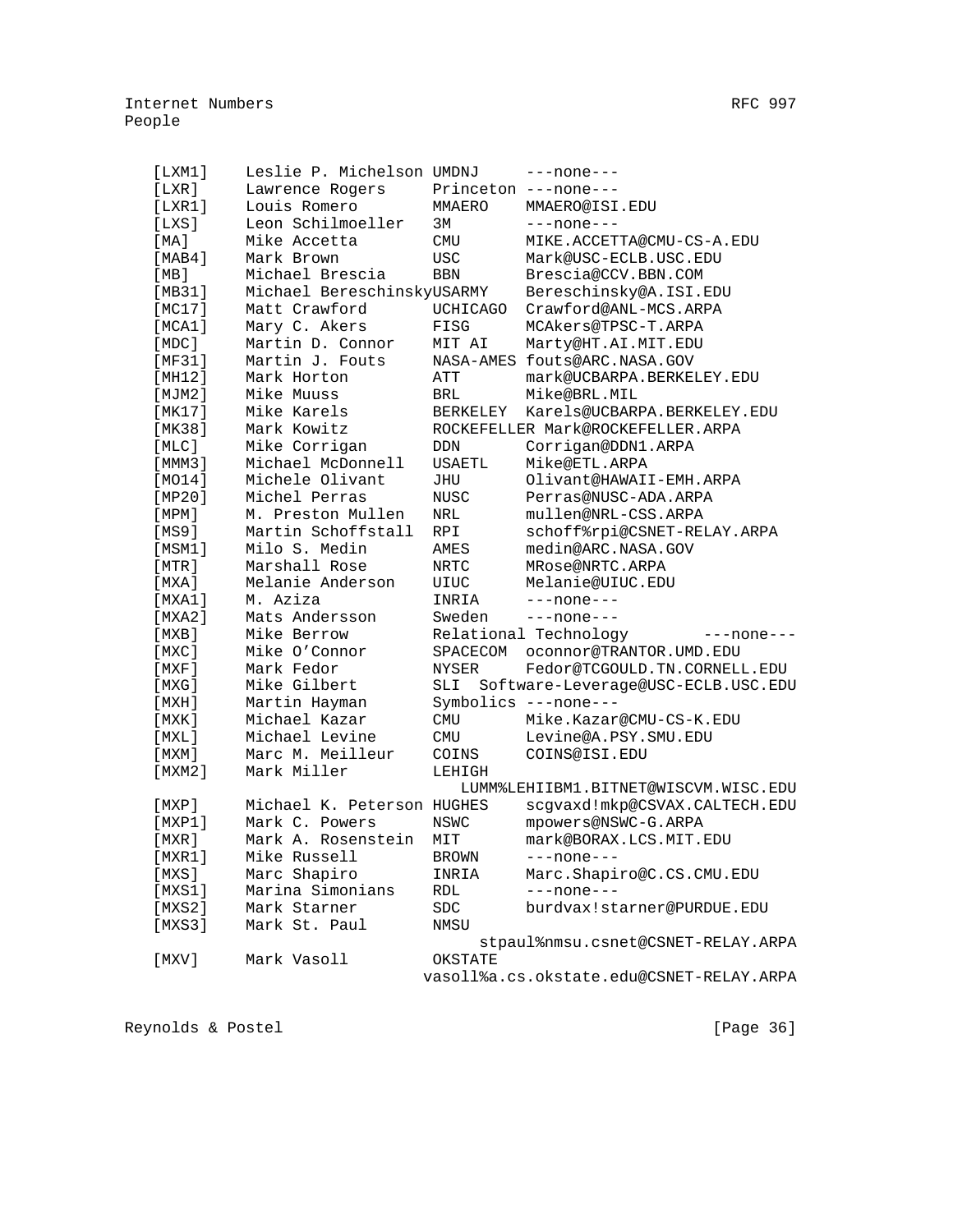People

```
   [LXM1]    Leslie P. Michelson UMDNJ     ---none---
   [LXR]     Lawrence Rogers     Princeton ---none---
   [LXR1]    Louis Romero        MMAERO    MMAERO@ISI.EDU
   [LXS]     Leon Schilmoeller   3M        ---none---
   [MA]      Mike Accetta        CMU       MIKE.ACCETTA@CMU-CS-A.EDU
   [MAB4]    Mark Brown          USC       Mark@USC-ECLB.USC.EDU
   [MB]      Michael Brescia     BBN       Brescia@CCV.BBN.COM
   [MB31]    Michael BereschinskyUSARMY    Bereschinsky@A.ISI.EDU
   [MC17]    Matt Crawford       UCHICAGO  Crawford@ANL-MCS.ARPA
   [MCA1]    Mary C. Akers       FISG      MCAkers@TPSC-T.ARPA
   [MDC]     Martin D. Connor    MIT AI    Marty@HT.AI.MIT.EDU
   [MF31]    Martin J. Fouts     NASA-AMES fouts@ARC.NASA.GOV
   [MH12]    Mark Horton         ATT       mark@UCBARPA.BERKELEY.EDU
   [MJM2]    Mike Muuss          BRL       Mike@BRL.MIL
   [MK17]    Mike Karels         BERKELEY  Karels@UCBARPA.BERKELEY.EDU
   [MK38]    Mark Kowitz         ROCKEFELLER Mark@ROCKEFELLER.ARPA
   [MLC]     Mike Corrigan       DDN       Corrigan@DDN1.ARPA
   [MMM3]    Michael McDonnell   USAETL    Mike@ETL.ARPA
   [MO14]    Michele Olivant     JHU       Olivant@HAWAII-EMH.ARPA
   [MP20]    Michel Perras       NUSC      Perras@NUSC-ADA.ARPA
   [MPM]     M. Preston Mullen   NRL       mullen@NRL-CSS.ARPA
   [MS9]     Martin Schoffstall  RPI       schoff%rpi@CSNET-RELAY.ARPA
   [MSM1]    Milo S. Medin       AMES      medin@ARC.NASA.GOV
   [MTR]     Marshall Rose       NRTC      MRose@NRTC.ARPA
   [MXA]     Melanie Anderson    UIUC      Melanie@UIUC.EDU
   [MXA1]    M. Aziza            INRIA     ---none---
   [MXA2]    Mats Andersson      Sweden    ---none---
   [MXB]     Mike Berrow         Relational Technology       ---none---
   [MXC]     Mike O'Connor       SPACECOM  oconnor@TRANTOR.UMD.EDU
   [MXF]     Mark Fedor          NYSER     Fedor@TCGOULD.TN.CORNELL.EDU
   [MXG]     Mike Gilbert        SLI  Software-Leverage@USC-ECLB.USC.EDU
   [MXH]     Martin Hayman       Symbolics ---none---
   [MXK]     Michael Kazar       CMU       Mike.Kazar@CMU-CS-K.EDU
   [MXL]     Michael Levine      CMU       Levine@A.PSY.SMU.EDU
   [MXM]     Marc M. Meilleur    COINS     COINS@ISI.EDU
   [MXM2]    Mark Miller         LEHIGH
                                    LUMM%LEHIIBM1.BITNET@WISCVM.WISC.EDU
   [MXP]     Michael K. Peterson HUGHES    scgvaxd!mkp@CSVAX.CALTECH.EDU
   [MXP1]    Mark C. Powers      NSWC      mpowers@NSWC-G.ARPA
   [MXR]     Mark A. Rosenstein  MIT       mark@BORAX.LCS.MIT.EDU
   [MXR1]    Mike Russell        BROWN     ---none---
   [MXS]     Marc Shapiro        INRIA     Marc.Shapiro@C.CS.CMU.EDU
   [MXS1]    Marina Simonians    RDL       ---none---
   [MXS2]    Mark Starner        SDC       burdvax!starner@PURDUE.EDU
   [MXS3]    Mark St. Paul       NMSU
                                       stpaul%nmsu.csnet@CSNET-RELAY.ARPA
   [MXV]     Mark Vasoll         OKSTATE
                                  vasoll%a.cs.okstate.edu@CSNET-RELAY.ARPA
```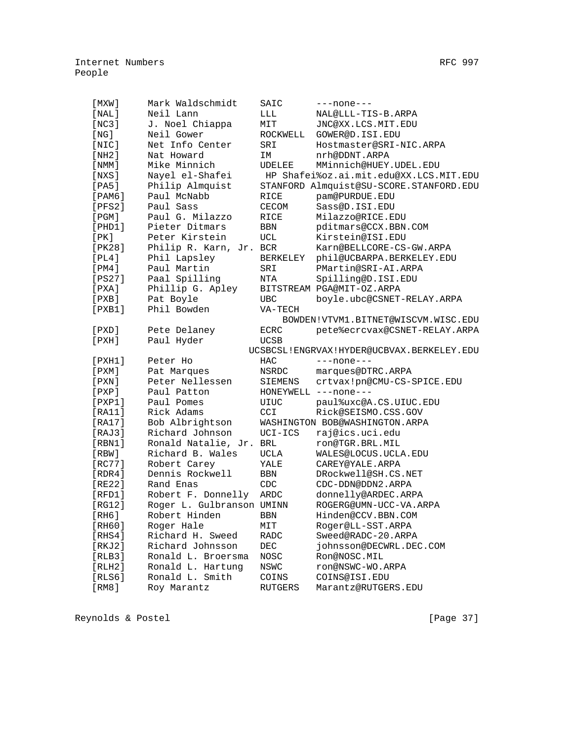| | | | |
|---|---|---|---|
| [MXW] | Mark Waldschmidt | SAIC | ---none--- |
| [NAL] | Neil Lann | LLL | NAL@LLL-TIS-B.ARPA |
| [NC3] | J. Noel Chiappa | MIT | JNC@XX.LCS.MIT.EDU |
| [NG] | Neil Gower | ROCKWELL | GOWER@D.ISI.EDU |
| [NIC] | Net Info Center | SRI | Hostmaster@SRI-NIC.ARPA |
| [NH2] | Nat Howard | IM | nrh@DDNT.ARPA |
| [NMM] | Mike Minnich | UDELEE | MMinnich@HUEY.UDEL.EDU |
| [NXS] | Nayel el-Shafei | HP | Shafei%oz.ai.mit.edu@XX.LCS.MIT.EDU |
| [PA5] | Philip Almquist | STANFORD | Almquist@SU-SCORE.STANFORD.EDU |
| [PAM6] | Paul McNabb | RICE | pam@PURDUE.EDU |
| [PFS2] | Paul Sass | CECOM | Sass@D.ISI.EDU |
| [PGM] | Paul G. Milazzo | RICE | Milazzo@RICE.EDU |
| [PHD1] | Pieter Ditmars | BBN | pditmars@CCX.BBN.COM |
| [PK] | Peter Kirstein | UCL | Kirstein@ISI.EDU |
| [PK28] | Philip R. Karn, Jr. | BCR | Karn@BELLCORE-CS-GW.ARPA |
| [PL4] | Phil Lapsley | BERKELEY | phil@UCBARPA.BERKELEY.EDU |
| [PM4] | Paul Martin | SRI | PMartin@SRI-AI.ARPA |
| [PS27] | Paal Spilling | NTA | Spilling@D.ISI.EDU |
| [PXA] | Phillip G. Apley | BITSTREAM | PGA@MIT-OZ.ARPA |
| [PXB] | Pat Boyle | UBC | boyle.ubc@CSNET-RELAY.ARPA |
| [PXB1] | Phil Bowden | VA-TECH | BOWDEN!VTVM1.BITNET@WISCVM.WISC.EDU |
| [PXD] | Pete Delaney | ECRC | pete%ecrcvax@CSNET-RELAY.ARPA |
| [PXH] | Paul Hyder | UCSB | UCSBCSL!ENGRVAX!HYDER@UCBVAX.BERKELEY.EDU |
| [PXH1] | Peter Ho | HAC | ---none--- |
| [PXM] | Pat Marques | NSRDC | marques@DTRC.ARPA |
| [PXN] | Peter Nellessen | SIEMENS | crtvax!pn@CMU-CS-SPICE.EDU |
| [PXP] | Paul Patton | HONEYWELL | ---none--- |
| [PXP1] | Paul Pomes | UIUC | paul%uxc@A.CS.UIUC.EDU |
| [RA11] | Rick Adams | CCI | Rick@SEISMO.CSS.GOV |
| [RA17] | Bob Albrightson | WASHINGTON | BOB@WASHINGTON.ARPA |
| [RAJ3] | Richard Johnson | UCI-ICS | raj@ics.uci.edu |
| [RBN1] | Ronald Natalie, Jr. | BRL | ron@TGR.BRL.MIL |
| [RBW] | Richard B. Wales | UCLA | WALES@LOCUS.UCLA.EDU |
| [RC77] | Robert Carey | YALE | CAREY@YALE.ARPA |
| [RDR4] | Dennis Rockwell | BBN | DRockwell@SH.CS.NET |
| [RE22] | Rand Enas | CDC | CDC-DDN@DDN2.ARPA |
| [RFD1] | Robert F. Donnelly | ARDC | donnelly@ARDEC.ARPA |
| [RG12] | Roger L. Gulbranson | UMINN | ROGERG@UMN-UCC-VA.ARPA |
| [RH6] | Robert Hinden | BBN | Hinden@CCV.BBN.COM |
| [RH60] | Roger Hale | MIT | Roger@LL-SST.ARPA |
| [RHS4] | Richard H. Sweed | RADC | Sweed@RADC-20.ARPA |
| [RKJ2] | Richard Johnsson | DEC | johnsson@DECWRL.DEC.COM |
| [RLB3] | Ronald L. Broersma | NOSC | Ron@NOSC.MIL |
| [RLH2] | Ronald L. Hartung | NSWC | ron@NSWC-WO.ARPA |
| [RLS6] | Ronald L. Smith | COINS | COINS@ISI.EDU |
| [RM8] | Roy Marantz | RUTGERS | Marantz@RUTGERS.EDU |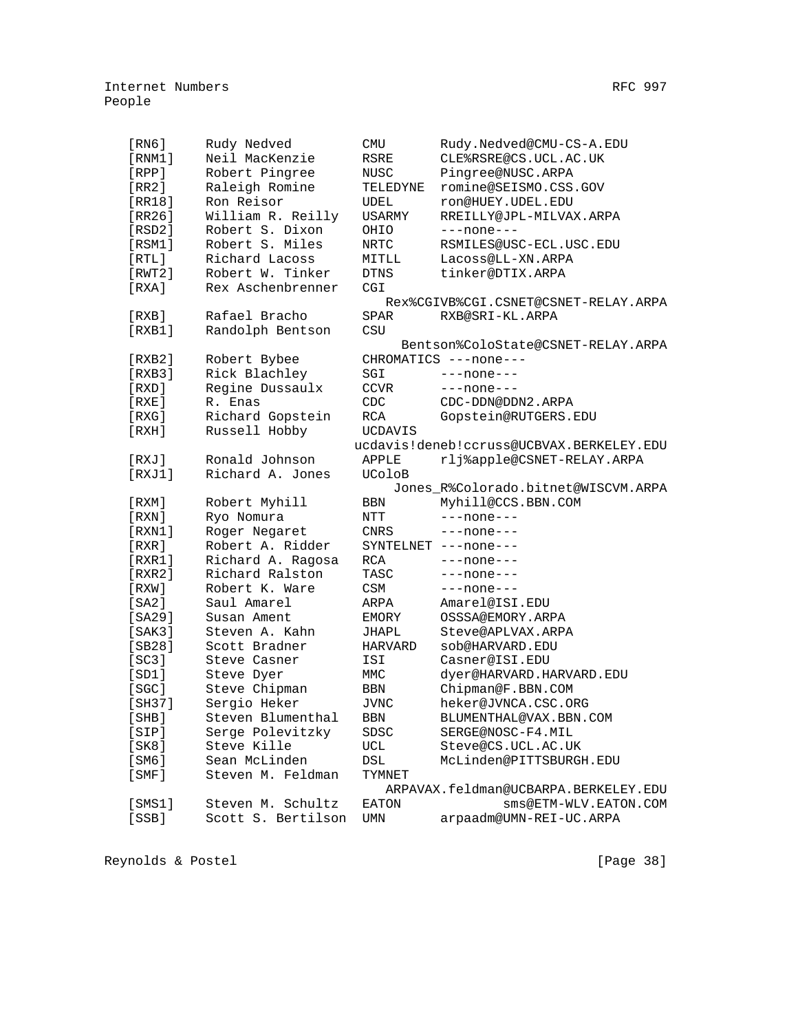```
   [RN6]      Rudy Nedved         CMU        Rudy.Nedved@CMU-CS-A.EDU
   [RNM1]     Neil MacKenzie      RSRE       CLE%RSRE@CS.UCL.AC.UK
   [RPP]      Robert Pingree      NUSC       Pingree@NUSC.ARPA
   [RR2]      Raleigh Romine      TELEDYNE   romine@SEISMO.CSS.GOV
   [RR18]     Ron Reisor          UDEL       ron@HUEY.UDEL.EDU
   [RR26]     William R. Reilly   USARMY     RREILLY@JPL-MILVAX.ARPA
   [RSD2]     Robert S. Dixon     OHIO       ---none---
   [RSM1]     Robert S. Miles     NRTC       RSMILES@USC-ECL.USC.EDU
   [RTL]      Richard Lacoss      MITLL      Lacoss@LL-XN.ARPA
   [RWT2]     Robert W. Tinker    DTNS       tinker@DTIX.ARPA
   [RXA]      Rex Aschenbrenner   CGI
                                     Rex%CGIVB%CGI.CSNET@CSNET-RELAY.ARPA
   [RXB]      Rafael Bracho       SPAR       RXB@SRI-KL.ARPA
   [RXB1]     Randolph Bentson    CSU
                                       Bentson%ColoState@CSNET-RELAY.ARPA
   [RXB2]     Robert Bybee        CHROMATICS ---none---
   [RXB3]     Rick Blachley       SGI        ---none---
   [RXD]      Regine Dussaulx     CCVR       ---none---
   [RXE]      R. Enas             CDC        CDC-DDN@DDN2.ARPA
   [RXG]      Richard Gopstein    RCA        Gopstein@RUTGERS.EDU
   [RXH]      Russell Hobby       UCDAVIS
                                 ucdavis!deneb!ccruss@UCBVAX.BERKELEY.EDU
   [RXJ]      Ronald Johnson      APPLE      rlj%apple@CSNET-RELAY.ARPA
   [RXJ1]     Richard A. Jones    UColoB
                                      Jones_R%Colorado.bitnet@WISCVM.ARPA
   [RXM]      Robert Myhill       BBN        Myhill@CCS.BBN.COM
   [RXN]      Ryo Nomura          NTT        ---none---
   [RXN1]     Roger Negaret       CNRS       ---none---
   [RXR]      Robert A. Ridder    SYNTELNET  ---none---
   [RXR1]     Richard A. Ragosa   RCA        ---none---
   [RXR2]     Richard Ralston     TASC       ---none---
   [RXW]      Robert K. Ware      CSM        ---none---
   [SA2]      Saul Amarel         ARPA       Amarel@ISI.EDU
   [SA29]     Susan Ament         EMORY      OSSSA@EMORY.ARPA
   [SAK3]     Steven A. Kahn      JHAPL      Steve@APLVAX.ARPA
   [SB28]     Scott Bradner       HARVARD    sob@HARVARD.EDU
   [SC3]      Steve Casner        ISI        Casner@ISI.EDU
   [SD1]      Steve Dyer          MMC        dyer@HARVARD.HARVARD.EDU
   [SGC]      Steve Chipman       BBN        Chipman@F.BBN.COM
   [SH37]     Sergio Heker        JVNC       heker@JVNCA.CSC.ORG
   [SHB]      Steven Blumenthal   BBN        BLUMENTHAL@VAX.BBN.COM
   [SIP]      Serge Polevitzky    SDSC       SERGE@NOSC-F4.MIL
   [SK8]      Steve Kille         UCL        Steve@CS.UCL.AC.UK
   [SM6]      Sean McLinden       DSL        McLinden@PITTSBURGH.EDU
   [SMF]      Steven M. Feldman   TYMNET
                                     ARPAVAX.feldman@UCBARPA.BERKELEY.EDU
   [SMS1]     Steven M. Schultz   EATON               sms@ETM-WLV.EATON.COM
   [SSB]      Scott S. Bertilson  UMN        arpaadm@UMN-REI-UC.ARPA
```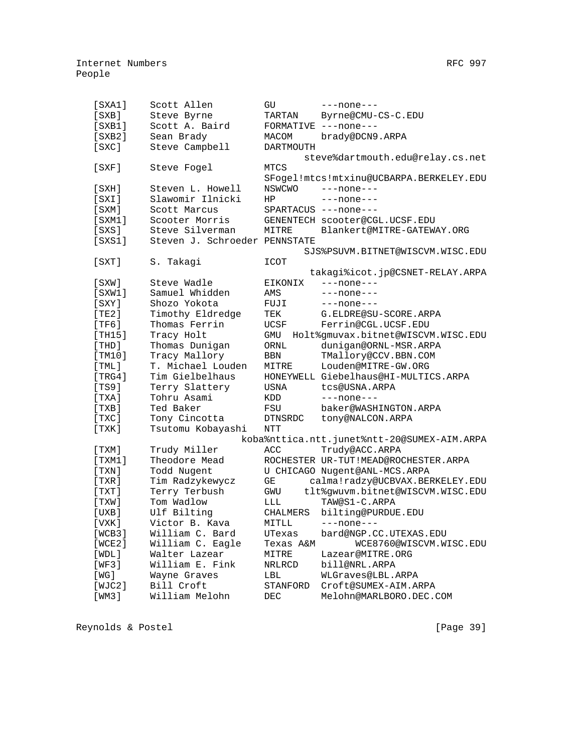```
   [SXA1]     Scott Allen          GU         ---none---
   [SXB]      Steve Byrne          TARTAN     Byrne@CMU-CS-C.EDU
   [SXB1]     Scott A. Baird       FORMATIVE ---none---
   [SXB2]     Sean Brady           MACOM      brady@DCN9.ARPA
   [SXC]      Steve Campbell       DARTMOUTH
                                          steve%dartmouth.edu@relay.cs.net
   [SXF]      Steve Fogel          MTCS
                                   SFogel!mtcs!mtxinu@UCBARPA.BERKELEY.EDU
   [SXH]      Steven L. Howell     NSWCWO     ---none---
   [SXI]      Slawomir Ilnicki     HP         ---none---
   [SXM]      Scott Marcus         SPARTACUS ---none---
   [SXM1]     Scooter Morris       GENENTECH scooter@CGL.UCSF.EDU
   [SXS]      Steve Silverman      MITRE      Blankert@MITRE-GATEWAY.ORG
   [SXS1]     Steven J. Schroeder PENNSTATE
                                          SJS%PSUVM.BITNET@WISCVM.WISC.EDU
   [SXT]      S. Takagi            ICOT
                                            takagi%icot.jp@CSNET-RELAY.ARPA
   [SXW]      Steve Wadle          EIKONIX    ---none---
   [SXW1]     Samuel Whidden       AMS        ---none---
   [SXY]      Shozo Yokota         FUJI       ---none---
   [TE2]      Timothy Eldredge     TEK        G.ELDRE@SU-SCORE.ARPA
   [TF6]      Thomas Ferrin        UCSF       Ferrin@CGL.UCSF.EDU
   [TH15]     Tracy Holt           GMU  Holt%gmuvax.bitnet@WISCVM.WISC.EDU
   [THD]      Thomas Dunigan       ORNL       dunigan@ORNL-MSR.ARPA
   [TM10]     Tracy Mallory        BBN        TMallory@CCV.BBN.COM
   [TML]      T. Michael Louden    MITRE      Louden@MITRE-GW.ORG
   [TRG4]     Tim Gielbelhaus      HONEYWELL Giebelhaus@HI-MULTICS.ARPA
   [TS9]      Terry Slattery       USNA       tcs@USNA.ARPA
   [TXA]      Tohru Asami          KDD        ---none---
   [TXB]      Ted Baker            FSU        baker@WASHINGTON.ARPA
   [TXC]      Tony Cincotta        DTNSRDC    tony@NALCON.ARPA
   [TXK]      Tsutomu Kobayashi    NTT
                             koba%nttica.ntt.junet%ntt-20@SUMEX-AIM.ARPA
   [TXM]      Trudy Miller         ACC        Trudy@ACC.ARPA
   [TXM1]     Theodore Mead        ROCHESTER UR-TUT!MEAD@ROCHESTER.ARPA
   [TXN]      Todd Nugent          U CHICAGO Nugent@ANL-MCS.ARPA
   [TXR]      Tim Radzykewycz      GE       calma!radzy@UCBVAX.BERKELEY.EDU
   [TXT]      Terry Terbush        GWU     tlt%gwuvm.bitnet@WISCVM.WISC.EDU
   [TXW]      Tom Wadlow           LLL        TAW@S1-C.ARPA
   [UXB]      Ulf Bilting          CHALMERS  bilting@PURDUE.EDU
   [VXK]      Victor B. Kava       MITLL      ---none---
   [WCB3]     William C. Bard      UTexas     bard@NGP.CC.UTEXAS.EDU
   [WCE2]     William C. Eagle     Texas A&M        WCE8760@WISCVM.WISC.EDU
   [WDL]      Walter Lazear        MITRE      Lazear@MITRE.ORG
   [WF3]      William E. Fink      NRLRCD     bill@NRL.ARPA
   [WG]       Wayne Graves         LBL        WLGraves@LBL.ARPA
   [WJC2]     Bill Croft           STANFORD  Croft@SUMEX-AIM.ARPA
   [WM3]      William Melohn       DEC        Melohn@MARLBORO.DEC.COM
```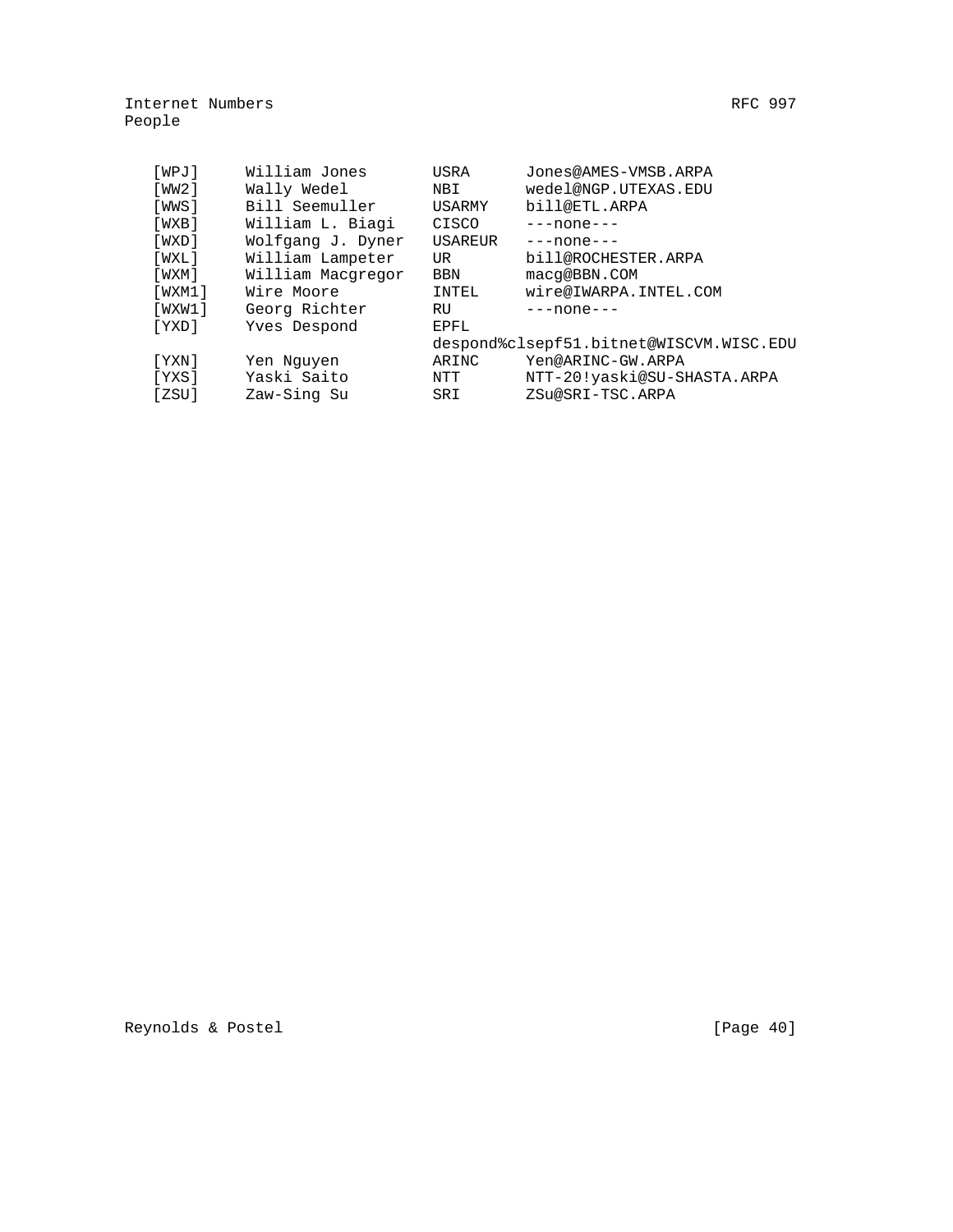| | | | |
|---|---|---|---|
| [WPJ] | William Jones | USRA | Jones@AMES-VMSB.ARPA |
| [WW2] | Wally Wedel | NBI | wedel@NGP.UTEXAS.EDU |
| [WWS] | Bill Seemuller | USARMY | bill@ETL.ARPA |
| [WXB] | William L. Biagi | CISCO | ---none--- |
| [WXD] | Wolfgang J. Dyner | USAREUR | ---none--- |
| [WXL] | William Lampeter | UR | bill@ROCHESTER.ARPA |
| [WXM] | William Macgregor | BBN | macg@BBN.COM |
| [WXM1] | Wire Moore | INTEL | wire@IWARPA.INTEL.COM |
| [WXW1] | Georg Richter | RU | ---none--- |
| [YXD] | Yves Despond | EPFL | despond%clsepf51.bitnet@WISCVM.WISC.EDU |
| [YXN] | Yen Nguyen | ARINC | Yen@ARINC-GW.ARPA |
| [YXS] | Yaski Saito | NTT | NTT-20!yaski@SU-SHASTA.ARPA |
| [ZSU] | Zaw-Sing Su | SRI | ZSu@SRI-TSC.ARPA |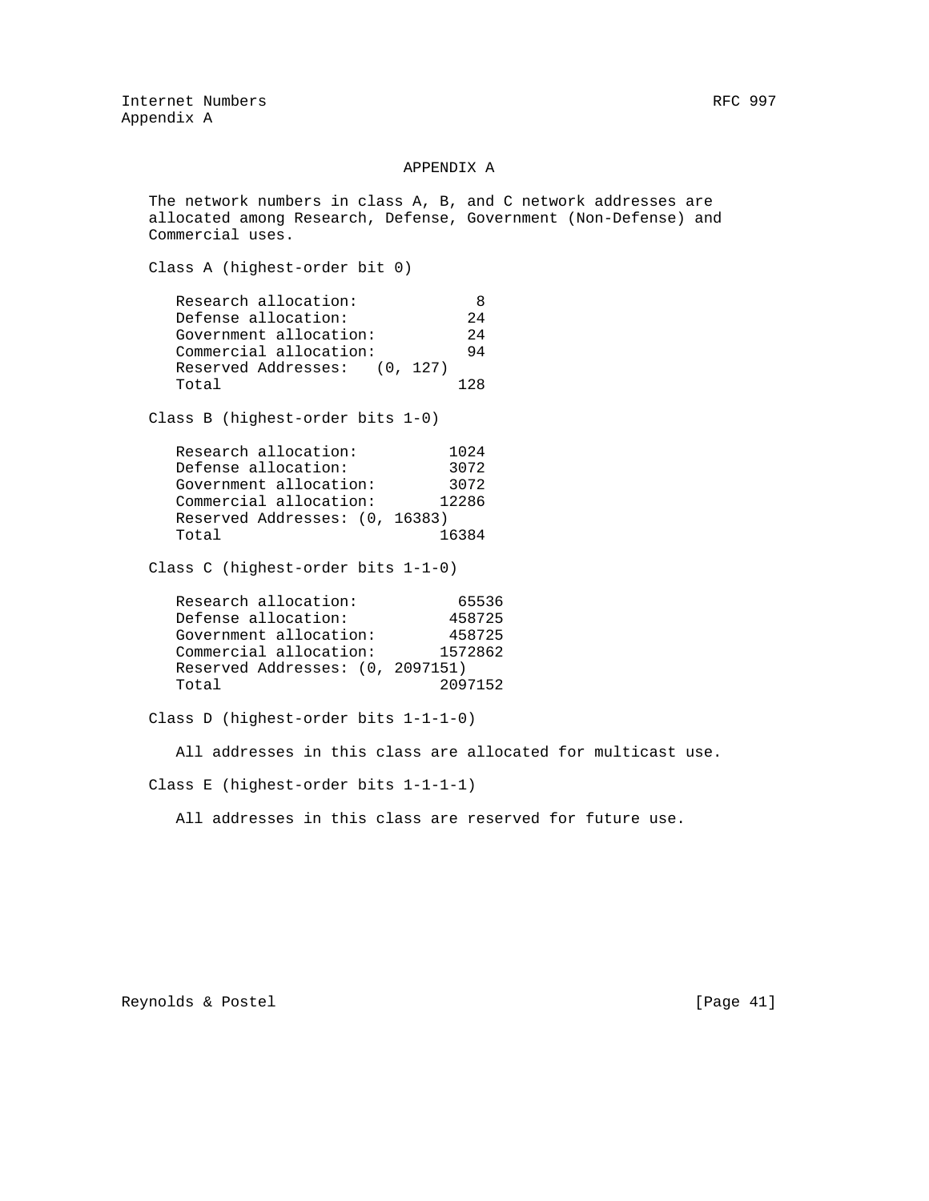# APPENDIX A

The network numbers in class A, B, and C network addresses are allocated among Research, Defense, Government (Non-Defense) and Commercial uses.

Class A (highest-order bit 0)

| | |
|---|---|
| Research allocation: | 8 |
| Defense allocation: | 24 |
| Government allocation: | 24 |
| Commercial allocation: | 94 |
| Reserved Addresses: | (0, 127) |
| Total | 128 |

Class B (highest-order bits 1-0)

| | |
|---|---|
| Research allocation: | 1024 |
| Defense allocation: | 3072 |
| Government allocation: | 3072 |
| Commercial allocation: | 12286 |
| Reserved Addresses: | (0, 16383) |
| Total | 16384 |

Class C (highest-order bits 1-1-0)

| | |
|---|---|
| Research allocation: | 65536 |
| Defense allocation: | 458725 |
| Government allocation: | 458725 |
| Commercial allocation: | 1572862 |
| Reserved Addresses: | (0, 2097151) |
| Total | 2097152 |

Class D (highest-order bits 1-1-1-0)

All addresses in this class are allocated for multicast use.

Class E (highest-order bits 1-1-1-1)

All addresses in this class are reserved for future use.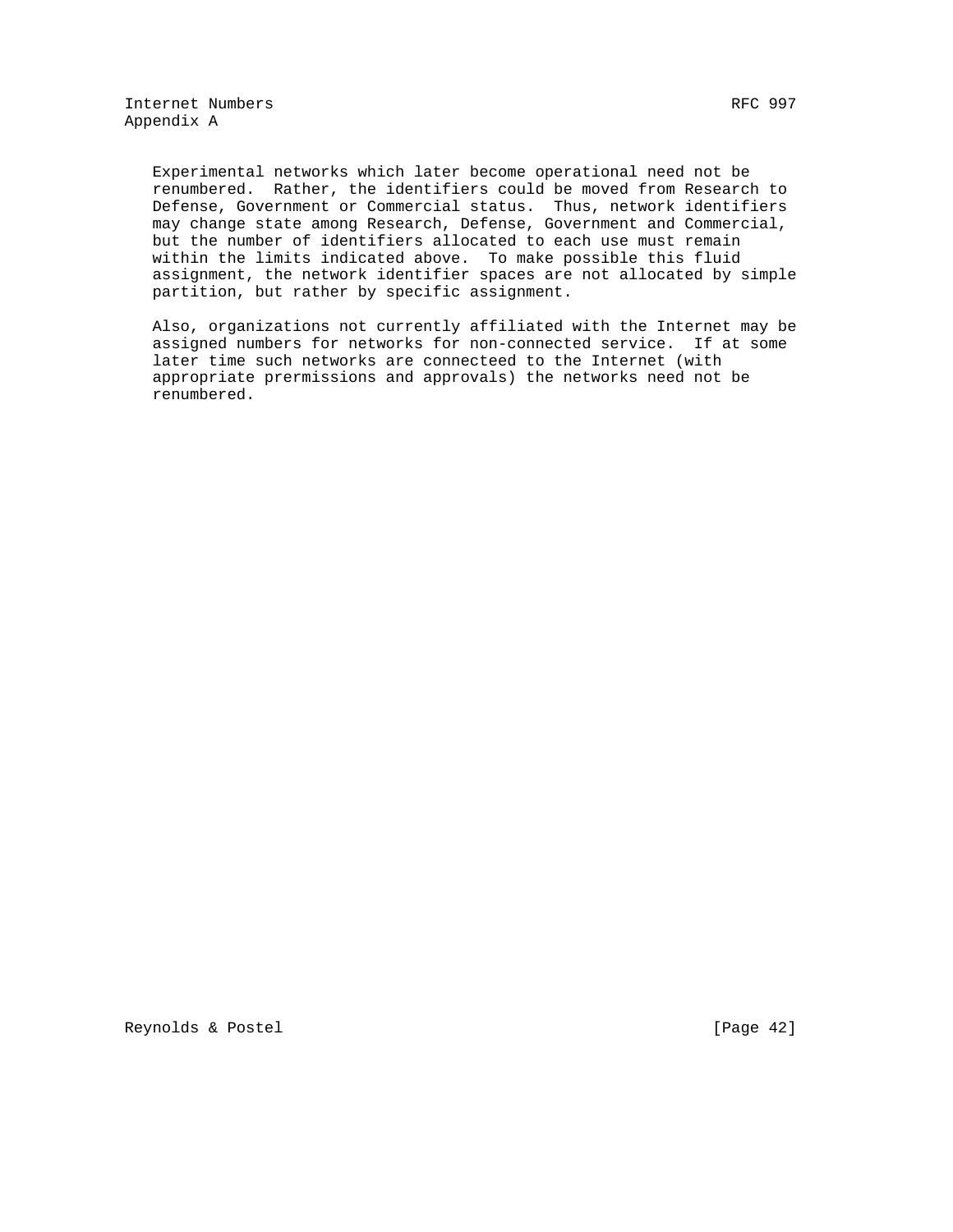Experimental networks which later become operational need not be renumbered. Rather, the identifiers could be moved from Research to Defense, Government or Commercial status. Thus, network identifiers may change state among Research, Defense, Government and Commercial, but the number of identifiers allocated to each use must remain within the limits indicated above. To make possible this fluid assignment, the network identifier spaces are not allocated by simple partition, but rather by specific assignment.

Also, organizations not currently affiliated with the Internet may be assigned numbers for networks for non-connected service. If at some later time such networks are connecteed to the Internet (with appropriate prermissions and approvals) the networks need not be renumbered.